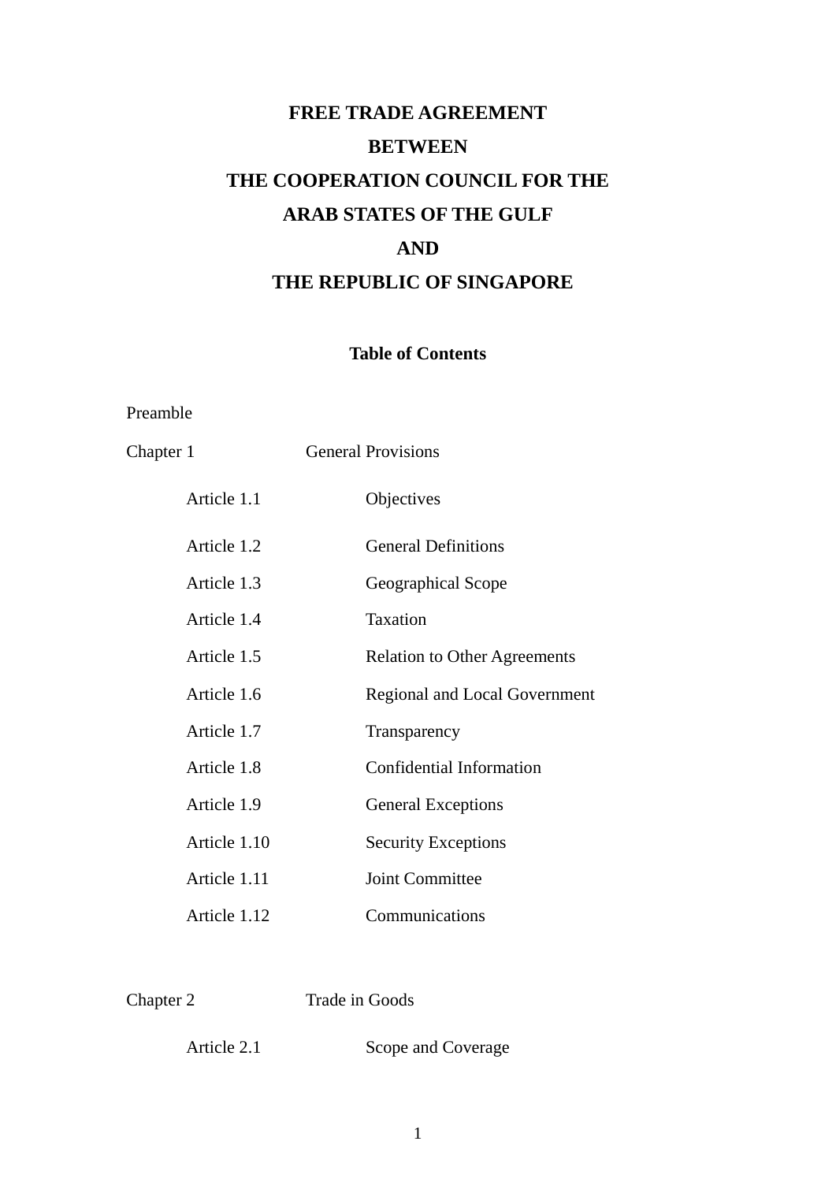# FREE TRADE AGREEMENT BETWEEN THE COOPERATION COUNCIL FOR THE ARAB STATES OF THE GULF AND THE REPUBLIC OF SINGAPORE

## Table of Contents

Preamble

Chapter 1 General Provisions

- Article 1.1 Objectives
- Article 1.2 General Definitions
- Article 1.3 Geographical Scope
- Article 1.4 Taxation
- Article 1.5 Relation to Other Agreements
- Article 1.6 Regional and Local Government
- Article 1.7 Transparency
- Article 1.8 Confidential Information
- Article 1.9 General Exceptions
- Article 1.10 Security Exceptions
- Article 1.11 Joint Committee
- Article 1.12 Communications

Chapter 2 Trade in Goods

- Article 2.1 Scope and Coverage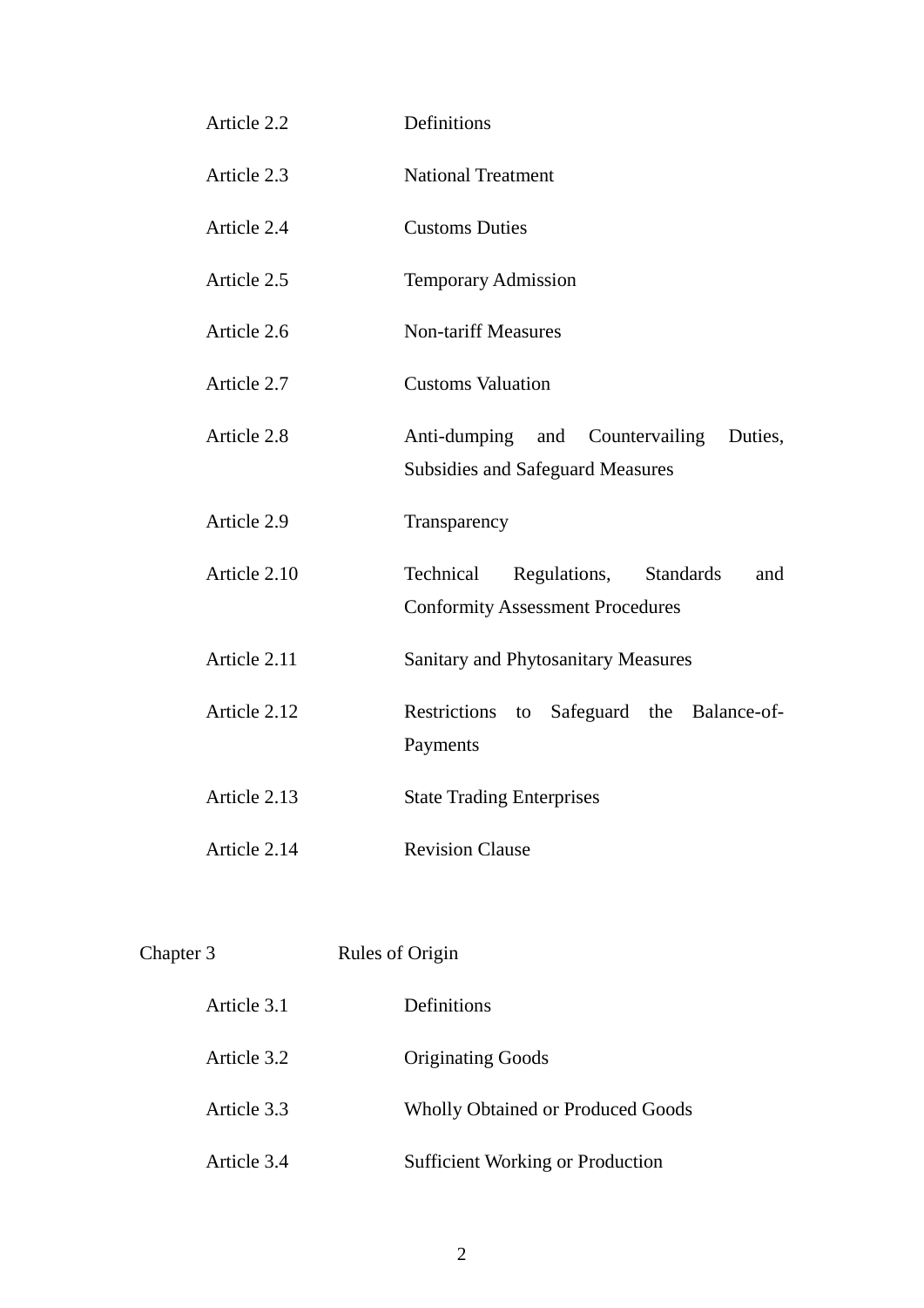| | |
|---|---|
| Article 2.2 | Definitions |
| Article 2.3 | National Treatment |
| Article 2.4 | Customs Duties |
| Article 2.5 | Temporary Admission |
| Article 2.6 | Non-tariff Measures |
| Article 2.7 | Customs Valuation |
| Article 2.8 | Anti-dumping and Countervailing Duties, Subsidies and Safeguard Measures |
| Article 2.9 | Transparency |
| Article 2.10 | Technical Regulations, Standards and Conformity Assessment Procedures |
| Article 2.11 | Sanitary and Phytosanitary Measures |
| Article 2.12 | Restrictions to Safeguard the Balance-of-Payments |
| Article 2.13 | State Trading Enterprises |
| Article 2.14 | Revision Clause |

Chapter 3 Rules of Origin

| | |
|---|---|
| Article 3.1 | Definitions |
| Article 3.2 | Originating Goods |
| Article 3.3 | Wholly Obtained or Produced Goods |
| Article 3.4 | Sufficient Working or Production |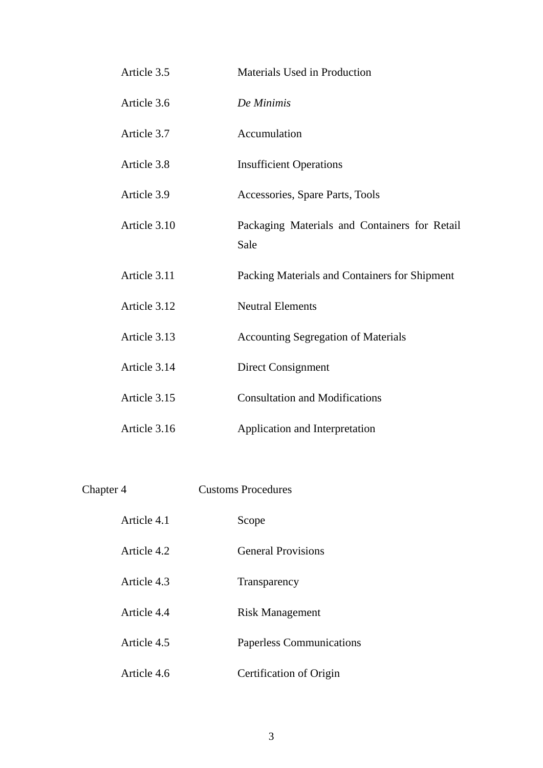| | | |
|---|---|---|
| | Article 3.5 | Materials Used in Production |
| | Article 3.6 | *De Minimis* |
| | Article 3.7 | Accumulation |
| | Article 3.8 | Insufficient Operations |
| | Article 3.9 | Accessories, Spare Parts, Tools |
| | Article 3.10 | Packaging Materials and Containers for Retail Sale |
| | Article 3.11 | Packing Materials and Containers for Shipment |
| | Article 3.12 | Neutral Elements |
| | Article 3.13 | Accounting Segregation of Materials |
| | Article 3.14 | Direct Consignment |
| | Article 3.15 | Consultation and Modifications |
| | Article 3.16 | Application and Interpretation |
| Chapter 4 | Customs Procedures | |
| | Article 4.1 | Scope |
| | Article 4.2 | General Provisions |
| | Article 4.3 | Transparency |
| | Article 4.4 | Risk Management |
| | Article 4.5 | Paperless Communications |
| | Article 4.6 | Certification of Origin |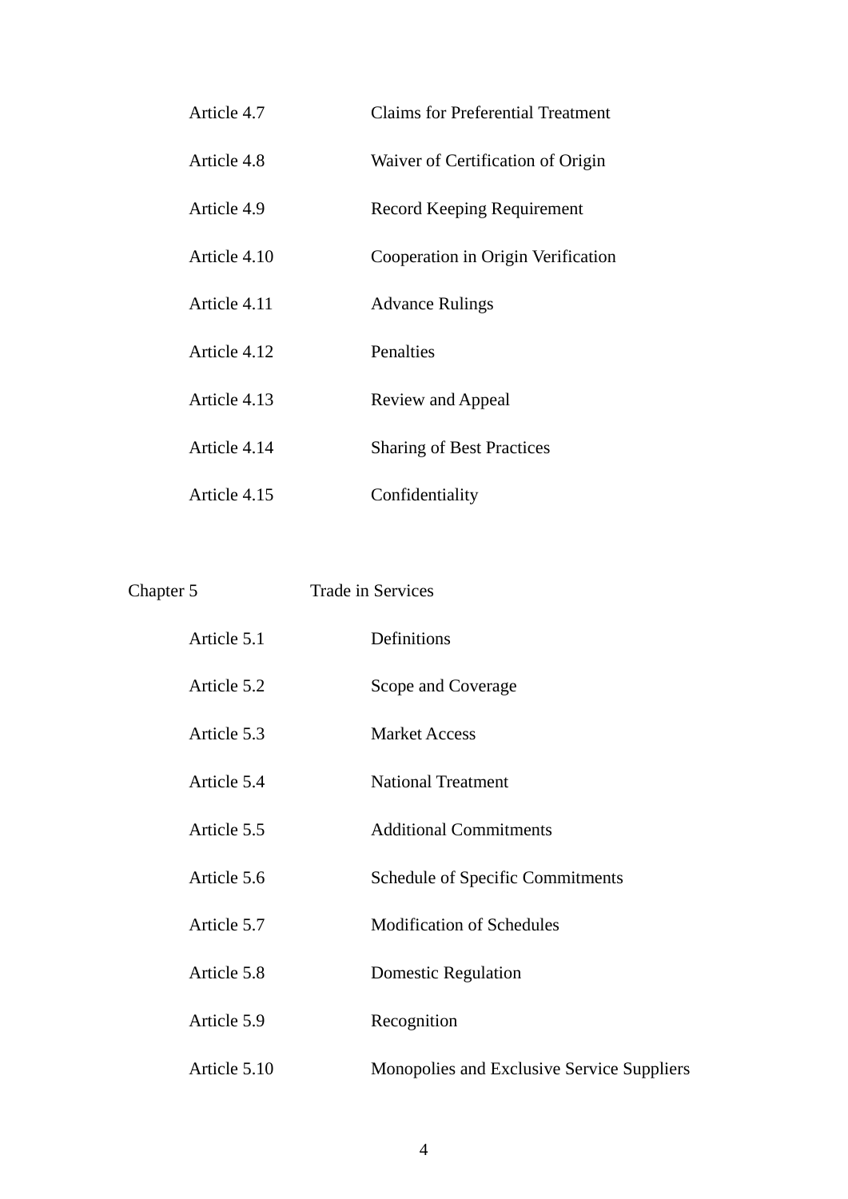| | |
|---|---|
| Article 4.7 | Claims for Preferential Treatment |
| Article 4.8 | Waiver of Certification of Origin |
| Article 4.9 | Record Keeping Requirement |
| Article 4.10 | Cooperation in Origin Verification |
| Article 4.11 | Advance Rulings |
| Article 4.12 | Penalties |
| Article 4.13 | Review and Appeal |
| Article 4.14 | Sharing of Best Practices |
| Article 4.15 | Confidentiality |

Chapter 5 Trade in Services

| | |
|---|---|
| Article 5.1 | Definitions |
| Article 5.2 | Scope and Coverage |
| Article 5.3 | Market Access |
| Article 5.4 | National Treatment |
| Article 5.5 | Additional Commitments |
| Article 5.6 | Schedule of Specific Commitments |
| Article 5.7 | Modification of Schedules |
| Article 5.8 | Domestic Regulation |
| Article 5.9 | Recognition |
| Article 5.10 | Monopolies and Exclusive Service Suppliers |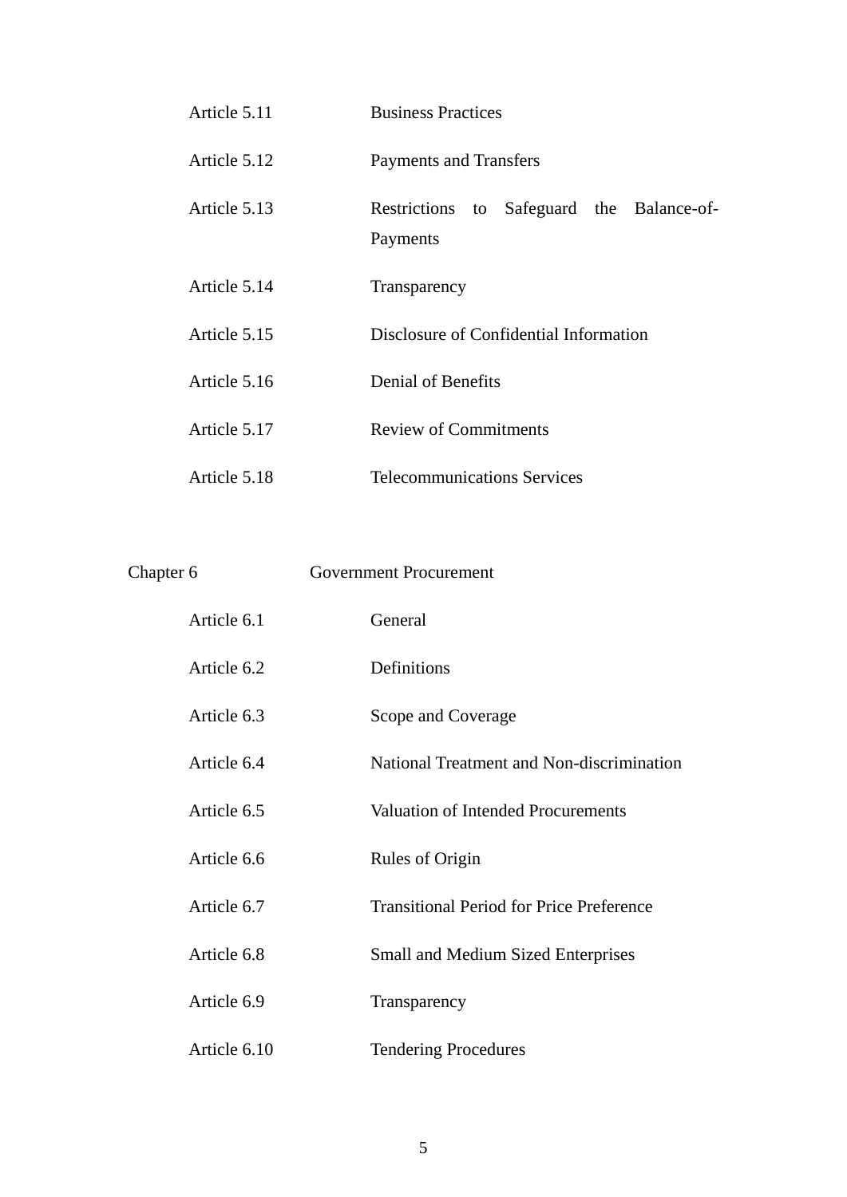| | |
|---|---|
| Article 5.11 | Business Practices |
| Article 5.12 | Payments and Transfers |
| Article 5.13 | Restrictions to Safeguard the Balance-of-Payments |
| Article 5.14 | Transparency |
| Article 5.15 | Disclosure of Confidential Information |
| Article 5.16 | Denial of Benefits |
| Article 5.17 | Review of Commitments |
| Article 5.18 | Telecommunications Services |

Chapter 6 Government Procurement

| | |
|---|---|
| Article 6.1 | General |
| Article 6.2 | Definitions |
| Article 6.3 | Scope and Coverage |
| Article 6.4 | National Treatment and Non-discrimination |
| Article 6.5 | Valuation of Intended Procurements |
| Article 6.6 | Rules of Origin |
| Article 6.7 | Transitional Period for Price Preference |
| Article 6.8 | Small and Medium Sized Enterprises |
| Article 6.9 | Transparency |
| Article 6.10 | Tendering Procedures |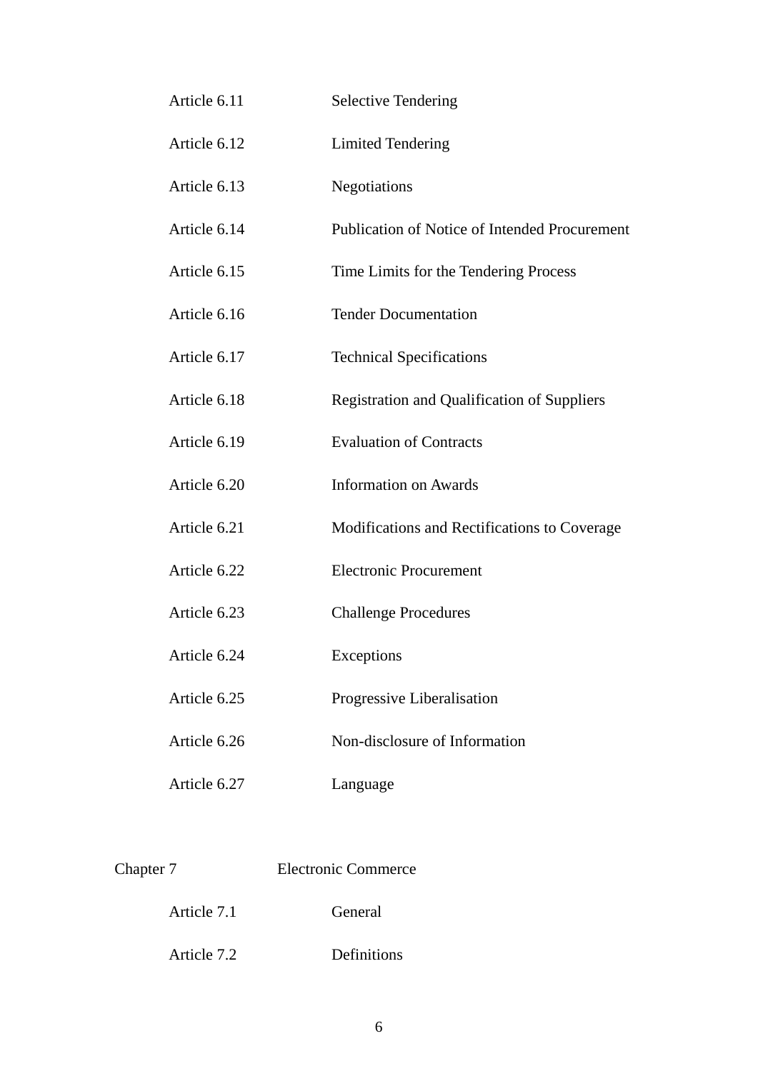Article 6.11 Selective Tendering

Article 6.12 Limited Tendering

Article 6.13 Negotiations

Article 6.14 Publication of Notice of Intended Procurement

Article 6.15 Time Limits for the Tendering Process

Article 6.16 Tender Documentation

Article 6.17 Technical Specifications

Article 6.18 Registration and Qualification of Suppliers

Article 6.19 Evaluation of Contracts

Article 6.20 Information on Awards

Article 6.21 Modifications and Rectifications to Coverage

Article 6.22 Electronic Procurement

Article 6.23 Challenge Procedures

Article 6.24 Exceptions

Article 6.25 Progressive Liberalisation

Article 6.26 Non-disclosure of Information

Article 6.27 Language

Chapter 7 Electronic Commerce

Article 7.1 General

Article 7.2 Definitions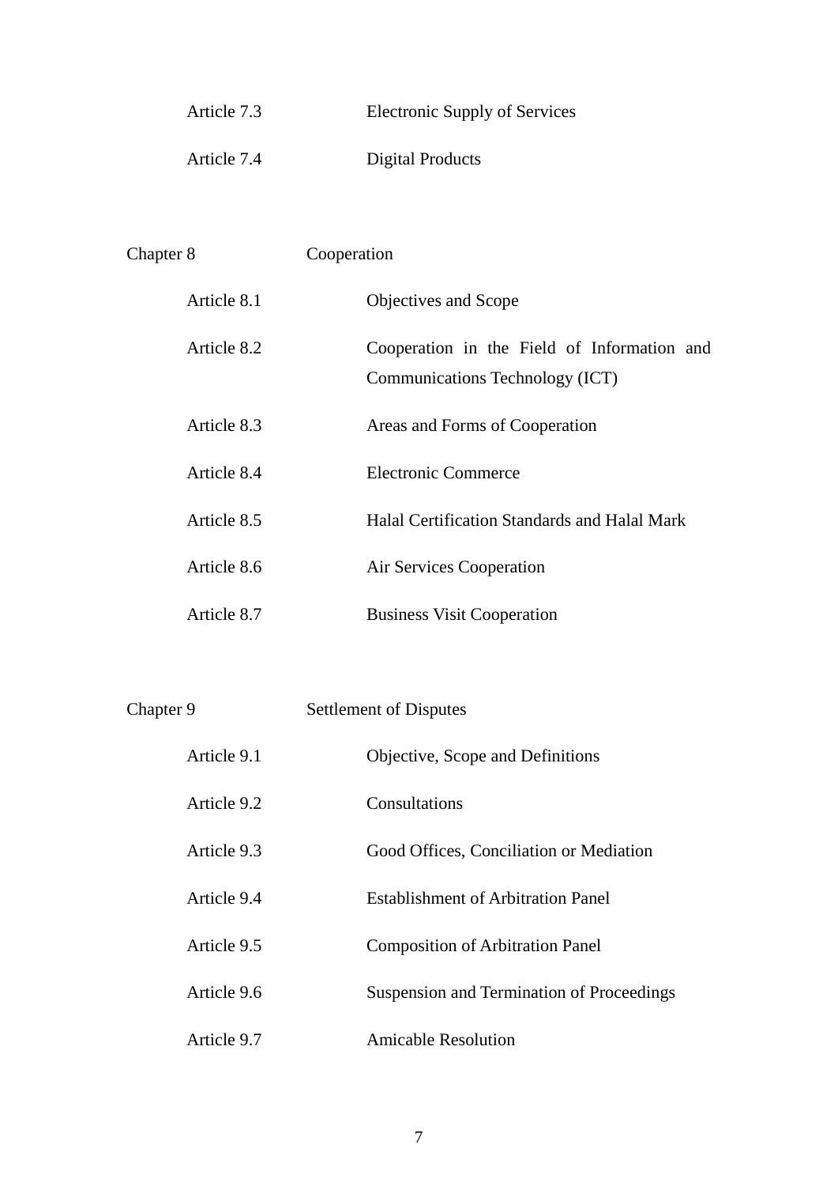| | |
|---|---|
| Article 7.3 | Electronic Supply of Services |
| Article 7.4 | Digital Products |

| | |
|---|---|
| Chapter 8 | Cooperation |
| Article 8.1 | Objectives and Scope |
| Article 8.2 | Cooperation in the Field of Information and Communications Technology (ICT) |
| Article 8.3 | Areas and Forms of Cooperation |
| Article 8.4 | Electronic Commerce |
| Article 8.5 | Halal Certification Standards and Halal Mark |
| Article 8.6 | Air Services Cooperation |
| Article 8.7 | Business Visit Cooperation |

| | |
|---|---|
| Chapter 9 | Settlement of Disputes |
| Article 9.1 | Objective, Scope and Definitions |
| Article 9.2 | Consultations |
| Article 9.3 | Good Offices, Conciliation or Mediation |
| Article 9.4 | Establishment of Arbitration Panel |
| Article 9.5 | Composition of Arbitration Panel |
| Article 9.6 | Suspension and Termination of Proceedings |
| Article 9.7 | Amicable Resolution |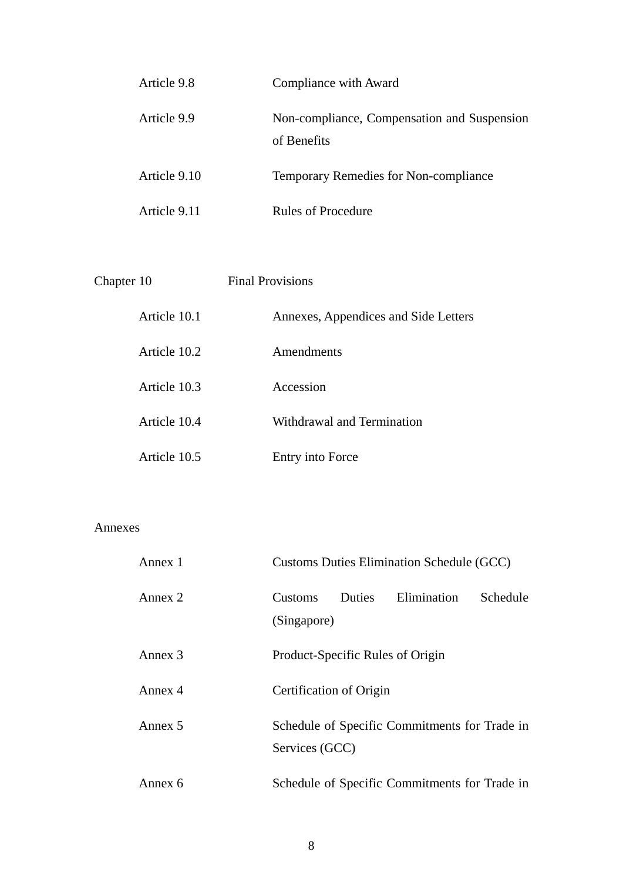| | |
|---|---|
| Article 9.8 | Compliance with Award |
| Article 9.9 | Non-compliance, Compensation and Suspension of Benefits |
| Article 9.10 | Temporary Remedies for Non-compliance |
| Article 9.11 | Rules of Procedure |

Chapter 10 Final Provisions

| | |
|---|---|
| Article 10.1 | Annexes, Appendices and Side Letters |
| Article 10.2 | Amendments |
| Article 10.3 | Accession |
| Article 10.4 | Withdrawal and Termination |
| Article 10.5 | Entry into Force |

Annexes

| | |
|---|---|
| Annex 1 | Customs Duties Elimination Schedule (GCC) |
| Annex 2 | Customs Duties Elimination Schedule (Singapore) |
| Annex 3 | Product-Specific Rules of Origin |
| Annex 4 | Certification of Origin |
| Annex 5 | Schedule of Specific Commitments for Trade in Services (GCC) |
| Annex 6 | Schedule of Specific Commitments for Trade in |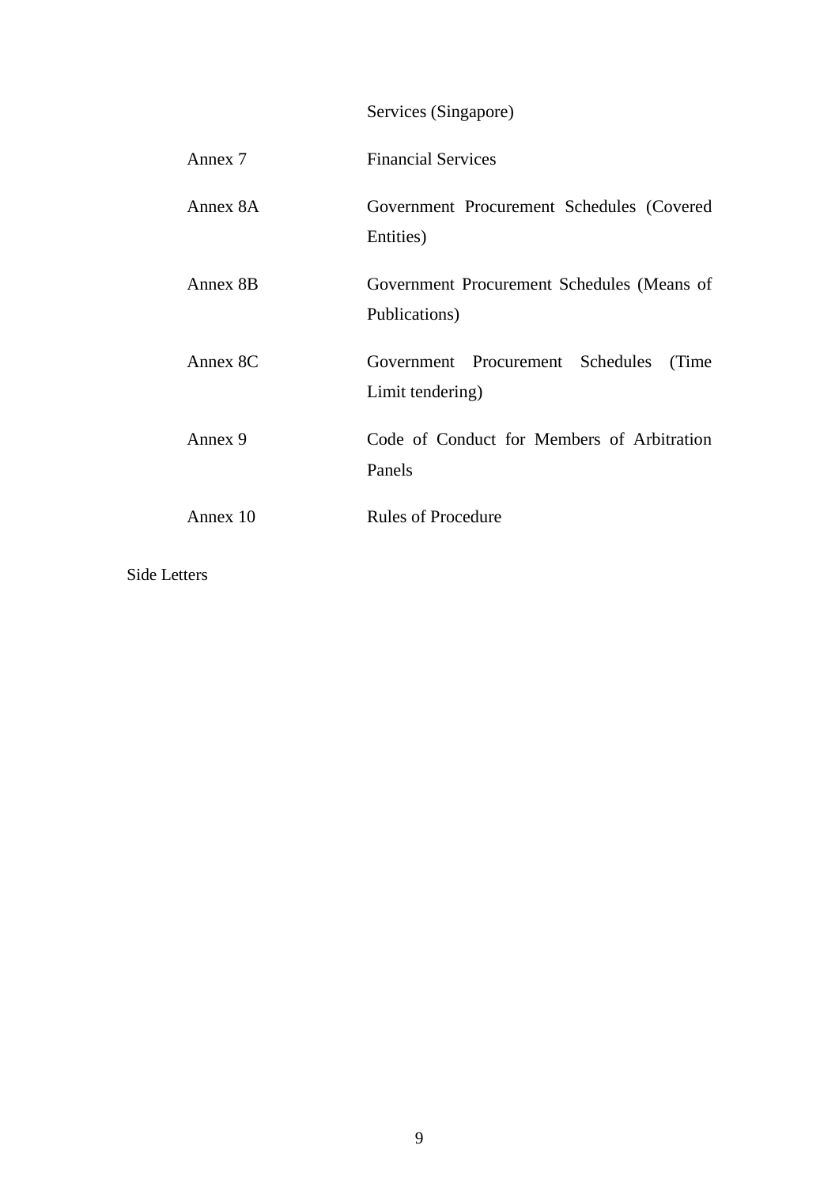| | |
|---|---|
| | Services (Singapore) |
| Annex 7 | Financial Services |
| Annex 8A | Government Procurement Schedules (Covered Entities) |
| Annex 8B | Government Procurement Schedules (Means of Publications) |
| Annex 8C | Government Procurement Schedules (Time Limit tendering) |
| Annex 9 | Code of Conduct for Members of Arbitration Panels |
| Annex 10 | Rules of Procedure |

Side Letters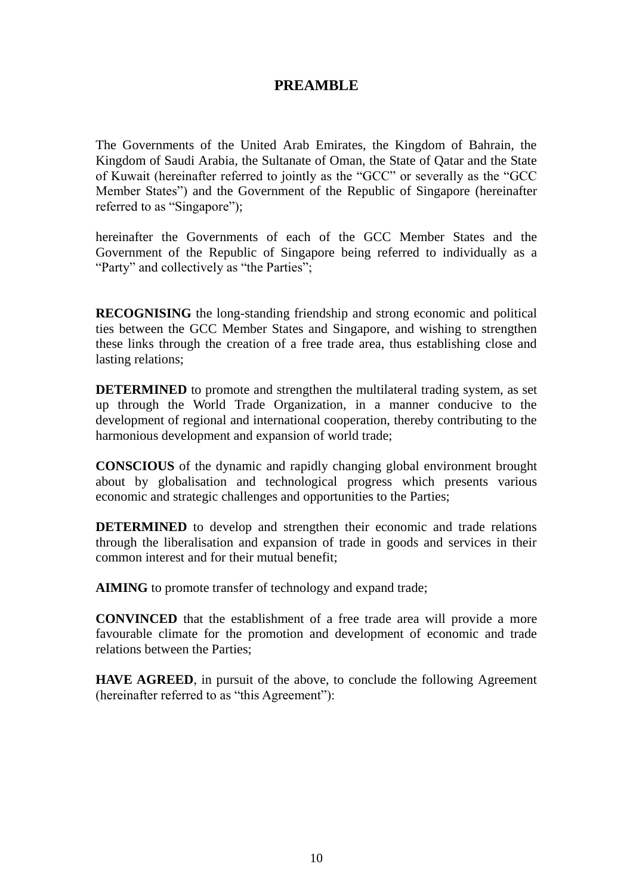# PREAMBLE

The Governments of the United Arab Emirates, the Kingdom of Bahrain, the Kingdom of Saudi Arabia, the Sultanate of Oman, the State of Qatar and the State of Kuwait (hereinafter referred to jointly as the "GCC" or severally as the "GCC Member States") and the Government of the Republic of Singapore (hereinafter referred to as "Singapore");

hereinafter the Governments of each of the GCC Member States and the Government of the Republic of Singapore being referred to individually as a "Party" and collectively as "the Parties";

**RECOGNISING** the long-standing friendship and strong economic and political ties between the GCC Member States and Singapore, and wishing to strengthen these links through the creation of a free trade area, thus establishing close and lasting relations;

**DETERMINED** to promote and strengthen the multilateral trading system, as set up through the World Trade Organization, in a manner conducive to the development of regional and international cooperation, thereby contributing to the harmonious development and expansion of world trade;

**CONSCIOUS** of the dynamic and rapidly changing global environment brought about by globalisation and technological progress which presents various economic and strategic challenges and opportunities to the Parties;

**DETERMINED** to develop and strengthen their economic and trade relations through the liberalisation and expansion of trade in goods and services in their common interest and for their mutual benefit;

**AIMING** to promote transfer of technology and expand trade;

**CONVINCED** that the establishment of a free trade area will provide a more favourable climate for the promotion and development of economic and trade relations between the Parties;

**HAVE AGREED**, in pursuit of the above, to conclude the following Agreement (hereinafter referred to as "this Agreement"):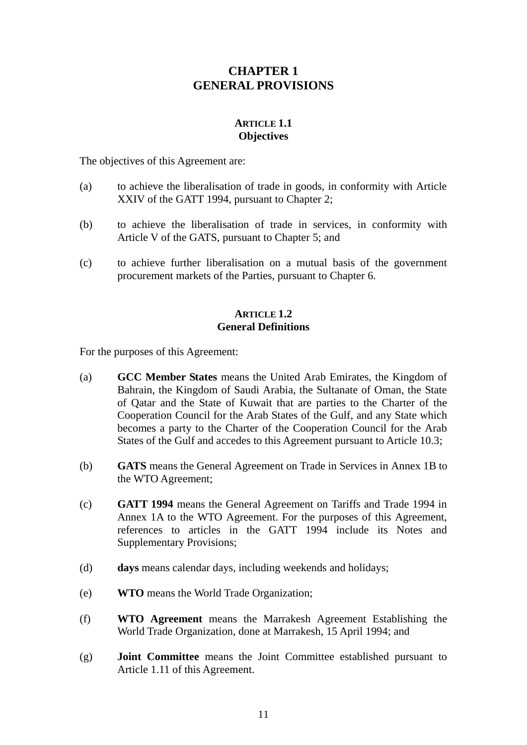# CHAPTER 1
# GENERAL PROVISIONS

### ARTICLE 1.1
### Objectives

The objectives of this Agreement are:

(a) to achieve the liberalisation of trade in goods, in conformity with Article XXIV of the GATT 1994, pursuant to Chapter 2;

(b) to achieve the liberalisation of trade in services, in conformity with Article V of the GATS, pursuant to Chapter 5; and

(c) to achieve further liberalisation on a mutual basis of the government procurement markets of the Parties, pursuant to Chapter 6.

### ARTICLE 1.2
### General Definitions

For the purposes of this Agreement:

(a) **GCC Member States** means the United Arab Emirates, the Kingdom of Bahrain, the Kingdom of Saudi Arabia, the Sultanate of Oman, the State of Qatar and the State of Kuwait that are parties to the Charter of the Cooperation Council for the Arab States of the Gulf, and any State which becomes a party to the Charter of the Cooperation Council for the Arab States of the Gulf and accedes to this Agreement pursuant to Article 10.3;

(b) **GATS** means the General Agreement on Trade in Services in Annex 1B to the WTO Agreement;

(c) **GATT 1994** means the General Agreement on Tariffs and Trade 1994 in Annex 1A to the WTO Agreement. For the purposes of this Agreement, references to articles in the GATT 1994 include its Notes and Supplementary Provisions;

(d) **days** means calendar days, including weekends and holidays;

(e) **WTO** means the World Trade Organization;

(f) **WTO Agreement** means the Marrakesh Agreement Establishing the World Trade Organization, done at Marrakesh, 15 April 1994; and

(g) **Joint Committee** means the Joint Committee established pursuant to Article 1.11 of this Agreement.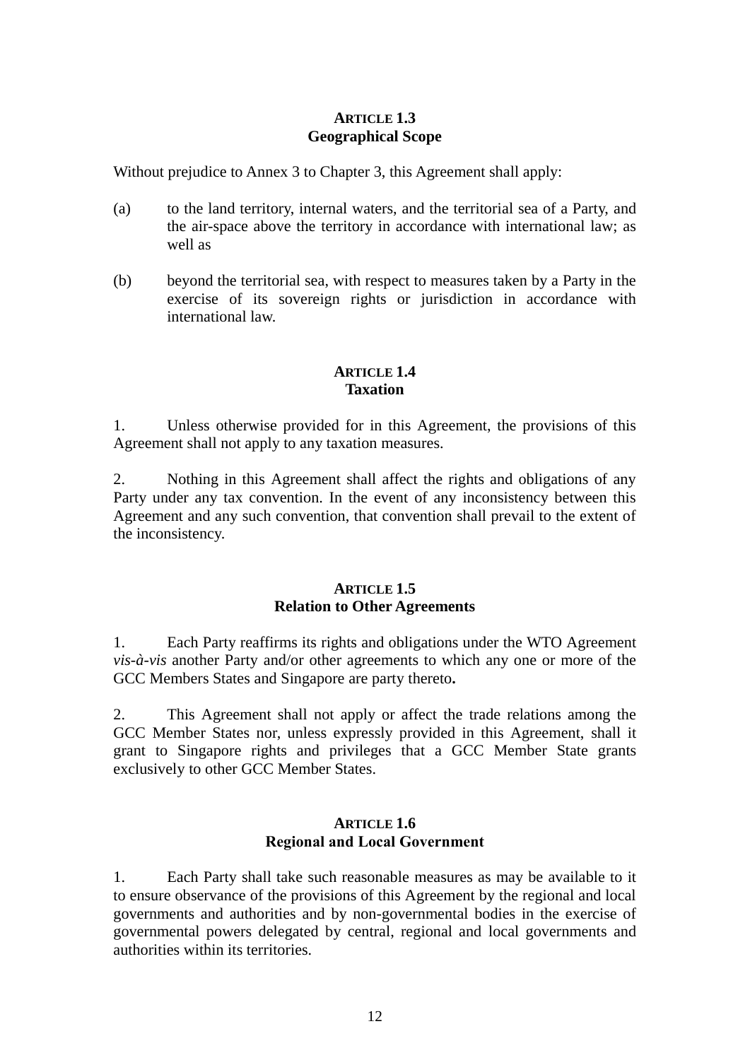### ARTICLE 1.3
### Geographical Scope

Without prejudice to Annex 3 to Chapter 3, this Agreement shall apply:

(a) to the land territory, internal waters, and the territorial sea of a Party, and the air-space above the territory in accordance with international law; as well as

(b) beyond the territorial sea, with respect to measures taken by a Party in the exercise of its sovereign rights or jurisdiction in accordance with international law.

### ARTICLE 1.4
### Taxation

1. Unless otherwise provided for in this Agreement, the provisions of this Agreement shall not apply to any taxation measures.

2. Nothing in this Agreement shall affect the rights and obligations of any Party under any tax convention. In the event of any inconsistency between this Agreement and any such convention, that convention shall prevail to the extent of the inconsistency.

### ARTICLE 1.5
### Relation to Other Agreements

1. Each Party reaffirms its rights and obligations under the WTO Agreement *vis-à-vis* another Party and/or other agreements to which any one or more of the GCC Members States and Singapore are party thereto**.**

2. This Agreement shall not apply or affect the trade relations among the GCC Member States nor, unless expressly provided in this Agreement, shall it grant to Singapore rights and privileges that a GCC Member State grants exclusively to other GCC Member States.

### ARTICLE 1.6
### Regional and Local Government

1. Each Party shall take such reasonable measures as may be available to it to ensure observance of the provisions of this Agreement by the regional and local governments and authorities and by non-governmental bodies in the exercise of governmental powers delegated by central, regional and local governments and authorities within its territories.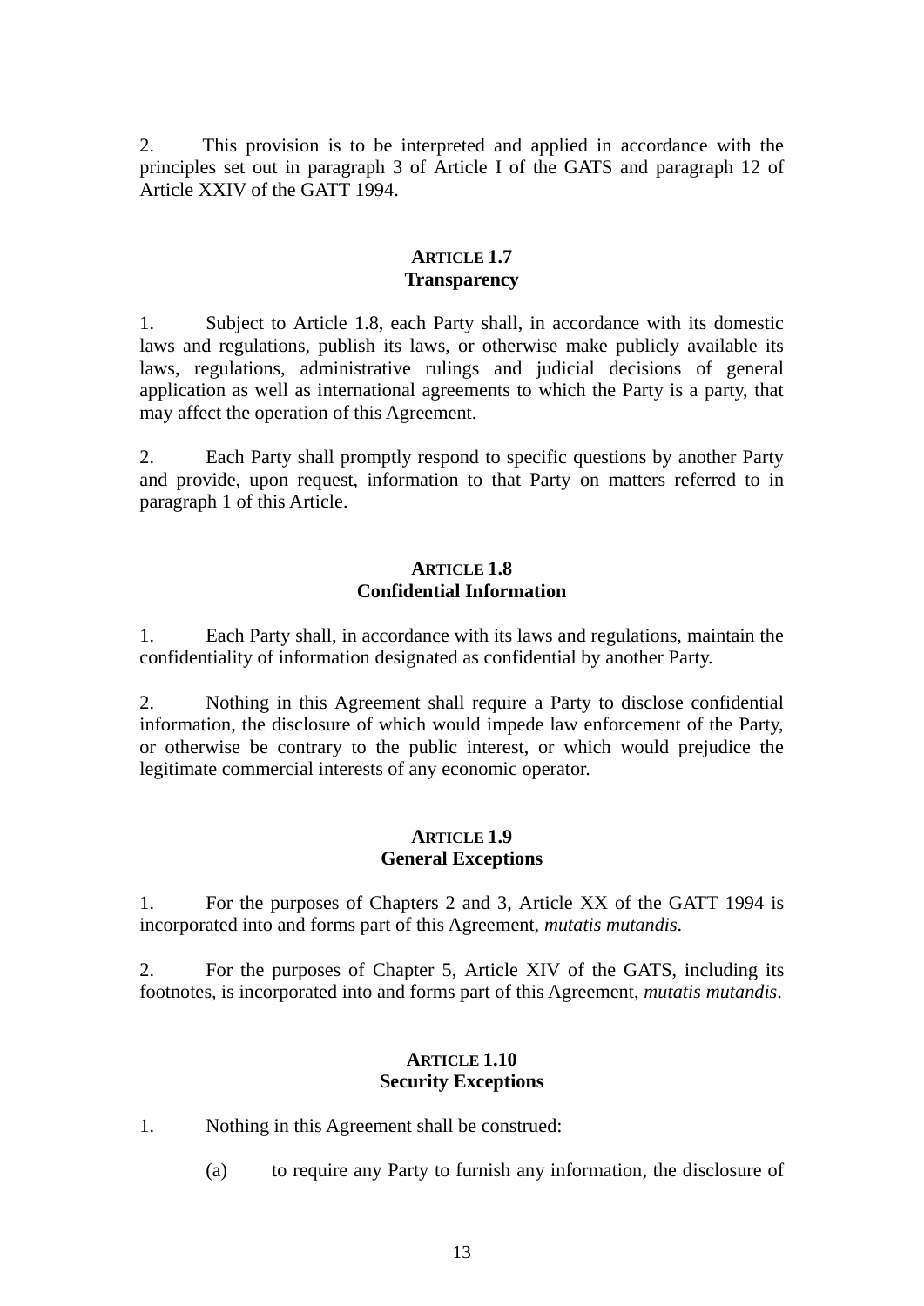2. This provision is to be interpreted and applied in accordance with the principles set out in paragraph 3 of Article I of the GATS and paragraph 12 of Article XXIV of the GATT 1994.

### ARTICLE 1.7
### Transparency

1. Subject to Article 1.8, each Party shall, in accordance with its domestic laws and regulations, publish its laws, or otherwise make publicly available its laws, regulations, administrative rulings and judicial decisions of general application as well as international agreements to which the Party is a party, that may affect the operation of this Agreement.

2. Each Party shall promptly respond to specific questions by another Party and provide, upon request, information to that Party on matters referred to in paragraph 1 of this Article.

### ARTICLE 1.8
### Confidential Information

1. Each Party shall, in accordance with its laws and regulations, maintain the confidentiality of information designated as confidential by another Party.

2. Nothing in this Agreement shall require a Party to disclose confidential information, the disclosure of which would impede law enforcement of the Party, or otherwise be contrary to the public interest, or which would prejudice the legitimate commercial interests of any economic operator.

### ARTICLE 1.9
### General Exceptions

1. For the purposes of Chapters 2 and 3, Article XX of the GATT 1994 is incorporated into and forms part of this Agreement, *mutatis mutandis*.

2. For the purposes of Chapter 5, Article XIV of the GATS, including its footnotes, is incorporated into and forms part of this Agreement, *mutatis mutandis*.

### ARTICLE 1.10
### Security Exceptions

1. Nothing in this Agreement shall be construed:

   (a) to require any Party to furnish any information, the disclosure of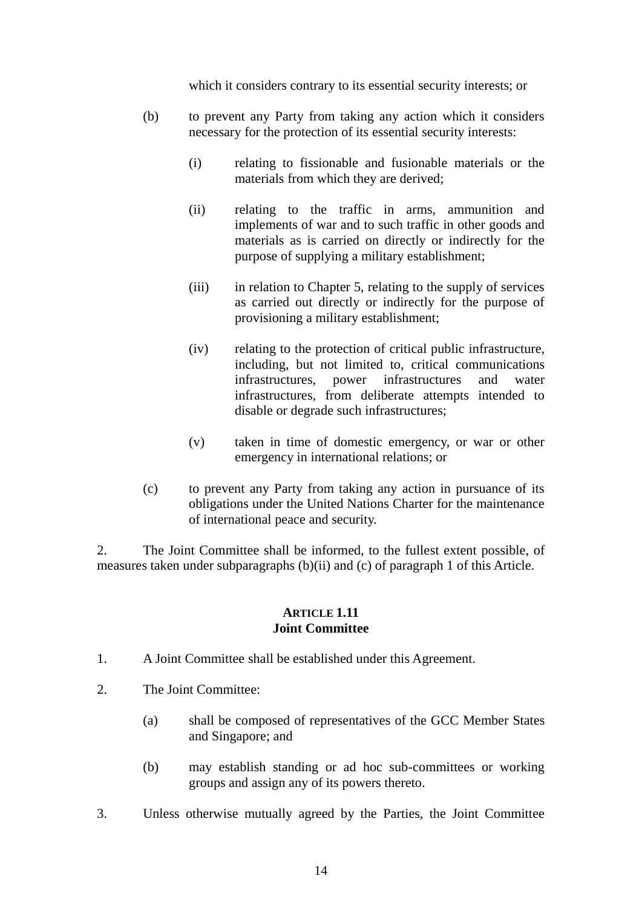which it considers contrary to its essential security interests; or

(b) to prevent any Party from taking any action which it considers necessary for the protection of its essential security interests:

(i) relating to fissionable and fusionable materials or the materials from which they are derived;

(ii) relating to the traffic in arms, ammunition and implements of war and to such traffic in other goods and materials as is carried on directly or indirectly for the purpose of supplying a military establishment;

(iii) in relation to Chapter 5, relating to the supply of services as carried out directly or indirectly for the purpose of provisioning a military establishment;

(iv) relating to the protection of critical public infrastructure, including, but not limited to, critical communications infrastructures, power infrastructures and water infrastructures, from deliberate attempts intended to disable or degrade such infrastructures;

(v) taken in time of domestic emergency, or war or other emergency in international relations; or

(c) to prevent any Party from taking any action in pursuance of its obligations under the United Nations Charter for the maintenance of international peace and security.

2. The Joint Committee shall be informed, to the fullest extent possible, of measures taken under subparagraphs (b)(ii) and (c) of paragraph 1 of this Article.

### ARTICLE 1.11
### Joint Committee

1. A Joint Committee shall be established under this Agreement.

2. The Joint Committee:

(a) shall be composed of representatives of the GCC Member States and Singapore; and

(b) may establish standing or ad hoc sub-committees or working groups and assign any of its powers thereto.

3. Unless otherwise mutually agreed by the Parties, the Joint Committee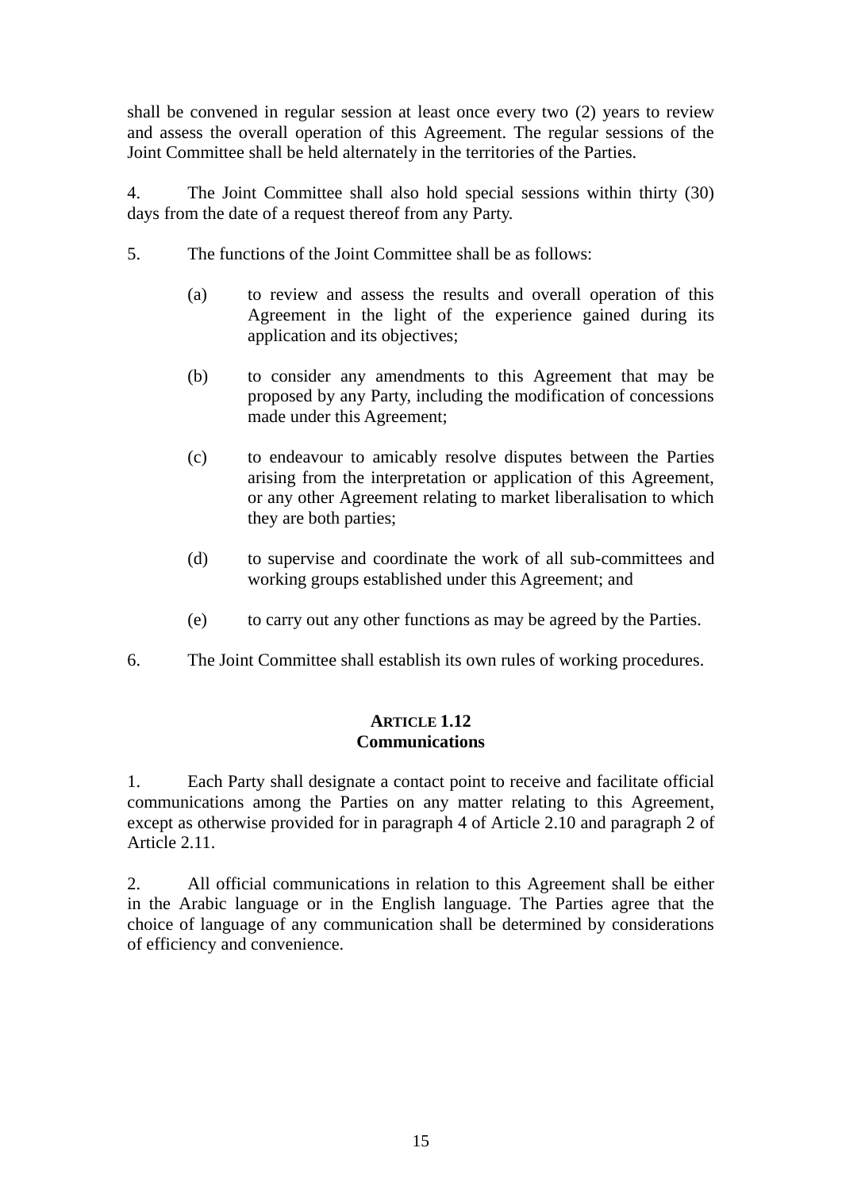shall be convened in regular session at least once every two (2) years to review and assess the overall operation of this Agreement. The regular sessions of the Joint Committee shall be held alternately in the territories of the Parties.

4. The Joint Committee shall also hold special sessions within thirty (30) days from the date of a request thereof from any Party.

5. The functions of the Joint Committee shall be as follows:

   (a) to review and assess the results and overall operation of this Agreement in the light of the experience gained during its application and its objectives;

   (b) to consider any amendments to this Agreement that may be proposed by any Party, including the modification of concessions made under this Agreement;

   (c) to endeavour to amicably resolve disputes between the Parties arising from the interpretation or application of this Agreement, or any other Agreement relating to market liberalisation to which they are both parties;

   (d) to supervise and coordinate the work of all sub-committees and working groups established under this Agreement; and

   (e) to carry out any other functions as may be agreed by the Parties.

6. The Joint Committee shall establish its own rules of working procedures.

### ARTICLE 1.12
### Communications

1. Each Party shall designate a contact point to receive and facilitate official communications among the Parties on any matter relating to this Agreement, except as otherwise provided for in paragraph 4 of Article 2.10 and paragraph 2 of Article 2.11.

2. All official communications in relation to this Agreement shall be either in the Arabic language or in the English language. The Parties agree that the choice of language of any communication shall be determined by considerations of efficiency and convenience.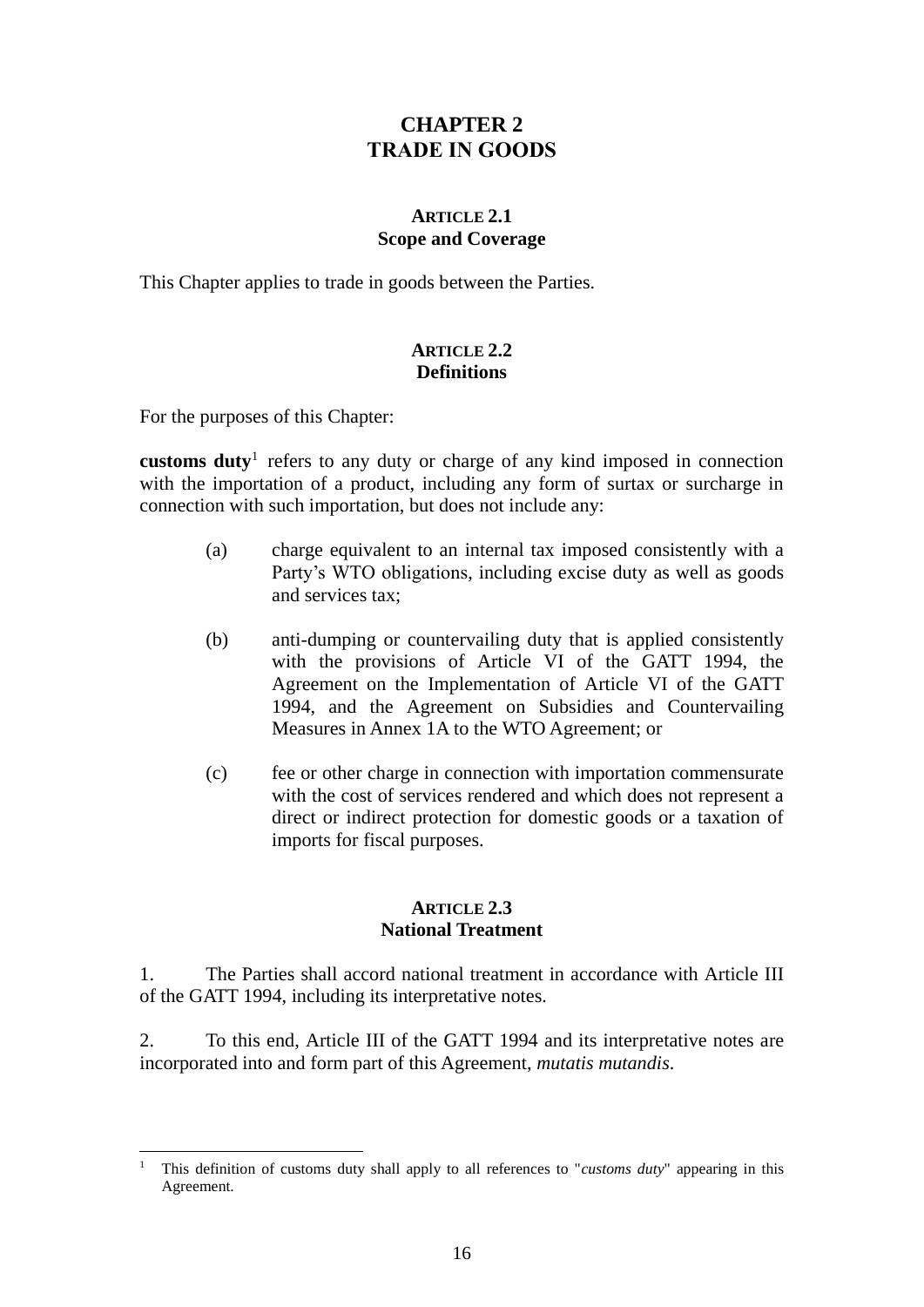# CHAPTER 2
# TRADE IN GOODS

### ARTICLE 2.1
### Scope and Coverage

This Chapter applies to trade in goods between the Parties.

### ARTICLE 2.2
### Definitions

For the purposes of this Chapter:

**customs duty**[1] refers to any duty or charge of any kind imposed in connection with the importation of a product, including any form of surtax or surcharge in connection with such importation, but does not include any:

(a) charge equivalent to an internal tax imposed consistently with a Party's WTO obligations, including excise duty as well as goods and services tax;

(b) anti-dumping or countervailing duty that is applied consistently with the provisions of Article VI of the GATT 1994, the Agreement on the Implementation of Article VI of the GATT 1994, and the Agreement on Subsidies and Countervailing Measures in Annex 1A to the WTO Agreement; or

(c) fee or other charge in connection with importation commensurate with the cost of services rendered and which does not represent a direct or indirect protection for domestic goods or a taxation of imports for fiscal purposes.

### ARTICLE 2.3
### National Treatment

1. The Parties shall accord national treatment in accordance with Article III of the GATT 1994, including its interpretative notes.

2. To this end, Article III of the GATT 1994 and its interpretative notes are incorporated into and form part of this Agreement, *mutatis mutandis*.

---

[1] This definition of customs duty shall apply to all references to "*customs duty*" appearing in this Agreement.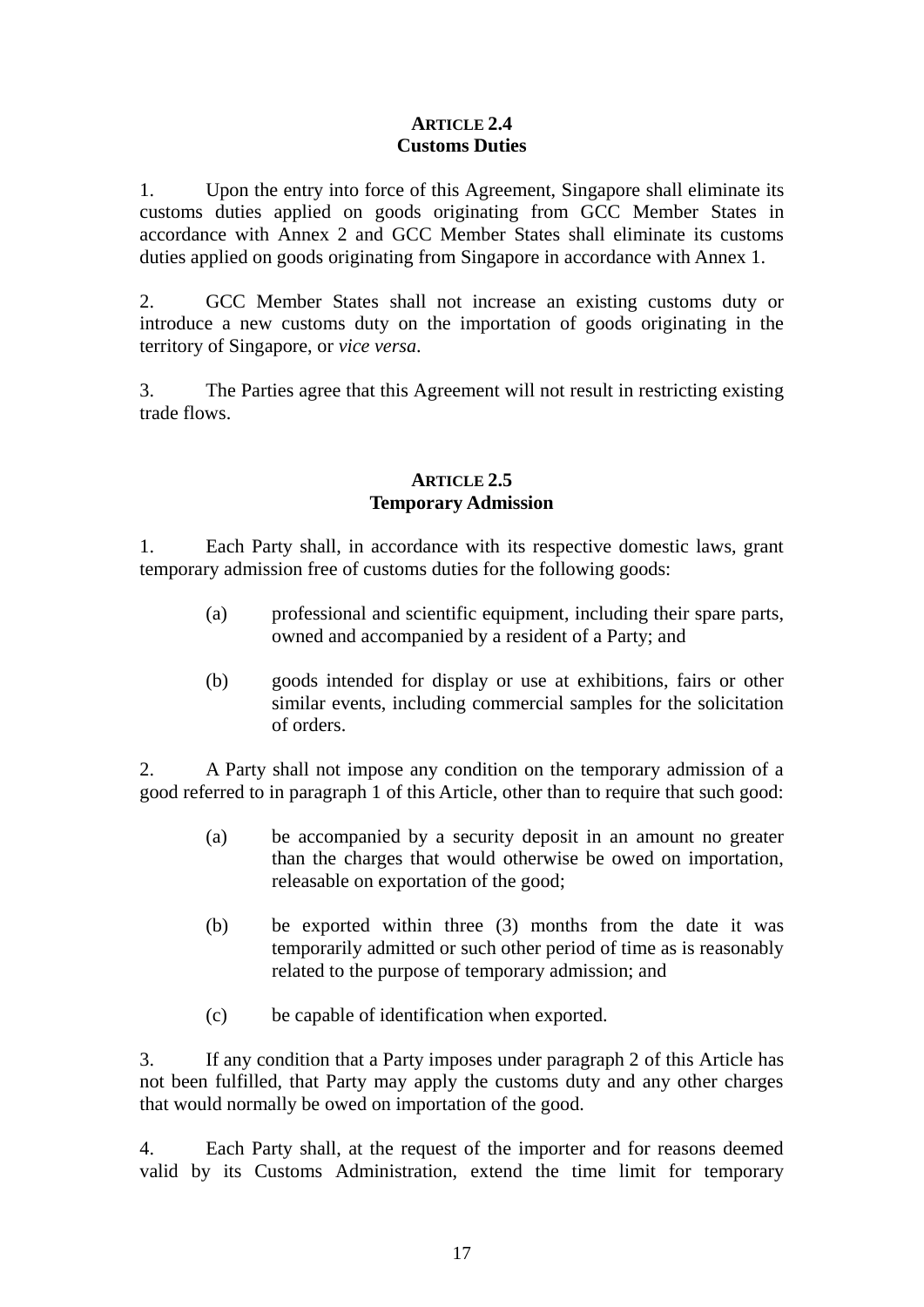### ARTICLE 2.4
### Customs Duties

1. Upon the entry into force of this Agreement, Singapore shall eliminate its customs duties applied on goods originating from GCC Member States in accordance with Annex 2 and GCC Member States shall eliminate its customs duties applied on goods originating from Singapore in accordance with Annex 1.

2. GCC Member States shall not increase an existing customs duty or introduce a new customs duty on the importation of goods originating in the territory of Singapore, or *vice versa*.

3. The Parties agree that this Agreement will not result in restricting existing trade flows.

### ARTICLE 2.5
### Temporary Admission

1. Each Party shall, in accordance with its respective domestic laws, grant temporary admission free of customs duties for the following goods:

   (a) professional and scientific equipment, including their spare parts, owned and accompanied by a resident of a Party; and

   (b) goods intended for display or use at exhibitions, fairs or other similar events, including commercial samples for the solicitation of orders.

2. A Party shall not impose any condition on the temporary admission of a good referred to in paragraph 1 of this Article, other than to require that such good:

   (a) be accompanied by a security deposit in an amount no greater than the charges that would otherwise be owed on importation, releasable on exportation of the good;

   (b) be exported within three (3) months from the date it was temporarily admitted or such other period of time as is reasonably related to the purpose of temporary admission; and

   (c) be capable of identification when exported.

3. If any condition that a Party imposes under paragraph 2 of this Article has not been fulfilled, that Party may apply the customs duty and any other charges that would normally be owed on importation of the good.

4. Each Party shall, at the request of the importer and for reasons deemed valid by its Customs Administration, extend the time limit for temporary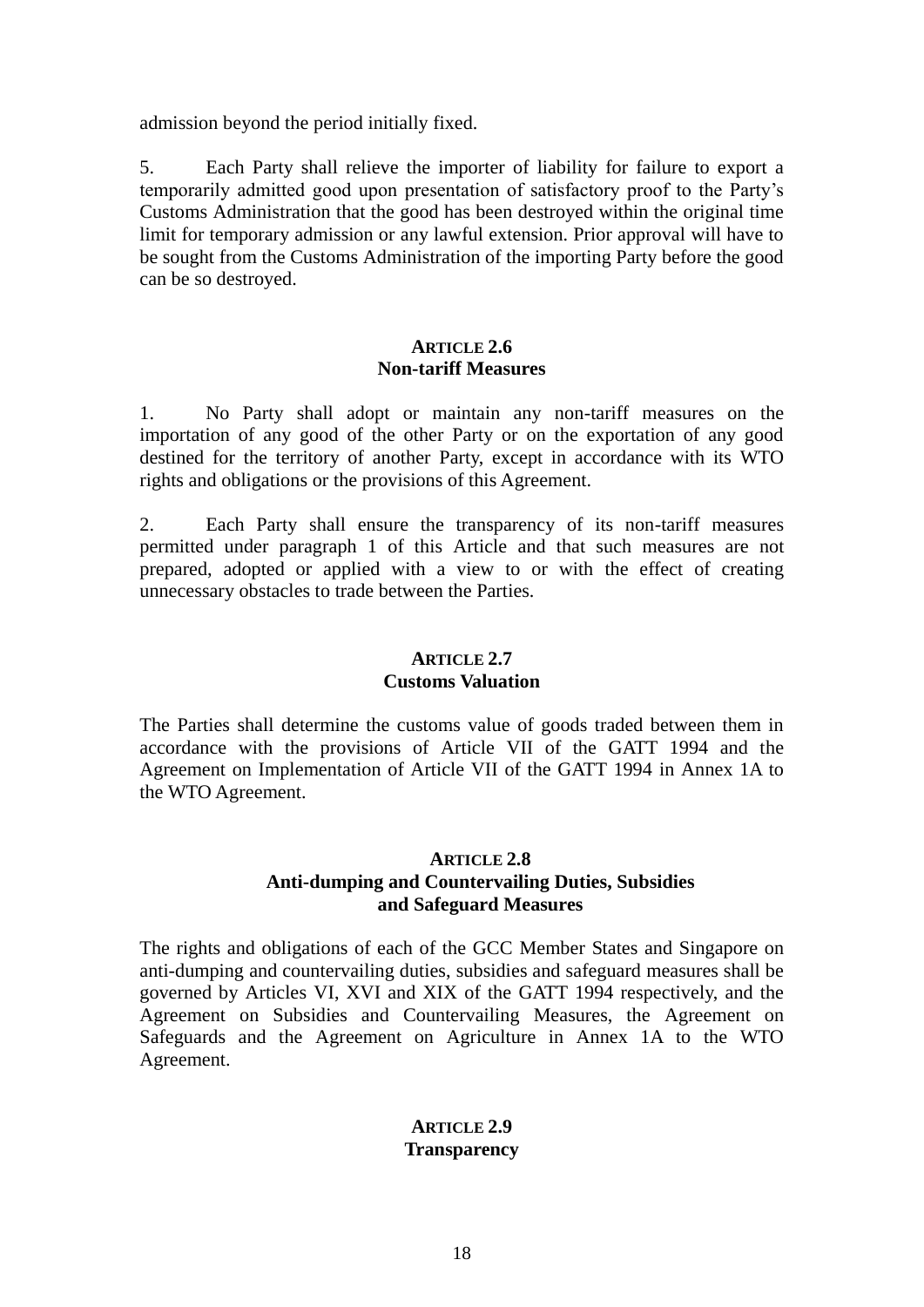admission beyond the period initially fixed.

5. Each Party shall relieve the importer of liability for failure to export a temporarily admitted good upon presentation of satisfactory proof to the Party's Customs Administration that the good has been destroyed within the original time limit for temporary admission or any lawful extension. Prior approval will have to be sought from the Customs Administration of the importing Party before the good can be so destroyed.

### ARTICLE 2.6
### Non-tariff Measures

1. No Party shall adopt or maintain any non-tariff measures on the importation of any good of the other Party or on the exportation of any good destined for the territory of another Party, except in accordance with its WTO rights and obligations or the provisions of this Agreement.

2. Each Party shall ensure the transparency of its non-tariff measures permitted under paragraph 1 of this Article and that such measures are not prepared, adopted or applied with a view to or with the effect of creating unnecessary obstacles to trade between the Parties.

### ARTICLE 2.7
### Customs Valuation

The Parties shall determine the customs value of goods traded between them in accordance with the provisions of Article VII of the GATT 1994 and the Agreement on Implementation of Article VII of the GATT 1994 in Annex 1A to the WTO Agreement.

### ARTICLE 2.8
### Anti-dumping and Countervailing Duties, Subsidies and Safeguard Measures

The rights and obligations of each of the GCC Member States and Singapore on anti-dumping and countervailing duties, subsidies and safeguard measures shall be governed by Articles VI, XVI and XIX of the GATT 1994 respectively, and the Agreement on Subsidies and Countervailing Measures, the Agreement on Safeguards and the Agreement on Agriculture in Annex 1A to the WTO Agreement.

### ARTICLE 2.9
### Transparency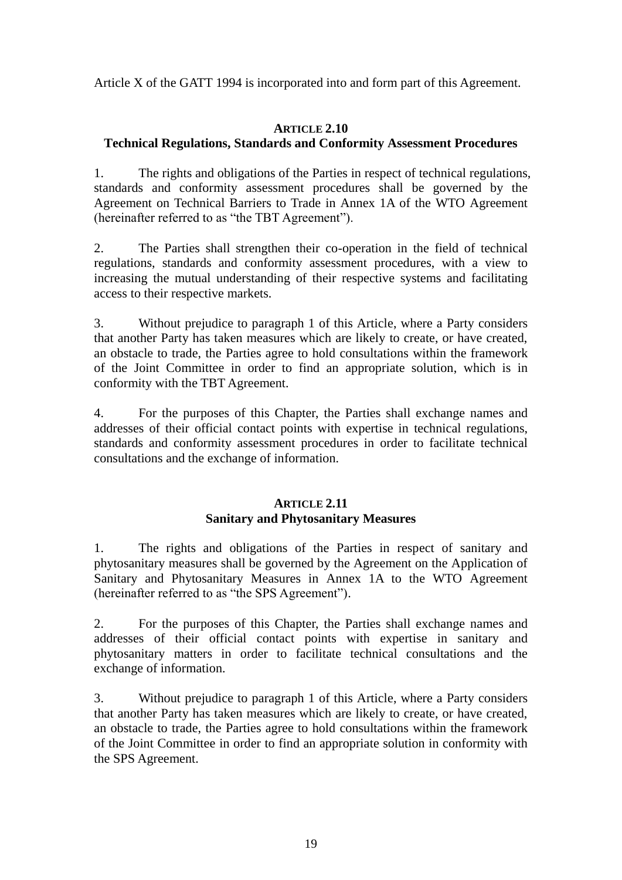Article X of the GATT 1994 is incorporated into and form part of this Agreement.

### ARTICLE 2.10
### Technical Regulations, Standards and Conformity Assessment Procedures

1. The rights and obligations of the Parties in respect of technical regulations, standards and conformity assessment procedures shall be governed by the Agreement on Technical Barriers to Trade in Annex 1A of the WTO Agreement (hereinafter referred to as "the TBT Agreement").

2. The Parties shall strengthen their co-operation in the field of technical regulations, standards and conformity assessment procedures, with a view to increasing the mutual understanding of their respective systems and facilitating access to their respective markets.

3. Without prejudice to paragraph 1 of this Article, where a Party considers that another Party has taken measures which are likely to create, or have created, an obstacle to trade, the Parties agree to hold consultations within the framework of the Joint Committee in order to find an appropriate solution, which is in conformity with the TBT Agreement.

4. For the purposes of this Chapter, the Parties shall exchange names and addresses of their official contact points with expertise in technical regulations, standards and conformity assessment procedures in order to facilitate technical consultations and the exchange of information.

### ARTICLE 2.11
### Sanitary and Phytosanitary Measures

1. The rights and obligations of the Parties in respect of sanitary and phytosanitary measures shall be governed by the Agreement on the Application of Sanitary and Phytosanitary Measures in Annex 1A to the WTO Agreement (hereinafter referred to as "the SPS Agreement").

2. For the purposes of this Chapter, the Parties shall exchange names and addresses of their official contact points with expertise in sanitary and phytosanitary matters in order to facilitate technical consultations and the exchange of information.

3. Without prejudice to paragraph 1 of this Article, where a Party considers that another Party has taken measures which are likely to create, or have created, an obstacle to trade, the Parties agree to hold consultations within the framework of the Joint Committee in order to find an appropriate solution in conformity with the SPS Agreement.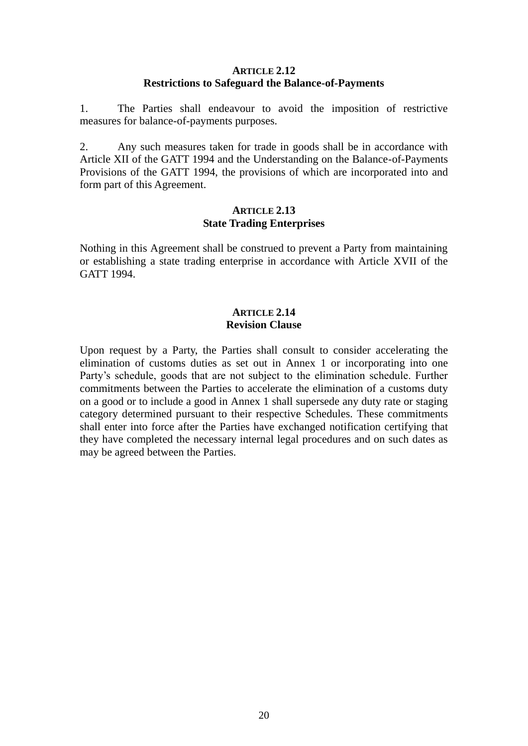### ARTICLE 2.12
### Restrictions to Safeguard the Balance-of-Payments

1. The Parties shall endeavour to avoid the imposition of restrictive measures for balance-of-payments purposes.

2. Any such measures taken for trade in goods shall be in accordance with Article XII of the GATT 1994 and the Understanding on the Balance-of-Payments Provisions of the GATT 1994, the provisions of which are incorporated into and form part of this Agreement.

### ARTICLE 2.13
### State Trading Enterprises

Nothing in this Agreement shall be construed to prevent a Party from maintaining or establishing a state trading enterprise in accordance with Article XVII of the GATT 1994.

### ARTICLE 2.14
### Revision Clause

Upon request by a Party, the Parties shall consult to consider accelerating the elimination of customs duties as set out in Annex 1 or incorporating into one Party's schedule, goods that are not subject to the elimination schedule. Further commitments between the Parties to accelerate the elimination of a customs duty on a good or to include a good in Annex 1 shall supersede any duty rate or staging category determined pursuant to their respective Schedules. These commitments shall enter into force after the Parties have exchanged notification certifying that they have completed the necessary internal legal procedures and on such dates as may be agreed between the Parties.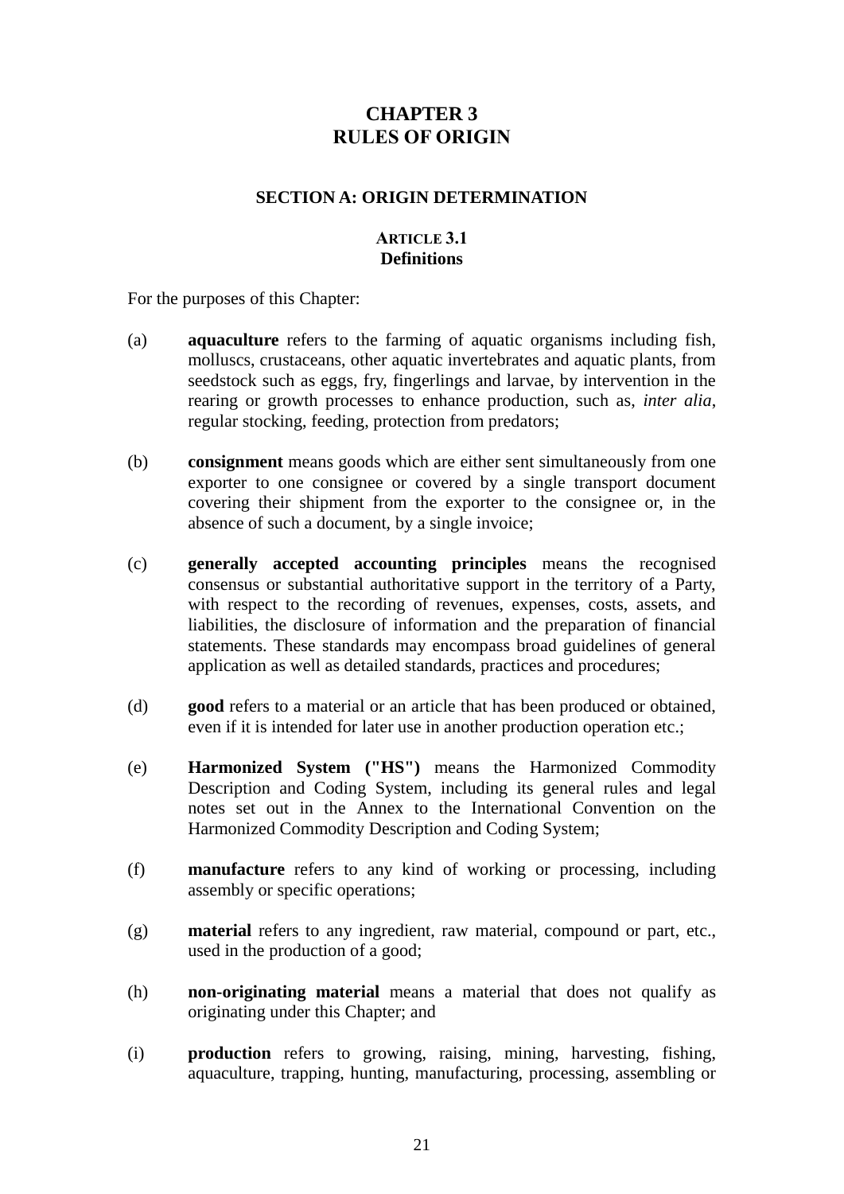# CHAPTER 3
# RULES OF ORIGIN

## SECTION A: ORIGIN DETERMINATION

### ARTICLE 3.1
### Definitions

For the purposes of this Chapter:

(a) **aquaculture** refers to the farming of aquatic organisms including fish, molluscs, crustaceans, other aquatic invertebrates and aquatic plants, from seedstock such as eggs, fry, fingerlings and larvae, by intervention in the rearing or growth processes to enhance production, such as, *inter alia*, regular stocking, feeding, protection from predators;

(b) **consignment** means goods which are either sent simultaneously from one exporter to one consignee or covered by a single transport document covering their shipment from the exporter to the consignee or, in the absence of such a document, by a single invoice;

(c) **generally accepted accounting principles** means the recognised consensus or substantial authoritative support in the territory of a Party, with respect to the recording of revenues, expenses, costs, assets, and liabilities, the disclosure of information and the preparation of financial statements. These standards may encompass broad guidelines of general application as well as detailed standards, practices and procedures;

(d) **good** refers to a material or an article that has been produced or obtained, even if it is intended for later use in another production operation etc.;

(e) **Harmonized System ("HS")** means the Harmonized Commodity Description and Coding System, including its general rules and legal notes set out in the Annex to the International Convention on the Harmonized Commodity Description and Coding System;

(f) **manufacture** refers to any kind of working or processing, including assembly or specific operations;

(g) **material** refers to any ingredient, raw material, compound or part, etc., used in the production of a good;

(h) **non-originating material** means a material that does not qualify as originating under this Chapter; and

(i) **production** refers to growing, raising, mining, harvesting, fishing, aquaculture, trapping, hunting, manufacturing, processing, assembling or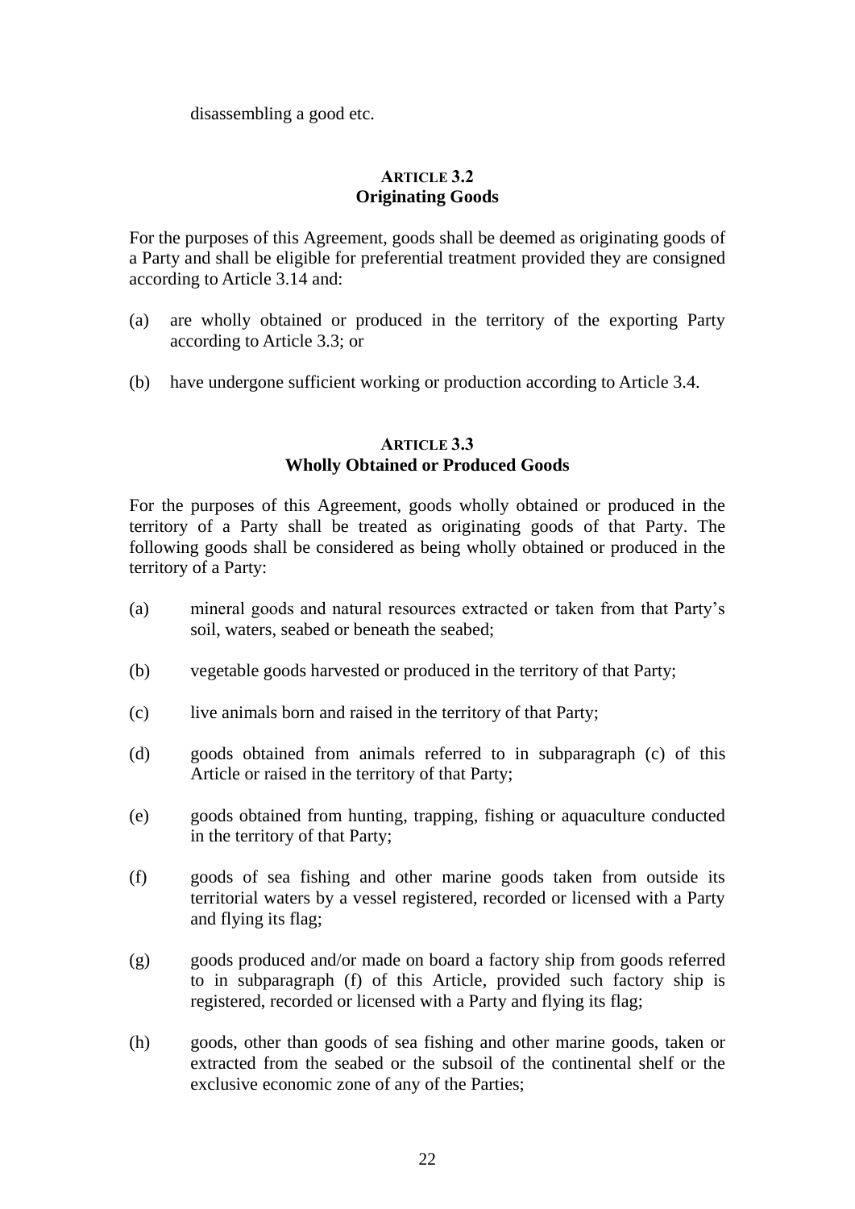disassembling a good etc.

### ARTICLE 3.2
### Originating Goods

For the purposes of this Agreement, goods shall be deemed as originating goods of a Party and shall be eligible for preferential treatment provided they are consigned according to Article 3.14 and:

(a) are wholly obtained or produced in the territory of the exporting Party according to Article 3.3; or

(b) have undergone sufficient working or production according to Article 3.4.

### ARTICLE 3.3
### Wholly Obtained or Produced Goods

For the purposes of this Agreement, goods wholly obtained or produced in the territory of a Party shall be treated as originating goods of that Party. The following goods shall be considered as being wholly obtained or produced in the territory of a Party:

(a) mineral goods and natural resources extracted or taken from that Party's soil, waters, seabed or beneath the seabed;

(b) vegetable goods harvested or produced in the territory of that Party;

(c) live animals born and raised in the territory of that Party;

(d) goods obtained from animals referred to in subparagraph (c) of this Article or raised in the territory of that Party;

(e) goods obtained from hunting, trapping, fishing or aquaculture conducted in the territory of that Party;

(f) goods of sea fishing and other marine goods taken from outside its territorial waters by a vessel registered, recorded or licensed with a Party and flying its flag;

(g) goods produced and/or made on board a factory ship from goods referred to in subparagraph (f) of this Article, provided such factory ship is registered, recorded or licensed with a Party and flying its flag;

(h) goods, other than goods of sea fishing and other marine goods, taken or extracted from the seabed or the subsoil of the continental shelf or the exclusive economic zone of any of the Parties;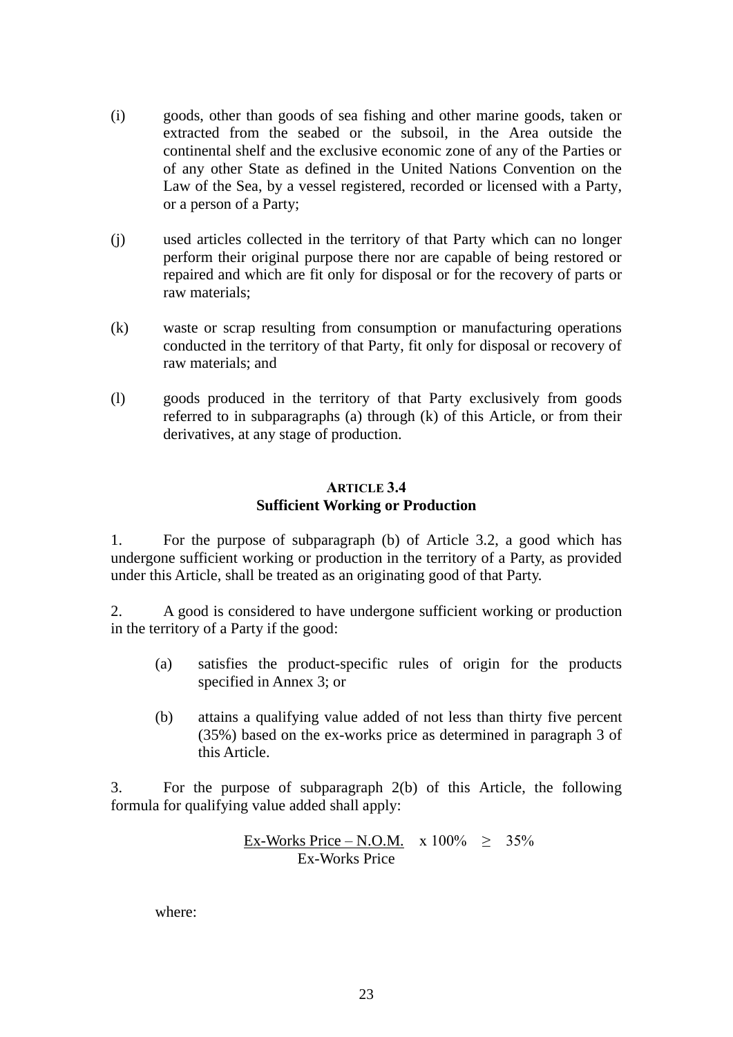(i) goods, other than goods of sea fishing and other marine goods, taken or extracted from the seabed or the subsoil, in the Area outside the continental shelf and the exclusive economic zone of any of the Parties or of any other State as defined in the United Nations Convention on the Law of the Sea, by a vessel registered, recorded or licensed with a Party, or a person of a Party;

(j) used articles collected in the territory of that Party which can no longer perform their original purpose there nor are capable of being restored or repaired and which are fit only for disposal or for the recovery of parts or raw materials;

(k) waste or scrap resulting from consumption or manufacturing operations conducted in the territory of that Party, fit only for disposal or recovery of raw materials; and

(l) goods produced in the territory of that Party exclusively from goods referred to in subparagraphs (a) through (k) of this Article, or from their derivatives, at any stage of production.

### ARTICLE 3.4
### Sufficient Working or Production

1. For the purpose of subparagraph (b) of Article 3.2, a good which has undergone sufficient working or production in the territory of a Party, as provided under this Article, shall be treated as an originating good of that Party.

2. A good is considered to have undergone sufficient working or production in the territory of a Party if the good:

(a) satisfies the product-specific rules of origin for the products specified in Annex 3; or

(b) attains a qualifying value added of not less than thirty five percent (35%) based on the ex-works price as determined in paragraph 3 of this Article.

3. For the purpose of subparagraph 2(b) of this Article, the following formula for qualifying value added shall apply:

$$\frac{\text{Ex-Works Price} - \text{N.O.M.}}{\text{Ex-Works Price}} \times 100\% \geq 35\%$$

where: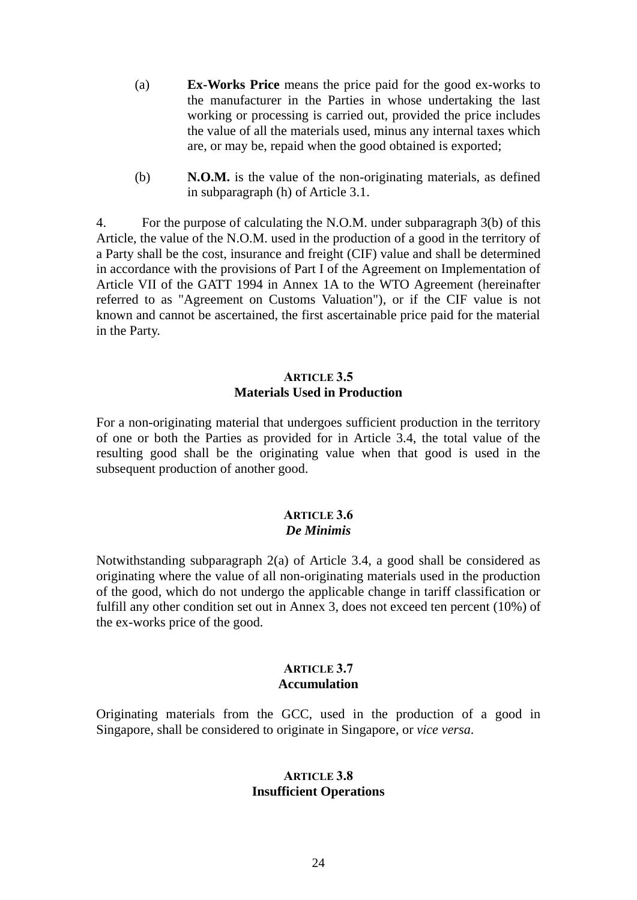(a) **Ex-Works Price** means the price paid for the good ex-works to the manufacturer in the Parties in whose undertaking the last working or processing is carried out, provided the price includes the value of all the materials used, minus any internal taxes which are, or may be, repaid when the good obtained is exported;

(b) **N.O.M.** is the value of the non-originating materials, as defined in subparagraph (h) of Article 3.1.

4. For the purpose of calculating the N.O.M. under subparagraph 3(b) of this Article, the value of the N.O.M. used in the production of a good in the territory of a Party shall be the cost, insurance and freight (CIF) value and shall be determined in accordance with the provisions of Part I of the Agreement on Implementation of Article VII of the GATT 1994 in Annex 1A to the WTO Agreement (hereinafter referred to as "Agreement on Customs Valuation"), or if the CIF value is not known and cannot be ascertained, the first ascertainable price paid for the material in the Party.

### ARTICLE 3.5
### Materials Used in Production

For a non-originating material that undergoes sufficient production in the territory of one or both the Parties as provided for in Article 3.4, the total value of the resulting good shall be the originating value when that good is used in the subsequent production of another good.

### ARTICLE 3.6
### *De Minimis*

Notwithstanding subparagraph 2(a) of Article 3.4, a good shall be considered as originating where the value of all non-originating materials used in the production of the good, which do not undergo the applicable change in tariff classification or fulfill any other condition set out in Annex 3, does not exceed ten percent (10%) of the ex-works price of the good.

### ARTICLE 3.7
### Accumulation

Originating materials from the GCC, used in the production of a good in Singapore, shall be considered to originate in Singapore, or *vice versa*.

### ARTICLE 3.8
### Insufficient Operations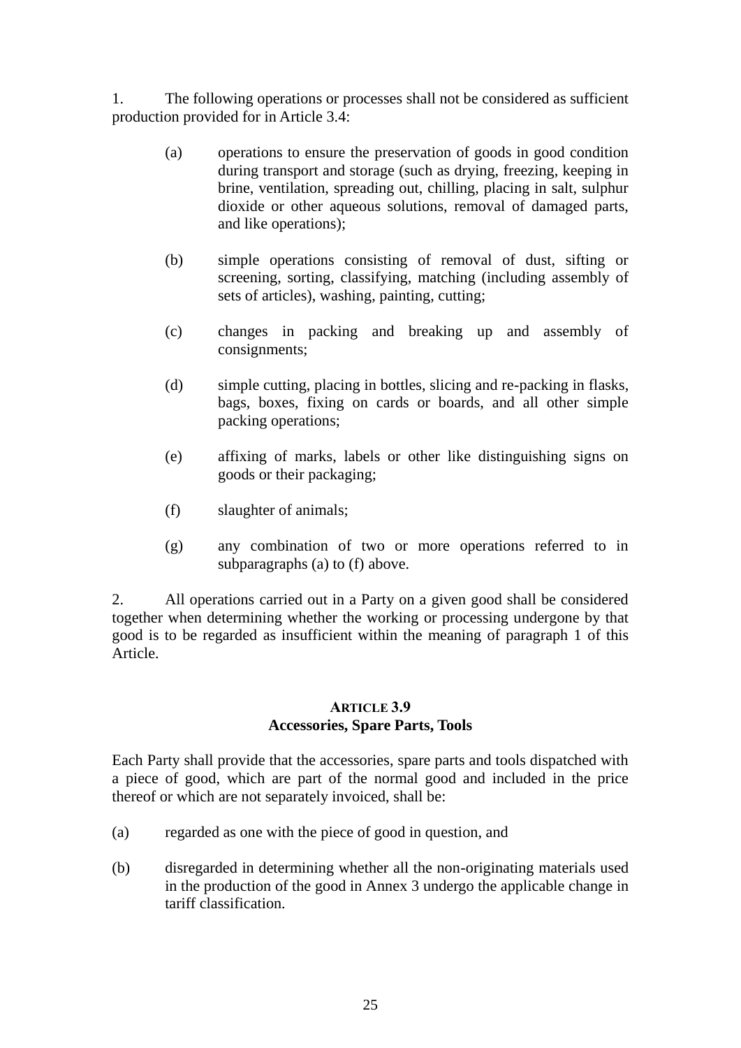1. The following operations or processes shall not be considered as sufficient production provided for in Article 3.4:

   (a) operations to ensure the preservation of goods in good condition during transport and storage (such as drying, freezing, keeping in brine, ventilation, spreading out, chilling, placing in salt, sulphur dioxide or other aqueous solutions, removal of damaged parts, and like operations);

   (b) simple operations consisting of removal of dust, sifting or screening, sorting, classifying, matching (including assembly of sets of articles), washing, painting, cutting;

   (c) changes in packing and breaking up and assembly of consignments;

   (d) simple cutting, placing in bottles, slicing and re-packing in flasks, bags, boxes, fixing on cards or boards, and all other simple packing operations;

   (e) affixing of marks, labels or other like distinguishing signs on goods or their packaging;

   (f) slaughter of animals;

   (g) any combination of two or more operations referred to in subparagraphs (a) to (f) above.

2. All operations carried out in a Party on a given good shall be considered together when determining whether the working or processing undergone by that good is to be regarded as insufficient within the meaning of paragraph 1 of this Article.

## ARTICLE 3.9
## Accessories, Spare Parts, Tools

Each Party shall provide that the accessories, spare parts and tools dispatched with a piece of good, which are part of the normal good and included in the price thereof or which are not separately invoiced, shall be:

(a) regarded as one with the piece of good in question, and

(b) disregarded in determining whether all the non-originating materials used in the production of the good in Annex 3 undergo the applicable change in tariff classification.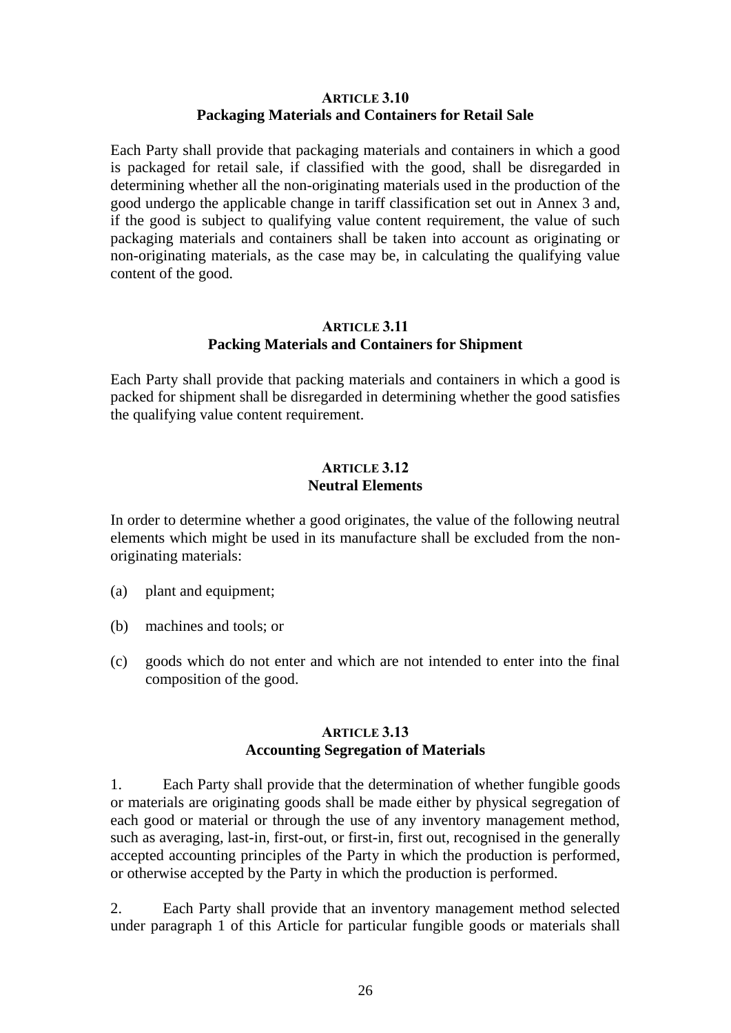## ARTICLE 3.10
## Packaging Materials and Containers for Retail Sale

Each Party shall provide that packaging materials and containers in which a good is packaged for retail sale, if classified with the good, shall be disregarded in determining whether all the non-originating materials used in the production of the good undergo the applicable change in tariff classification set out in Annex 3 and, if the good is subject to qualifying value content requirement, the value of such packaging materials and containers shall be taken into account as originating or non-originating materials, as the case may be, in calculating the qualifying value content of the good.

## ARTICLE 3.11
## Packing Materials and Containers for Shipment

Each Party shall provide that packing materials and containers in which a good is packed for shipment shall be disregarded in determining whether the good satisfies the qualifying value content requirement.

## ARTICLE 3.12
## Neutral Elements

In order to determine whether a good originates, the value of the following neutral elements which might be used in its manufacture shall be excluded from the non-originating materials:

(a) plant and equipment;

(b) machines and tools; or

(c) goods which do not enter and which are not intended to enter into the final composition of the good.

## ARTICLE 3.13
## Accounting Segregation of Materials

1. Each Party shall provide that the determination of whether fungible goods or materials are originating goods shall be made either by physical segregation of each good or material or through the use of any inventory management method, such as averaging, last-in, first-out, or first-in, first out, recognised in the generally accepted accounting principles of the Party in which the production is performed, or otherwise accepted by the Party in which the production is performed.

2. Each Party shall provide that an inventory management method selected under paragraph 1 of this Article for particular fungible goods or materials shall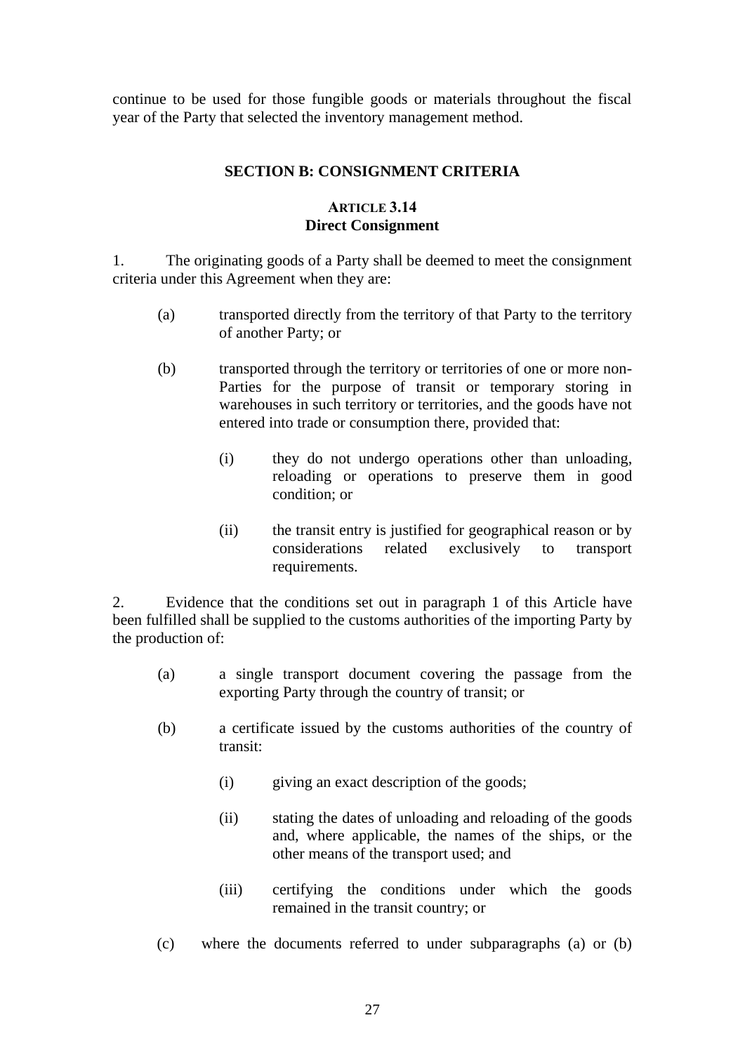continue to be used for those fungible goods or materials throughout the fiscal year of the Party that selected the inventory management method.

## SECTION B: CONSIGNMENT CRITERIA

### ARTICLE 3.14
### Direct Consignment

1. The originating goods of a Party shall be deemed to meet the consignment criteria under this Agreement when they are:

   (a) transported directly from the territory of that Party to the territory of another Party; or

   (b) transported through the territory or territories of one or more non-Parties for the purpose of transit or temporary storing in warehouses in such territory or territories, and the goods have not entered into trade or consumption there, provided that:

      (i) they do not undergo operations other than unloading, reloading or operations to preserve them in good condition; or

      (ii) the transit entry is justified for geographical reason or by considerations related exclusively to transport requirements.

2. Evidence that the conditions set out in paragraph 1 of this Article have been fulfilled shall be supplied to the customs authorities of the importing Party by the production of:

   (a) a single transport document covering the passage from the exporting Party through the country of transit; or

   (b) a certificate issued by the customs authorities of the country of transit:

      (i) giving an exact description of the goods;

      (ii) stating the dates of unloading and reloading of the goods and, where applicable, the names of the ships, or the other means of the transport used; and

      (iii) certifying the conditions under which the goods remained in the transit country; or

   (c) where the documents referred to under subparagraphs (a) or (b)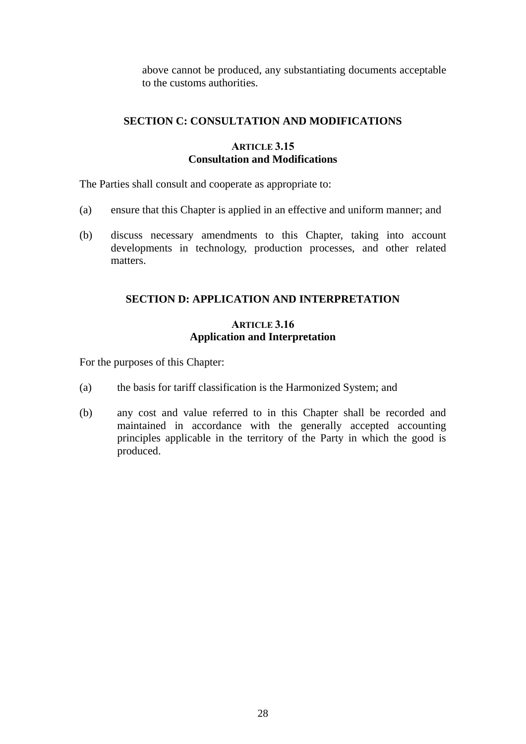above cannot be produced, any substantiating documents acceptable to the customs authorities.

## SECTION C: CONSULTATION AND MODIFICATIONS

### ARTICLE 3.15
### Consultation and Modifications

The Parties shall consult and cooperate as appropriate to:

(a) ensure that this Chapter is applied in an effective and uniform manner; and

(b) discuss necessary amendments to this Chapter, taking into account developments in technology, production processes, and other related matters.

## SECTION D: APPLICATION AND INTERPRETATION

### ARTICLE 3.16
### Application and Interpretation

For the purposes of this Chapter:

(a) the basis for tariff classification is the Harmonized System; and

(b) any cost and value referred to in this Chapter shall be recorded and maintained in accordance with the generally accepted accounting principles applicable in the territory of the Party in which the good is produced.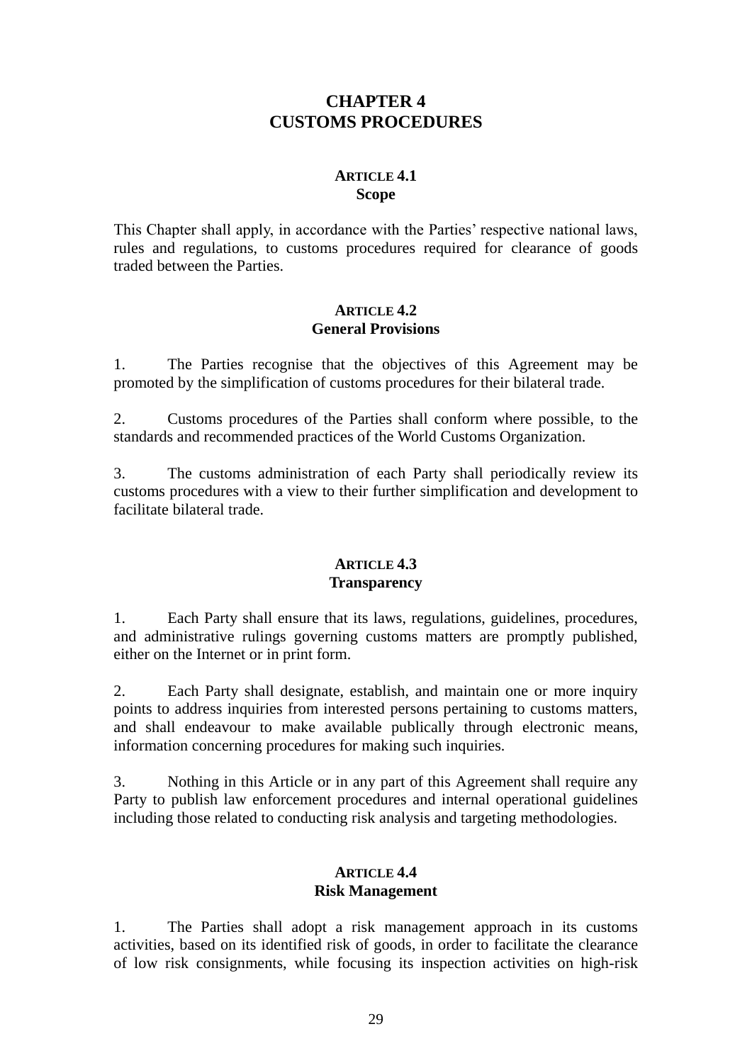# CHAPTER 4
# CUSTOMS PROCEDURES

### ARTICLE 4.1
### Scope

This Chapter shall apply, in accordance with the Parties' respective national laws, rules and regulations, to customs procedures required for clearance of goods traded between the Parties.

### ARTICLE 4.2
### General Provisions

1. The Parties recognise that the objectives of this Agreement may be promoted by the simplification of customs procedures for their bilateral trade.

2. Customs procedures of the Parties shall conform where possible, to the standards and recommended practices of the World Customs Organization.

3. The customs administration of each Party shall periodically review its customs procedures with a view to their further simplification and development to facilitate bilateral trade.

### ARTICLE 4.3
### Transparency

1. Each Party shall ensure that its laws, regulations, guidelines, procedures, and administrative rulings governing customs matters are promptly published, either on the Internet or in print form.

2. Each Party shall designate, establish, and maintain one or more inquiry points to address inquiries from interested persons pertaining to customs matters, and shall endeavour to make available publically through electronic means, information concerning procedures for making such inquiries.

3. Nothing in this Article or in any part of this Agreement shall require any Party to publish law enforcement procedures and internal operational guidelines including those related to conducting risk analysis and targeting methodologies.

### ARTICLE 4.4
### Risk Management

1. The Parties shall adopt a risk management approach in its customs activities, based on its identified risk of goods, in order to facilitate the clearance of low risk consignments, while focusing its inspection activities on high-risk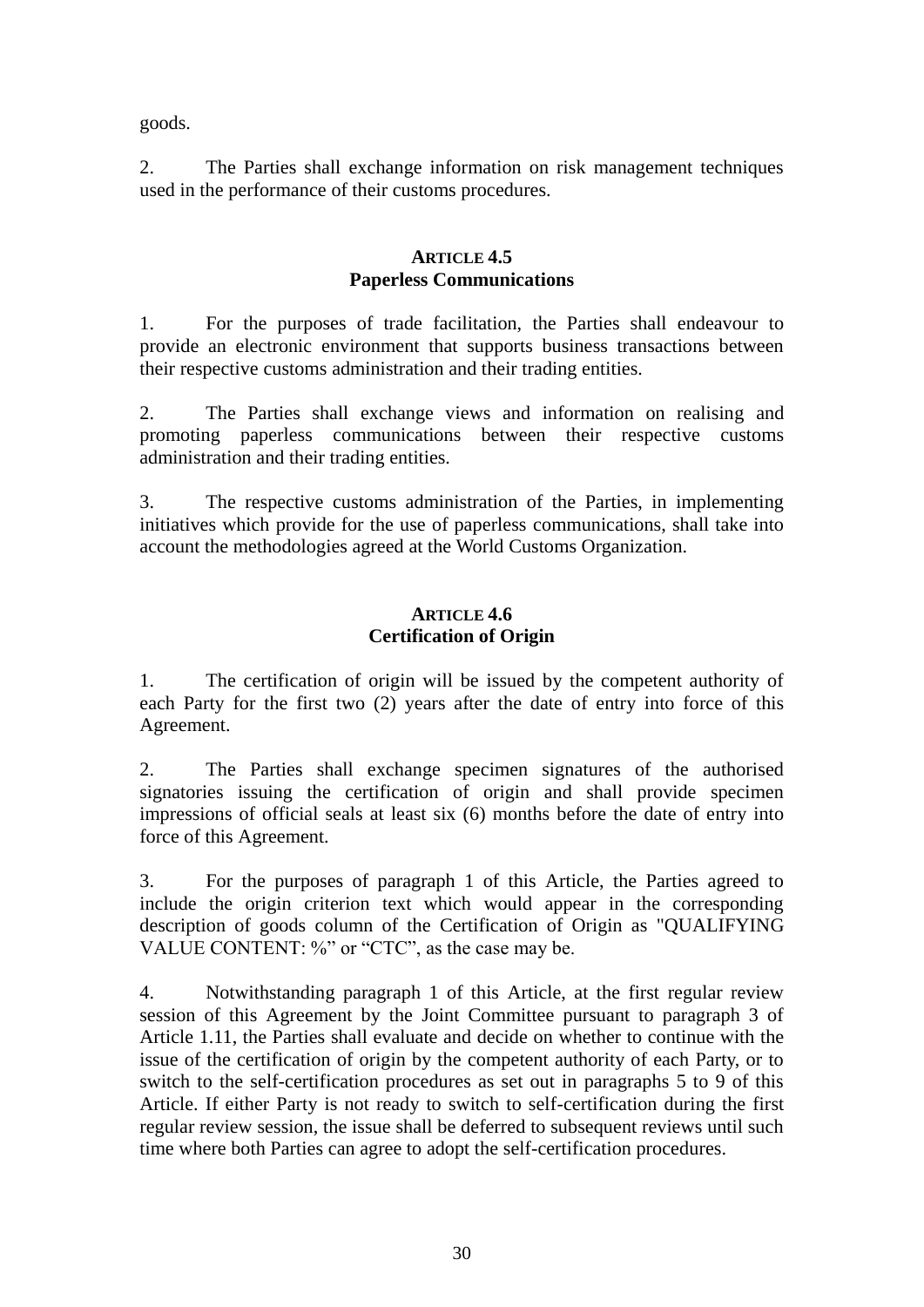goods.

2. The Parties shall exchange information on risk management techniques used in the performance of their customs procedures.

### ARTICLE 4.5
### Paperless Communications

1. For the purposes of trade facilitation, the Parties shall endeavour to provide an electronic environment that supports business transactions between their respective customs administration and their trading entities.

2. The Parties shall exchange views and information on realising and promoting paperless communications between their respective customs administration and their trading entities.

3. The respective customs administration of the Parties, in implementing initiatives which provide for the use of paperless communications, shall take into account the methodologies agreed at the World Customs Organization.

### ARTICLE 4.6
### Certification of Origin

1. The certification of origin will be issued by the competent authority of each Party for the first two (2) years after the date of entry into force of this Agreement.

2. The Parties shall exchange specimen signatures of the authorised signatories issuing the certification of origin and shall provide specimen impressions of official seals at least six (6) months before the date of entry into force of this Agreement.

3. For the purposes of paragraph 1 of this Article, the Parties agreed to include the origin criterion text which would appear in the corresponding description of goods column of the Certification of Origin as "QUALIFYING VALUE CONTENT: %" or "CTC", as the case may be.

4. Notwithstanding paragraph 1 of this Article, at the first regular review session of this Agreement by the Joint Committee pursuant to paragraph 3 of Article 1.11, the Parties shall evaluate and decide on whether to continue with the issue of the certification of origin by the competent authority of each Party, or to switch to the self-certification procedures as set out in paragraphs 5 to 9 of this Article. If either Party is not ready to switch to self-certification during the first regular review session, the issue shall be deferred to subsequent reviews until such time where both Parties can agree to adopt the self-certification procedures.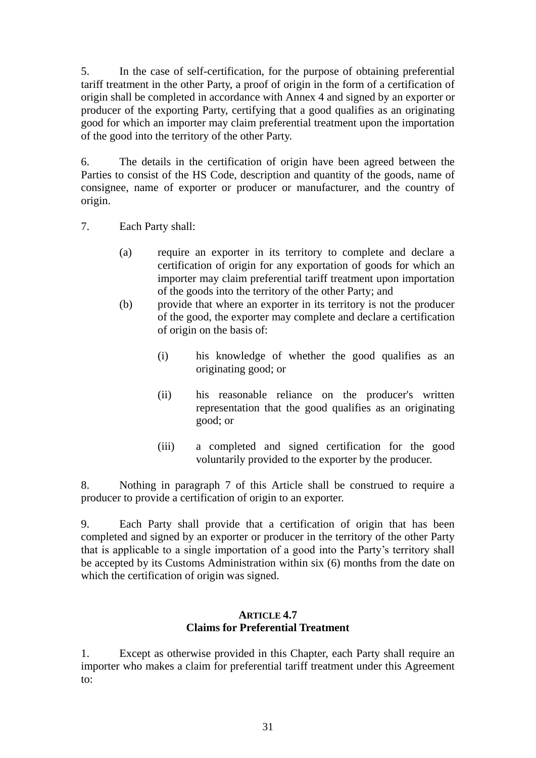5. In the case of self-certification, for the purpose of obtaining preferential tariff treatment in the other Party, a proof of origin in the form of a certification of origin shall be completed in accordance with Annex 4 and signed by an exporter or producer of the exporting Party, certifying that a good qualifies as an originating good for which an importer may claim preferential treatment upon the importation of the good into the territory of the other Party.

6. The details in the certification of origin have been agreed between the Parties to consist of the HS Code, description and quantity of the goods, name of consignee, name of exporter or producer or manufacturer, and the country of origin.

7. Each Party shall:

(a) require an exporter in its territory to complete and declare a certification of origin for any exportation of goods for which an importer may claim preferential tariff treatment upon importation of the goods into the territory of the other Party; and

(b) provide that where an exporter in its territory is not the producer of the good, the exporter may complete and declare a certification of origin on the basis of:

(i) his knowledge of whether the good qualifies as an originating good; or

(ii) his reasonable reliance on the producer's written representation that the good qualifies as an originating good; or

(iii) a completed and signed certification for the good voluntarily provided to the exporter by the producer.

8. Nothing in paragraph 7 of this Article shall be construed to require a producer to provide a certification of origin to an exporter.

9. Each Party shall provide that a certification of origin that has been completed and signed by an exporter or producer in the territory of the other Party that is applicable to a single importation of a good into the Party's territory shall be accepted by its Customs Administration within six (6) months from the date on which the certification of origin was signed.

## ARTICLE 4.7
## Claims for Preferential Treatment

1. Except as otherwise provided in this Chapter, each Party shall require an importer who makes a claim for preferential tariff treatment under this Agreement to: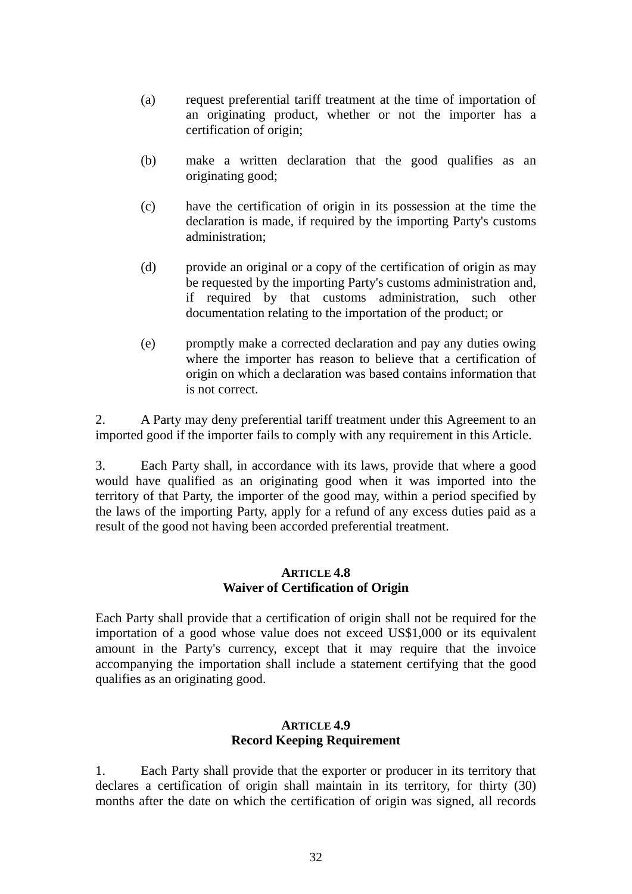(a) request preferential tariff treatment at the time of importation of an originating product, whether or not the importer has a certification of origin;

(b) make a written declaration that the good qualifies as an originating good;

(c) have the certification of origin in its possession at the time the declaration is made, if required by the importing Party's customs administration;

(d) provide an original or a copy of the certification of origin as may be requested by the importing Party's customs administration and, if required by that customs administration, such other documentation relating to the importation of the product; or

(e) promptly make a corrected declaration and pay any duties owing where the importer has reason to believe that a certification of origin on which a declaration was based contains information that is not correct.

2. A Party may deny preferential tariff treatment under this Agreement to an imported good if the importer fails to comply with any requirement in this Article.

3. Each Party shall, in accordance with its laws, provide that where a good would have qualified as an originating good when it was imported into the territory of that Party, the importer of the good may, within a period specified by the laws of the importing Party, apply for a refund of any excess duties paid as a result of the good not having been accorded preferential treatment.

**ARTICLE 4.8**
**Waiver of Certification of Origin**

Each Party shall provide that a certification of origin shall not be required for the importation of a good whose value does not exceed US$1,000 or its equivalent amount in the Party's currency, except that it may require that the invoice accompanying the importation shall include a statement certifying that the good qualifies as an originating good.

**ARTICLE 4.9**
**Record Keeping Requirement**

1. Each Party shall provide that the exporter or producer in its territory that declares a certification of origin shall maintain in its territory, for thirty (30) months after the date on which the certification of origin was signed, all records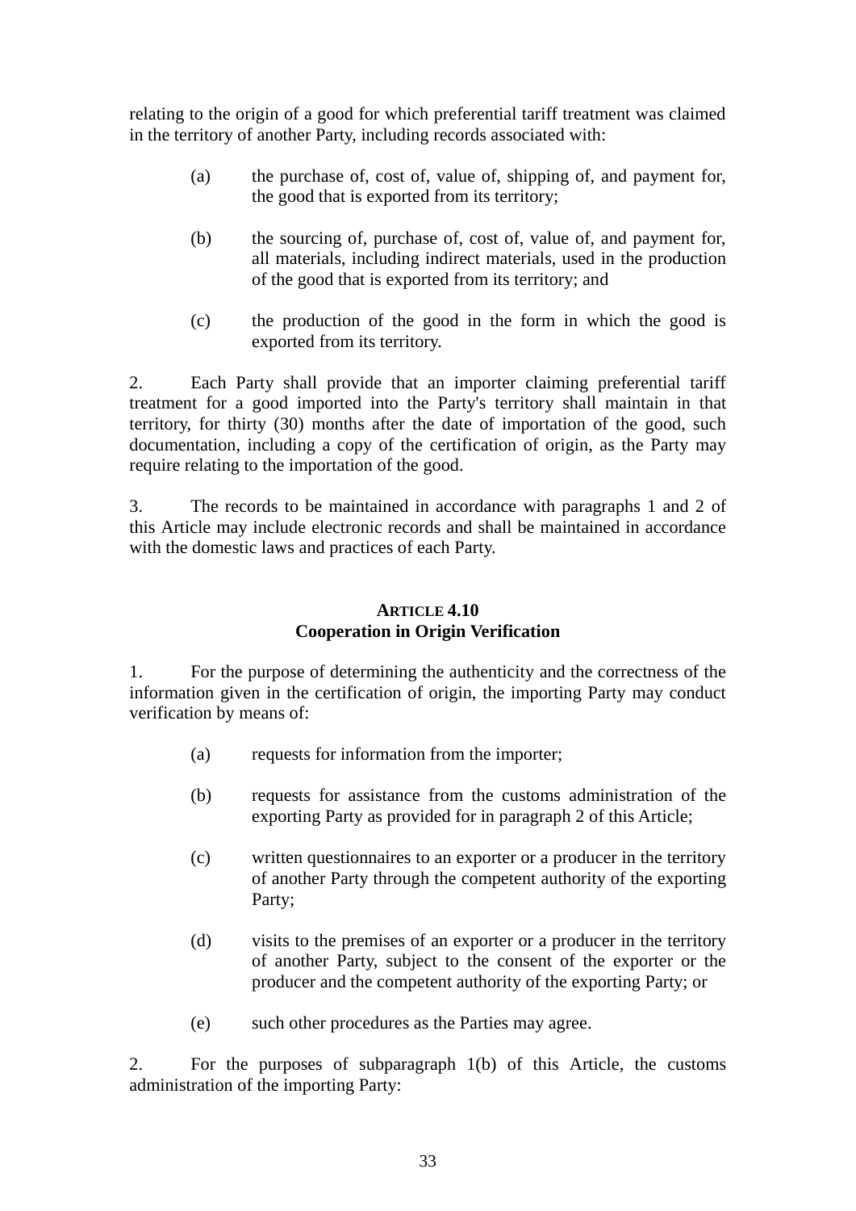relating to the origin of a good for which preferential tariff treatment was claimed in the territory of another Party, including records associated with:

(a) the purchase of, cost of, value of, shipping of, and payment for, the good that is exported from its territory;

(b) the sourcing of, purchase of, cost of, value of, and payment for, all materials, including indirect materials, used in the production of the good that is exported from its territory; and

(c) the production of the good in the form in which the good is exported from its territory.

2. Each Party shall provide that an importer claiming preferential tariff treatment for a good imported into the Party's territory shall maintain in that territory, for thirty (30) months after the date of importation of the good, such documentation, including a copy of the certification of origin, as the Party may require relating to the importation of the good.

3. The records to be maintained in accordance with paragraphs 1 and 2 of this Article may include electronic records and shall be maintained in accordance with the domestic laws and practices of each Party.

### ARTICLE 4.10
### Cooperation in Origin Verification

1. For the purpose of determining the authenticity and the correctness of the information given in the certification of origin, the importing Party may conduct verification by means of:

(a) requests for information from the importer;

(b) requests for assistance from the customs administration of the exporting Party as provided for in paragraph 2 of this Article;

(c) written questionnaires to an exporter or a producer in the territory of another Party through the competent authority of the exporting Party;

(d) visits to the premises of an exporter or a producer in the territory of another Party, subject to the consent of the exporter or the producer and the competent authority of the exporting Party; or

(e) such other procedures as the Parties may agree.

2. For the purposes of subparagraph 1(b) of this Article, the customs administration of the importing Party: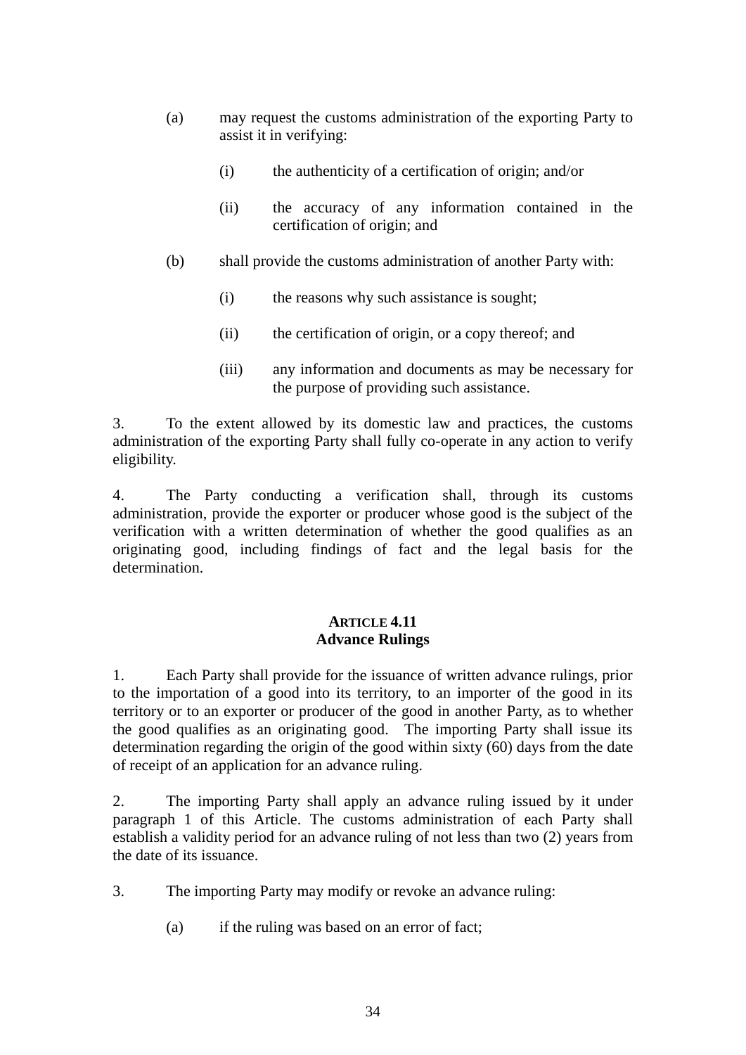(a) may request the customs administration of the exporting Party to assist it in verifying:

   (i) the authenticity of a certification of origin; and/or

   (ii) the accuracy of any information contained in the certification of origin; and

(b) shall provide the customs administration of another Party with:

   (i) the reasons why such assistance is sought;

   (ii) the certification of origin, or a copy thereof; and

   (iii) any information and documents as may be necessary for the purpose of providing such assistance.

3. To the extent allowed by its domestic law and practices, the customs administration of the exporting Party shall fully co-operate in any action to verify eligibility.

4. The Party conducting a verification shall, through its customs administration, provide the exporter or producer whose good is the subject of the verification with a written determination of whether the good qualifies as an originating good, including findings of fact and the legal basis for the determination.

## ARTICLE 4.11
## Advance Rulings

1. Each Party shall provide for the issuance of written advance rulings, prior to the importation of a good into its territory, to an importer of the good in its territory or to an exporter or producer of the good in another Party, as to whether the good qualifies as an originating good. The importing Party shall issue its determination regarding the origin of the good within sixty (60) days from the date of receipt of an application for an advance ruling.

2. The importing Party shall apply an advance ruling issued by it under paragraph 1 of this Article. The customs administration of each Party shall establish a validity period for an advance ruling of not less than two (2) years from the date of its issuance.

3. The importing Party may modify or revoke an advance ruling:

(a) if the ruling was based on an error of fact;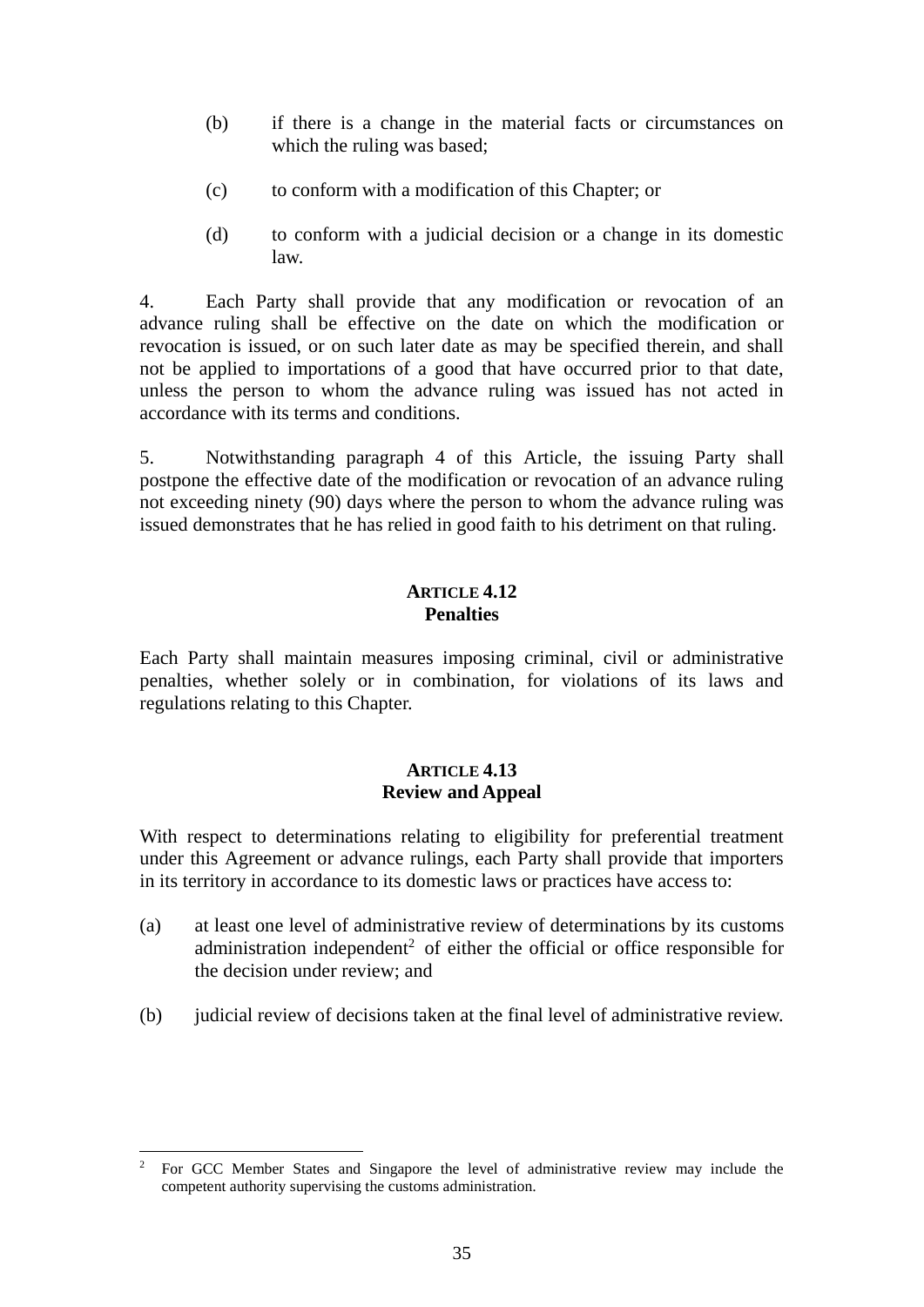(b) if there is a change in the material facts or circumstances on which the ruling was based;

(c) to conform with a modification of this Chapter; or

(d) to conform with a judicial decision or a change in its domestic law.

4. Each Party shall provide that any modification or revocation of an advance ruling shall be effective on the date on which the modification or revocation is issued, or on such later date as may be specified therein, and shall not be applied to importations of a good that have occurred prior to that date, unless the person to whom the advance ruling was issued has not acted in accordance with its terms and conditions.

5. Notwithstanding paragraph 4 of this Article, the issuing Party shall postpone the effective date of the modification or revocation of an advance ruling not exceeding ninety (90) days where the person to whom the advance ruling was issued demonstrates that he has relied in good faith to his detriment on that ruling.

## ARTICLE 4.12
## Penalties

Each Party shall maintain measures imposing criminal, civil or administrative penalties, whether solely or in combination, for violations of its laws and regulations relating to this Chapter.

## ARTICLE 4.13
## Review and Appeal

With respect to determinations relating to eligibility for preferential treatment under this Agreement or advance rulings, each Party shall provide that importers in its territory in accordance to its domestic laws or practices have access to:

(a) at least one level of administrative review of determinations by its customs administration independent[2] of either the official or office responsible for the decision under review; and

(b) judicial review of decisions taken at the final level of administrative review.

---

[2] For GCC Member States and Singapore the level of administrative review may include the competent authority supervising the customs administration.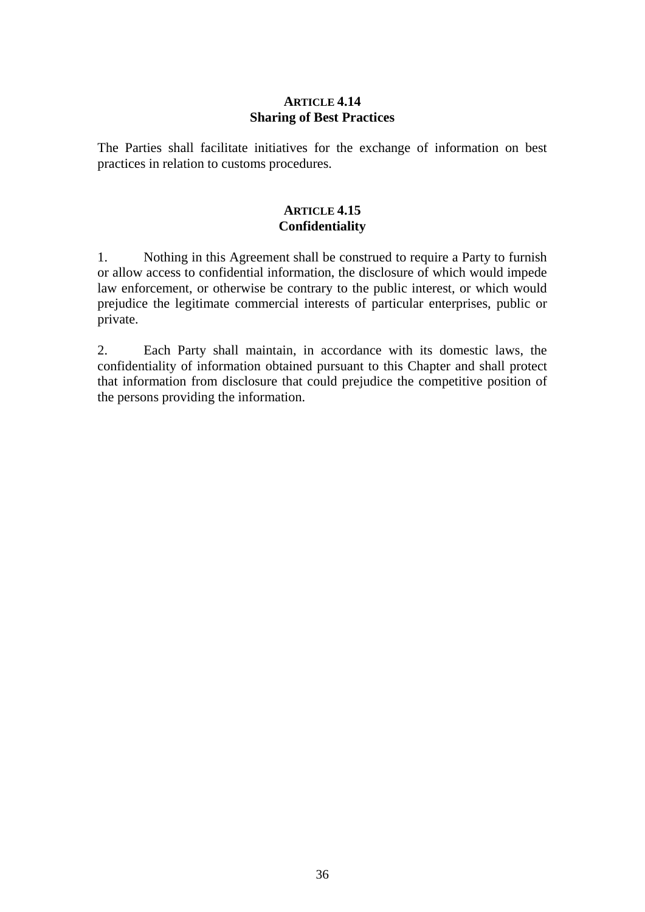### ARTICLE 4.14
### Sharing of Best Practices

The Parties shall facilitate initiatives for the exchange of information on best practices in relation to customs procedures.

### ARTICLE 4.15
### Confidentiality

1. Nothing in this Agreement shall be construed to require a Party to furnish or allow access to confidential information, the disclosure of which would impede law enforcement, or otherwise be contrary to the public interest, or which would prejudice the legitimate commercial interests of particular enterprises, public or private.

2. Each Party shall maintain, in accordance with its domestic laws, the confidentiality of information obtained pursuant to this Chapter and shall protect that information from disclosure that could prejudice the competitive position of the persons providing the information.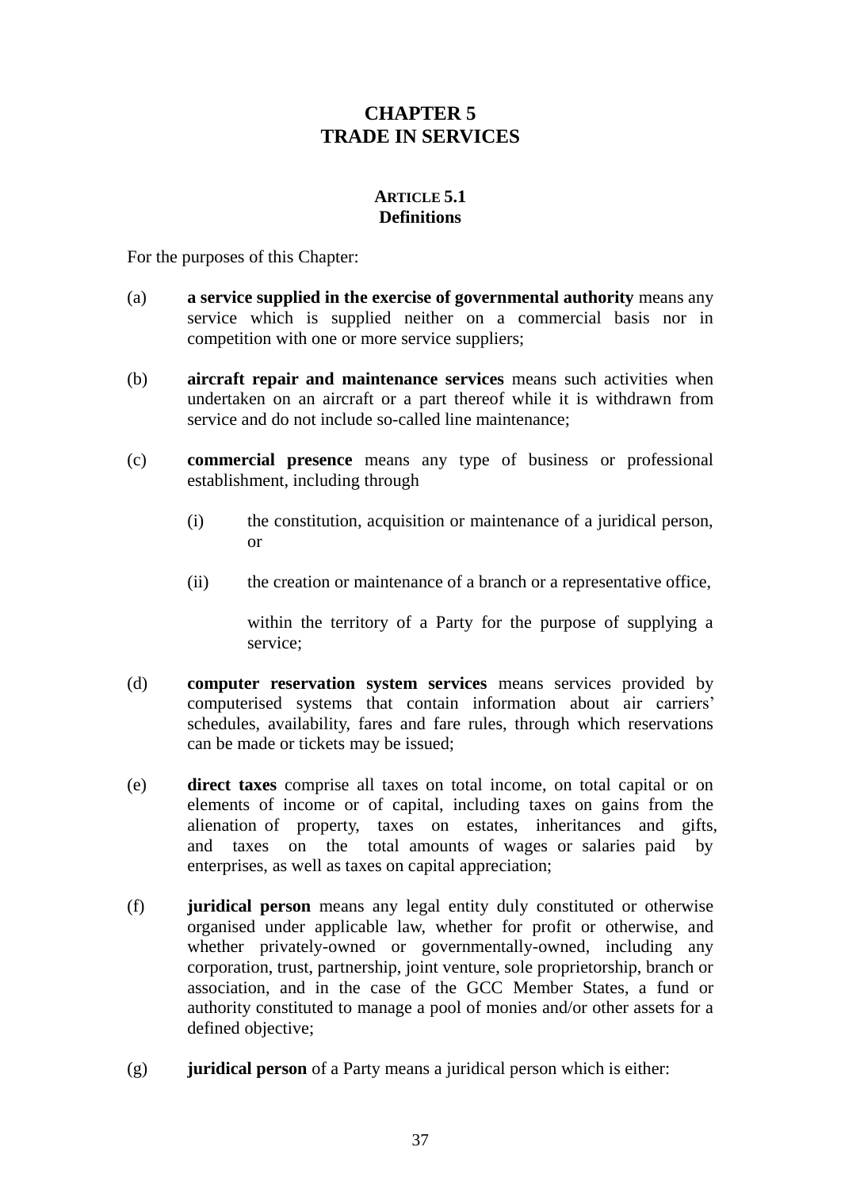# CHAPTER 5
# TRADE IN SERVICES

### ARTICLE 5.1
### Definitions

For the purposes of this Chapter:

(a) **a service supplied in the exercise of governmental authority** means any service which is supplied neither on a commercial basis nor in competition with one or more service suppliers;

(b) **aircraft repair and maintenance services** means such activities when undertaken on an aircraft or a part thereof while it is withdrawn from service and do not include so-called line maintenance;

(c) **commercial presence** means any type of business or professional establishment, including through

   (i) the constitution, acquisition or maintenance of a juridical person, or

   (ii) the creation or maintenance of a branch or a representative office,

   within the territory of a Party for the purpose of supplying a service;

(d) **computer reservation system services** means services provided by computerised systems that contain information about air carriers' schedules, availability, fares and fare rules, through which reservations can be made or tickets may be issued;

(e) **direct taxes** comprise all taxes on total income, on total capital or on elements of income or of capital, including taxes on gains from the alienation of property, taxes on estates, inheritances and gifts, and taxes on the total amounts of wages or salaries paid by enterprises, as well as taxes on capital appreciation;

(f) **juridical person** means any legal entity duly constituted or otherwise organised under applicable law, whether for profit or otherwise, and whether privately-owned or governmentally-owned, including any corporation, trust, partnership, joint venture, sole proprietorship, branch or association, and in the case of the GCC Member States, a fund or authority constituted to manage a pool of monies and/or other assets for a defined objective;

(g) **juridical person** of a Party means a juridical person which is either: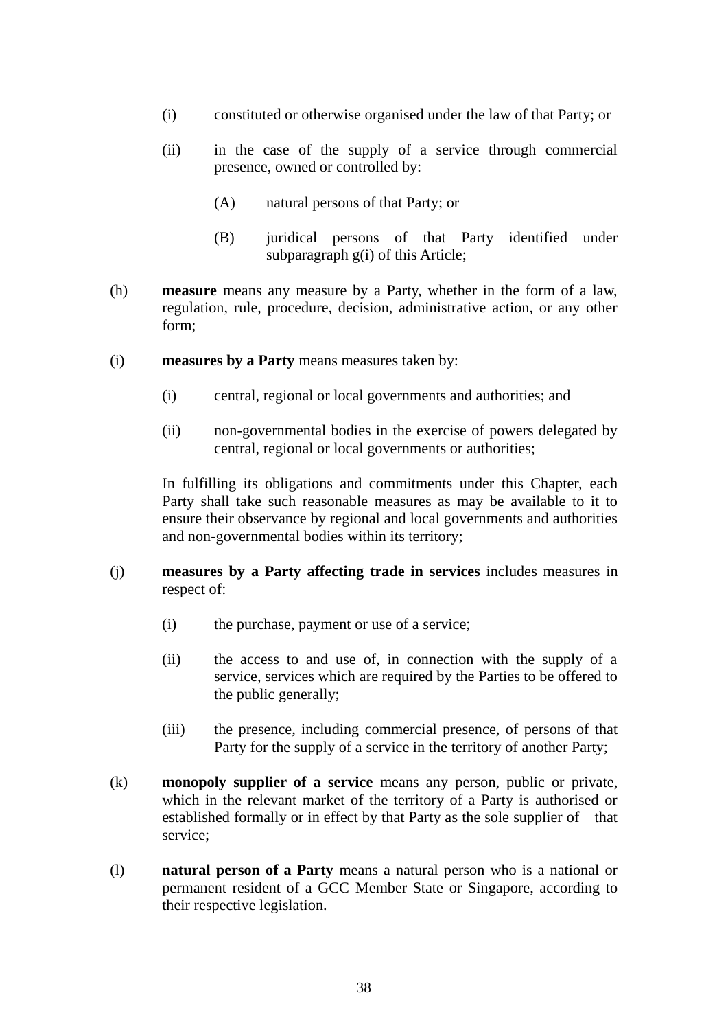(i) constituted or otherwise organised under the law of that Party; or

(ii) in the case of the supply of a service through commercial presence, owned or controlled by:

(A) natural persons of that Party; or

(B) juridical persons of that Party identified under subparagraph g(i) of this Article;

(h) **measure** means any measure by a Party, whether in the form of a law, regulation, rule, procedure, decision, administrative action, or any other form;

(i) **measures by a Party** means measures taken by:

(i) central, regional or local governments and authorities; and

(ii) non-governmental bodies in the exercise of powers delegated by central, regional or local governments or authorities;

In fulfilling its obligations and commitments under this Chapter, each Party shall take such reasonable measures as may be available to it to ensure their observance by regional and local governments and authorities and non-governmental bodies within its territory;

(j) **measures by a Party affecting trade in services** includes measures in respect of:

(i) the purchase, payment or use of a service;

(ii) the access to and use of, in connection with the supply of a service, services which are required by the Parties to be offered to the public generally;

(iii) the presence, including commercial presence, of persons of that Party for the supply of a service in the territory of another Party;

(k) **monopoly supplier of a service** means any person, public or private, which in the relevant market of the territory of a Party is authorised or established formally or in effect by that Party as the sole supplier of that service;

(l) **natural person of a Party** means a natural person who is a national or permanent resident of a GCC Member State or Singapore, according to their respective legislation.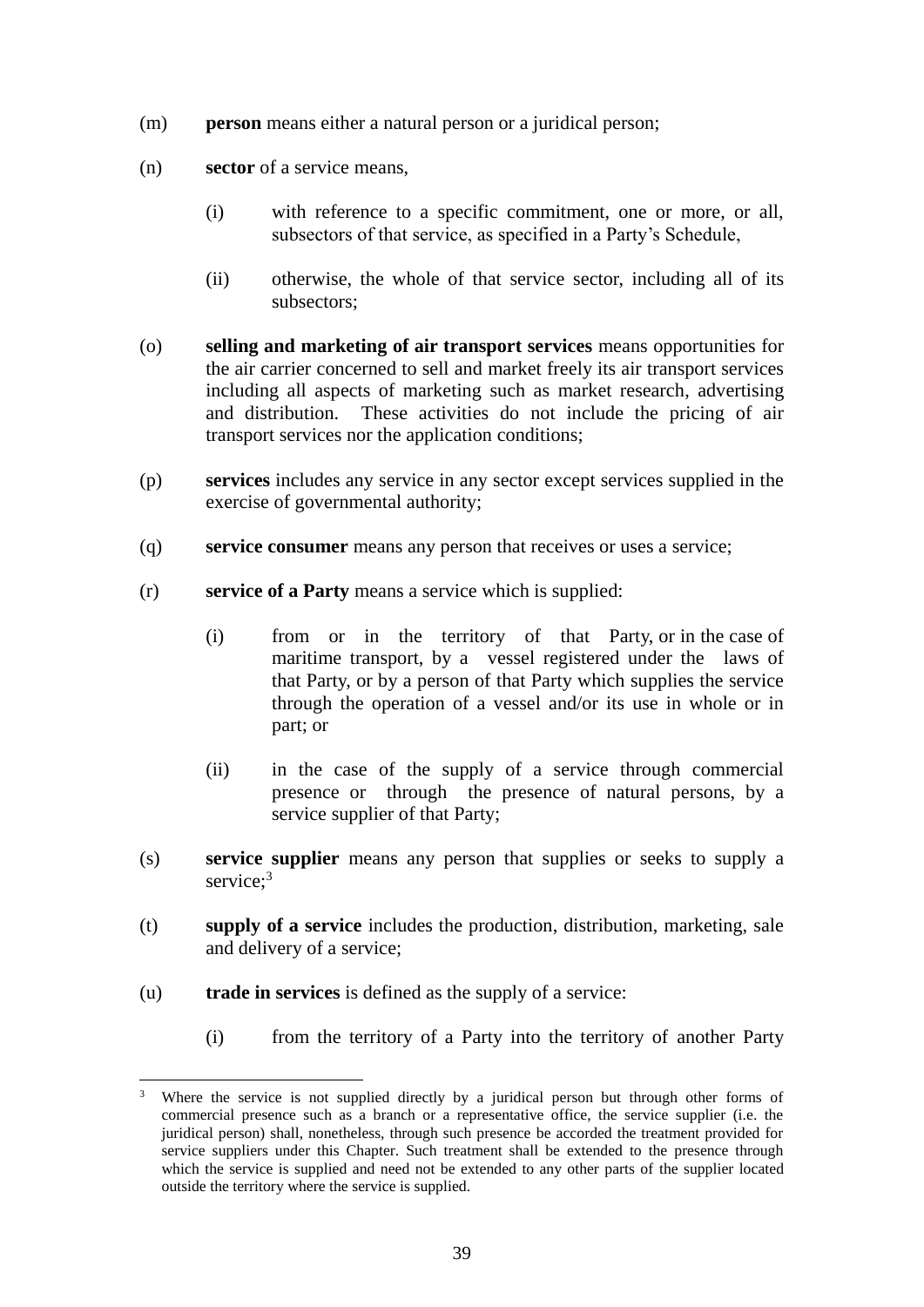(m) **person** means either a natural person or a juridical person;

(n) **sector** of a service means,

   (i) with reference to a specific commitment, one or more, or all, subsectors of that service, as specified in a Party's Schedule,

   (ii) otherwise, the whole of that service sector, including all of its subsectors;

(o) **selling and marketing of air transport services** means opportunities for the air carrier concerned to sell and market freely its air transport services including all aspects of marketing such as market research, advertising and distribution. These activities do not include the pricing of air transport services nor the application conditions;

(p) **services** includes any service in any sector except services supplied in the exercise of governmental authority;

(q) **service consumer** means any person that receives or uses a service;

(r) **service of a Party** means a service which is supplied:

   (i) from or in the territory of that Party, or in the case of maritime transport, by a vessel registered under the laws of that Party, or by a person of that Party which supplies the service through the operation of a vessel and/or its use in whole or in part; or

   (ii) in the case of the supply of a service through commercial presence or through the presence of natural persons, by a service supplier of that Party;

(s) **service supplier** means any person that supplies or seeks to supply a service;[3]

(t) **supply of a service** includes the production, distribution, marketing, sale and delivery of a service;

(u) **trade in services** is defined as the supply of a service:

   (i) from the territory of a Party into the territory of another Party

---

[3] Where the service is not supplied directly by a juridical person but through other forms of commercial presence such as a branch or a representative office, the service supplier (i.e. the juridical person) shall, nonetheless, through such presence be accorded the treatment provided for service suppliers under this Chapter. Such treatment shall be extended to the presence through which the service is supplied and need not be extended to any other parts of the supplier located outside the territory where the service is supplied.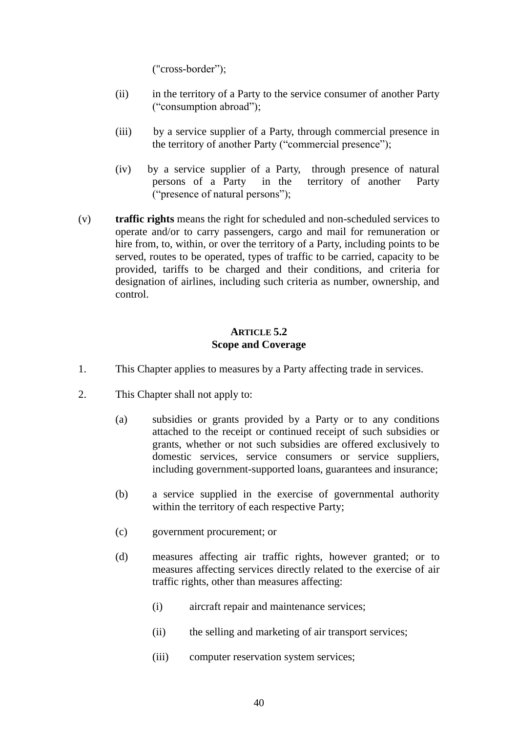("cross-border");

(ii) in the territory of a Party to the service consumer of another Party ("consumption abroad");

(iii) by a service supplier of a Party, through commercial presence in the territory of another Party ("commercial presence");

(iv) by a service supplier of a Party, through presence of natural persons of a Party in the territory of another Party ("presence of natural persons");

(v) **traffic rights** means the right for scheduled and non-scheduled services to operate and/or to carry passengers, cargo and mail for remuneration or hire from, to, within, or over the territory of a Party, including points to be served, routes to be operated, types of traffic to be carried, capacity to be provided, tariffs to be charged and their conditions, and criteria for designation of airlines, including such criteria as number, ownership, and control.

## ARTICLE 5.2
## Scope and Coverage

1. This Chapter applies to measures by a Party affecting trade in services.

2. This Chapter shall not apply to:

   (a) subsidies or grants provided by a Party or to any conditions attached to the receipt or continued receipt of such subsidies or grants, whether or not such subsidies are offered exclusively to domestic services, service consumers or service suppliers, including government-supported loans, guarantees and insurance;

   (b) a service supplied in the exercise of governmental authority within the territory of each respective Party;

   (c) government procurement; or

   (d) measures affecting air traffic rights, however granted; or to measures affecting services directly related to the exercise of air traffic rights, other than measures affecting:

      (i) aircraft repair and maintenance services;

      (ii) the selling and marketing of air transport services;

      (iii) computer reservation system services;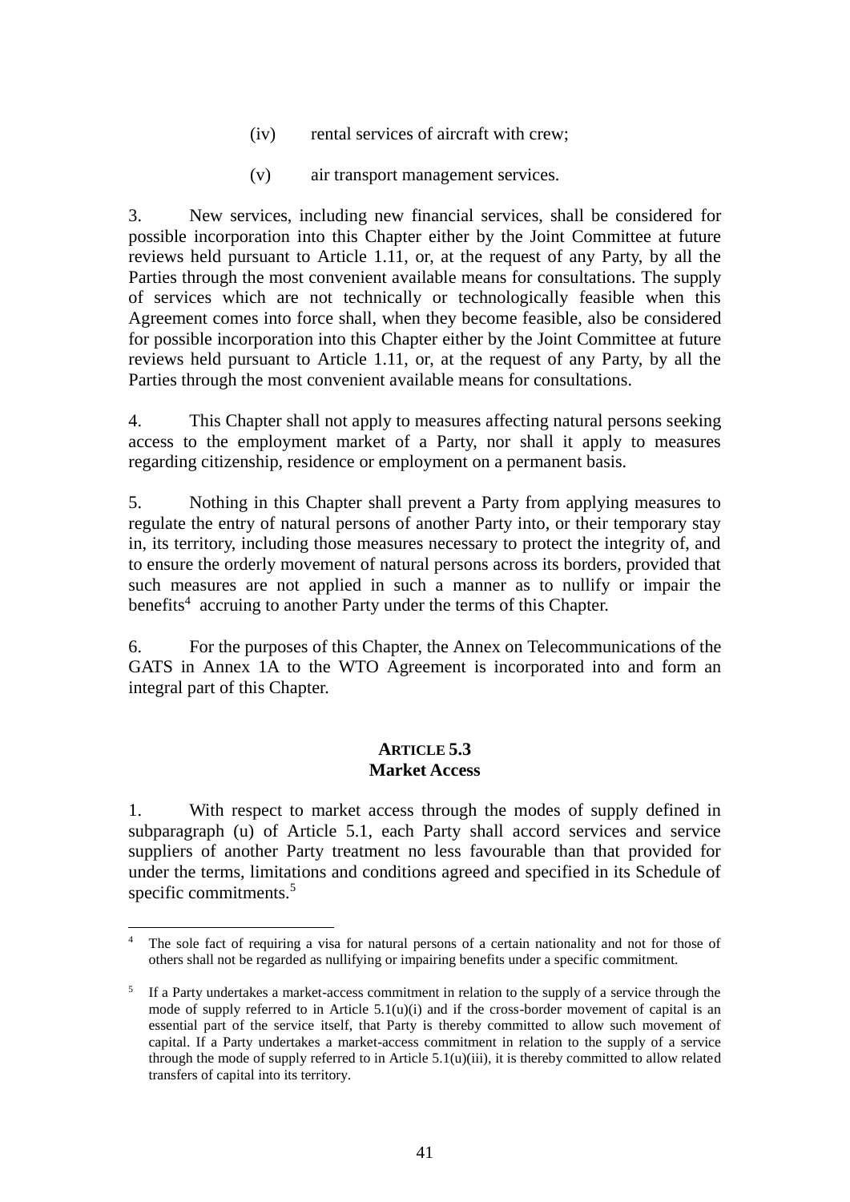(iv) rental services of aircraft with crew;

(v) air transport management services.

3. New services, including new financial services, shall be considered for possible incorporation into this Chapter either by the Joint Committee at future reviews held pursuant to Article 1.11, or, at the request of any Party, by all the Parties through the most convenient available means for consultations. The supply of services which are not technically or technologically feasible when this Agreement comes into force shall, when they become feasible, also be considered for possible incorporation into this Chapter either by the Joint Committee at future reviews held pursuant to Article 1.11, or, at the request of any Party, by all the Parties through the most convenient available means for consultations.

4. This Chapter shall not apply to measures affecting natural persons seeking access to the employment market of a Party, nor shall it apply to measures regarding citizenship, residence or employment on a permanent basis.

5. Nothing in this Chapter shall prevent a Party from applying measures to regulate the entry of natural persons of another Party into, or their temporary stay in, its territory, including those measures necessary to protect the integrity of, and to ensure the orderly movement of natural persons across its borders, provided that such measures are not applied in such a manner as to nullify or impair the benefits[4] accruing to another Party under the terms of this Chapter.

6. For the purposes of this Chapter, the Annex on Telecommunications of the GATS in Annex 1A to the WTO Agreement is incorporated into and form an integral part of this Chapter.

**ARTICLE 5.3**
**Market Access**

1. With respect to market access through the modes of supply defined in subparagraph (u) of Article 5.1, each Party shall accord services and service suppliers of another Party treatment no less favourable than that provided for under the terms, limitations and conditions agreed and specified in its Schedule of specific commitments.[5]

---

[4] The sole fact of requiring a visa for natural persons of a certain nationality and not for those of others shall not be regarded as nullifying or impairing benefits under a specific commitment.

[5] If a Party undertakes a market-access commitment in relation to the supply of a service through the mode of supply referred to in Article 5.1(u)(i) and if the cross-border movement of capital is an essential part of the service itself, that Party is thereby committed to allow such movement of capital. If a Party undertakes a market-access commitment in relation to the supply of a service through the mode of supply referred to in Article 5.1(u)(iii), it is thereby committed to allow related transfers of capital into its territory.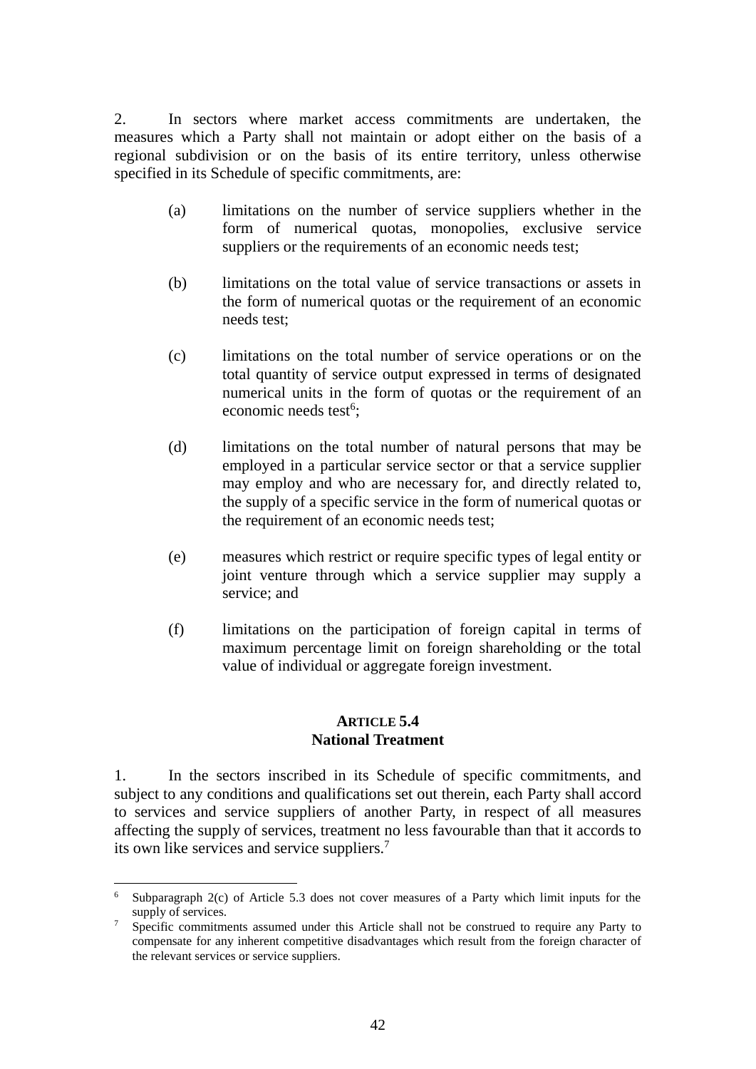2. In sectors where market access commitments are undertaken, the measures which a Party shall not maintain or adopt either on the basis of a regional subdivision or on the basis of its entire territory, unless otherwise specified in its Schedule of specific commitments, are:

(a) limitations on the number of service suppliers whether in the form of numerical quotas, monopolies, exclusive service suppliers or the requirements of an economic needs test;

(b) limitations on the total value of service transactions or assets in the form of numerical quotas or the requirement of an economic needs test;

(c) limitations on the total number of service operations or on the total quantity of service output expressed in terms of designated numerical units in the form of quotas or the requirement of an economic needs test[6];

(d) limitations on the total number of natural persons that may be employed in a particular service sector or that a service supplier may employ and who are necessary for, and directly related to, the supply of a specific service in the form of numerical quotas or the requirement of an economic needs test;

(e) measures which restrict or require specific types of legal entity or joint venture through which a service supplier may supply a service; and

(f) limitations on the participation of foreign capital in terms of maximum percentage limit on foreign shareholding or the total value of individual or aggregate foreign investment.

## ARTICLE 5.4
## National Treatment

1. In the sectors inscribed in its Schedule of specific commitments, and subject to any conditions and qualifications set out therein, each Party shall accord to services and service suppliers of another Party, in respect of all measures affecting the supply of services, treatment no less favourable than that it accords to its own like services and service suppliers.[7]

---

[6] Subparagraph 2(c) of Article 5.3 does not cover measures of a Party which limit inputs for the supply of services.

[7] Specific commitments assumed under this Article shall not be construed to require any Party to compensate for any inherent competitive disadvantages which result from the foreign character of the relevant services or service suppliers.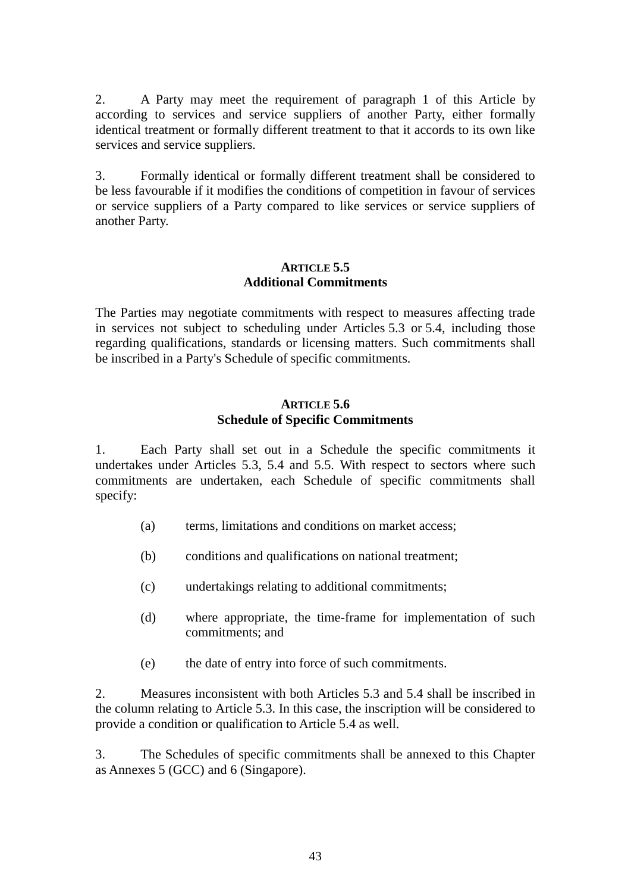2. A Party may meet the requirement of paragraph 1 of this Article by according to services and service suppliers of another Party, either formally identical treatment or formally different treatment to that it accords to its own like services and service suppliers.

3. Formally identical or formally different treatment shall be considered to be less favourable if it modifies the conditions of competition in favour of services or service suppliers of a Party compared to like services or service suppliers of another Party.

### ARTICLE 5.5
### Additional Commitments

The Parties may negotiate commitments with respect to measures affecting trade in services not subject to scheduling under Articles 5.3 or 5.4, including those regarding qualifications, standards or licensing matters. Such commitments shall be inscribed in a Party's Schedule of specific commitments.

### ARTICLE 5.6
### Schedule of Specific Commitments

1. Each Party shall set out in a Schedule the specific commitments it undertakes under Articles 5.3, 5.4 and 5.5. With respect to sectors where such commitments are undertaken, each Schedule of specific commitments shall specify:

   (a) terms, limitations and conditions on market access;

   (b) conditions and qualifications on national treatment;

   (c) undertakings relating to additional commitments;

   (d) where appropriate, the time-frame for implementation of such commitments; and

   (e) the date of entry into force of such commitments.

2. Measures inconsistent with both Articles 5.3 and 5.4 shall be inscribed in the column relating to Article 5.3. In this case, the inscription will be considered to provide a condition or qualification to Article 5.4 as well.

3. The Schedules of specific commitments shall be annexed to this Chapter as Annexes 5 (GCC) and 6 (Singapore).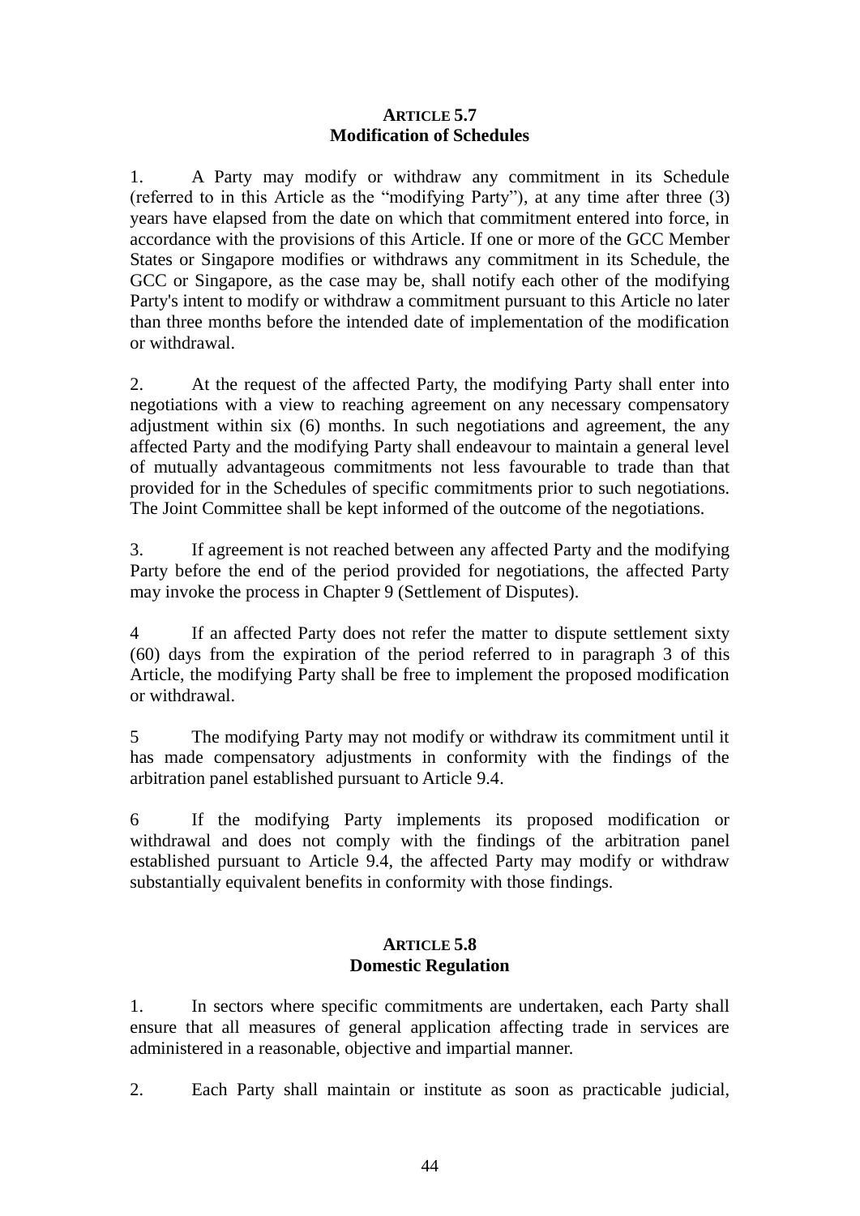## ARTICLE 5.7
## Modification of Schedules

1. A Party may modify or withdraw any commitment in its Schedule (referred to in this Article as the "modifying Party"), at any time after three (3) years have elapsed from the date on which that commitment entered into force, in accordance with the provisions of this Article. If one or more of the GCC Member States or Singapore modifies or withdraws any commitment in its Schedule, the GCC or Singapore, as the case may be, shall notify each other of the modifying Party's intent to modify or withdraw a commitment pursuant to this Article no later than three months before the intended date of implementation of the modification or withdrawal.

2. At the request of the affected Party, the modifying Party shall enter into negotiations with a view to reaching agreement on any necessary compensatory adjustment within six (6) months. In such negotiations and agreement, the any affected Party and the modifying Party shall endeavour to maintain a general level of mutually advantageous commitments not less favourable to trade than that provided for in the Schedules of specific commitments prior to such negotiations. The Joint Committee shall be kept informed of the outcome of the negotiations.

3. If agreement is not reached between any affected Party and the modifying Party before the end of the period provided for negotiations, the affected Party may invoke the process in Chapter 9 (Settlement of Disputes).

4 If an affected Party does not refer the matter to dispute settlement sixty (60) days from the expiration of the period referred to in paragraph 3 of this Article, the modifying Party shall be free to implement the proposed modification or withdrawal.

5 The modifying Party may not modify or withdraw its commitment until it has made compensatory adjustments in conformity with the findings of the arbitration panel established pursuant to Article 9.4.

6 If the modifying Party implements its proposed modification or withdrawal and does not comply with the findings of the arbitration panel established pursuant to Article 9.4, the affected Party may modify or withdraw substantially equivalent benefits in conformity with those findings.

## ARTICLE 5.8
## Domestic Regulation

1. In sectors where specific commitments are undertaken, each Party shall ensure that all measures of general application affecting trade in services are administered in a reasonable, objective and impartial manner.

2. Each Party shall maintain or institute as soon as practicable judicial,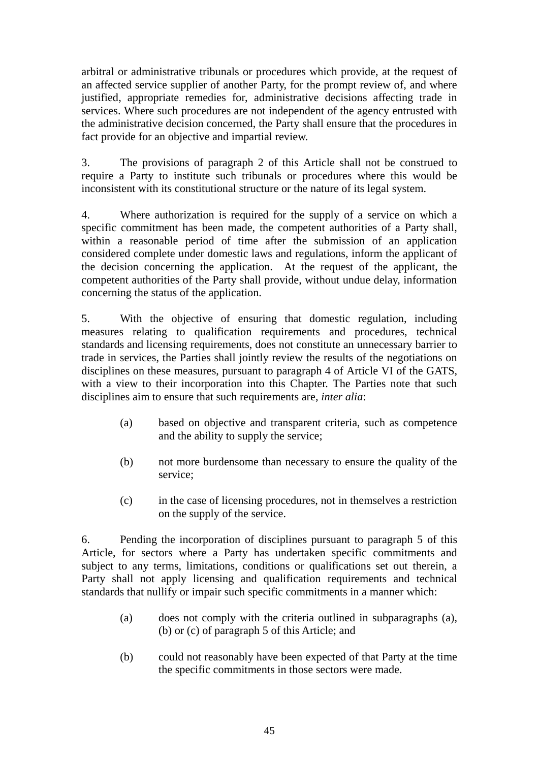arbitral or administrative tribunals or procedures which provide, at the request of an affected service supplier of another Party, for the prompt review of, and where justified, appropriate remedies for, administrative decisions affecting trade in services. Where such procedures are not independent of the agency entrusted with the administrative decision concerned, the Party shall ensure that the procedures in fact provide for an objective and impartial review.

3. The provisions of paragraph 2 of this Article shall not be construed to require a Party to institute such tribunals or procedures where this would be inconsistent with its constitutional structure or the nature of its legal system.

4. Where authorization is required for the supply of a service on which a specific commitment has been made, the competent authorities of a Party shall, within a reasonable period of time after the submission of an application considered complete under domestic laws and regulations, inform the applicant of the decision concerning the application. At the request of the applicant, the competent authorities of the Party shall provide, without undue delay, information concerning the status of the application.

5. With the objective of ensuring that domestic regulation, including measures relating to qualification requirements and procedures, technical standards and licensing requirements, does not constitute an unnecessary barrier to trade in services, the Parties shall jointly review the results of the negotiations on disciplines on these measures, pursuant to paragraph 4 of Article VI of the GATS, with a view to their incorporation into this Chapter. The Parties note that such disciplines aim to ensure that such requirements are, *inter alia*:

(a) based on objective and transparent criteria, such as competence and the ability to supply the service;

(b) not more burdensome than necessary to ensure the quality of the service;

(c) in the case of licensing procedures, not in themselves a restriction on the supply of the service.

6. Pending the incorporation of disciplines pursuant to paragraph 5 of this Article, for sectors where a Party has undertaken specific commitments and subject to any terms, limitations, conditions or qualifications set out therein, a Party shall not apply licensing and qualification requirements and technical standards that nullify or impair such specific commitments in a manner which:

(a) does not comply with the criteria outlined in subparagraphs (a), (b) or (c) of paragraph 5 of this Article; and

(b) could not reasonably have been expected of that Party at the time the specific commitments in those sectors were made.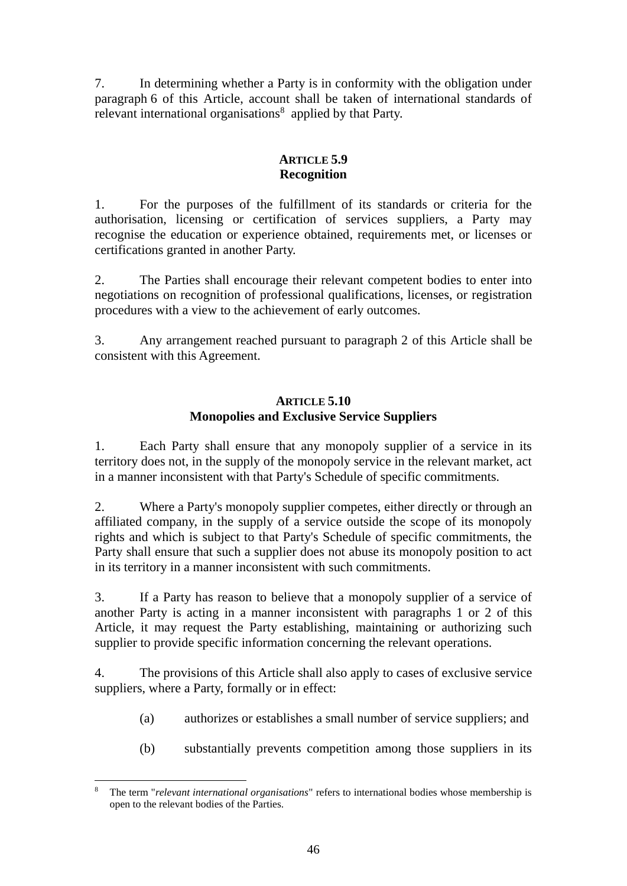7. In determining whether a Party is in conformity with the obligation under paragraph 6 of this Article, account shall be taken of international standards of relevant international organisations[8] applied by that Party.

### ARTICLE 5.9
### Recognition

1. For the purposes of the fulfillment of its standards or criteria for the authorisation, licensing or certification of services suppliers, a Party may recognise the education or experience obtained, requirements met, or licenses or certifications granted in another Party.

2. The Parties shall encourage their relevant competent bodies to enter into negotiations on recognition of professional qualifications, licenses, or registration procedures with a view to the achievement of early outcomes.

3. Any arrangement reached pursuant to paragraph 2 of this Article shall be consistent with this Agreement.

### ARTICLE 5.10
### Monopolies and Exclusive Service Suppliers

1. Each Party shall ensure that any monopoly supplier of a service in its territory does not, in the supply of the monopoly service in the relevant market, act in a manner inconsistent with that Party's Schedule of specific commitments.

2. Where a Party's monopoly supplier competes, either directly or through an affiliated company, in the supply of a service outside the scope of its monopoly rights and which is subject to that Party's Schedule of specific commitments, the Party shall ensure that such a supplier does not abuse its monopoly position to act in its territory in a manner inconsistent with such commitments.

3. If a Party has reason to believe that a monopoly supplier of a service of another Party is acting in a manner inconsistent with paragraphs 1 or 2 of this Article, it may request the Party establishing, maintaining or authorizing such supplier to provide specific information concerning the relevant operations.

4. The provisions of this Article shall also apply to cases of exclusive service suppliers, where a Party, formally or in effect:

   (a) authorizes or establishes a small number of service suppliers; and

   (b) substantially prevents competition among those suppliers in its

---

[8] The term "*relevant international organisations*" refers to international bodies whose membership is open to the relevant bodies of the Parties.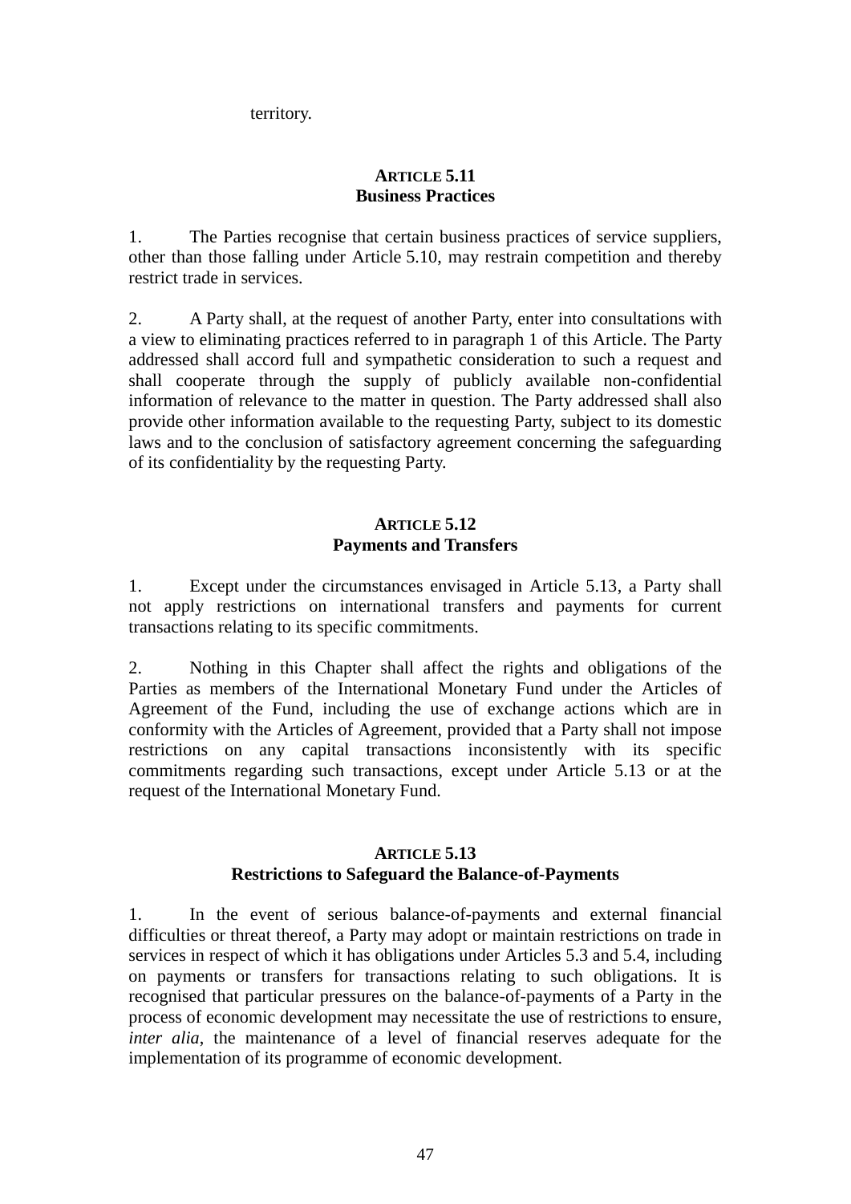territory.

### ARTICLE 5.11
### Business Practices

1. The Parties recognise that certain business practices of service suppliers, other than those falling under Article 5.10, may restrain competition and thereby restrict trade in services.

2. A Party shall, at the request of another Party, enter into consultations with a view to eliminating practices referred to in paragraph 1 of this Article. The Party addressed shall accord full and sympathetic consideration to such a request and shall cooperate through the supply of publicly available non-confidential information of relevance to the matter in question. The Party addressed shall also provide other information available to the requesting Party, subject to its domestic laws and to the conclusion of satisfactory agreement concerning the safeguarding of its confidentiality by the requesting Party.

### ARTICLE 5.12
### Payments and Transfers

1. Except under the circumstances envisaged in Article 5.13, a Party shall not apply restrictions on international transfers and payments for current transactions relating to its specific commitments.

2. Nothing in this Chapter shall affect the rights and obligations of the Parties as members of the International Monetary Fund under the Articles of Agreement of the Fund, including the use of exchange actions which are in conformity with the Articles of Agreement, provided that a Party shall not impose restrictions on any capital transactions inconsistently with its specific commitments regarding such transactions, except under Article 5.13 or at the request of the International Monetary Fund.

### ARTICLE 5.13
### Restrictions to Safeguard the Balance-of-Payments

1. In the event of serious balance-of-payments and external financial difficulties or threat thereof, a Party may adopt or maintain restrictions on trade in services in respect of which it has obligations under Articles 5.3 and 5.4, including on payments or transfers for transactions relating to such obligations. It is recognised that particular pressures on the balance-of-payments of a Party in the process of economic development may necessitate the use of restrictions to ensure, *inter alia*, the maintenance of a level of financial reserves adequate for the implementation of its programme of economic development.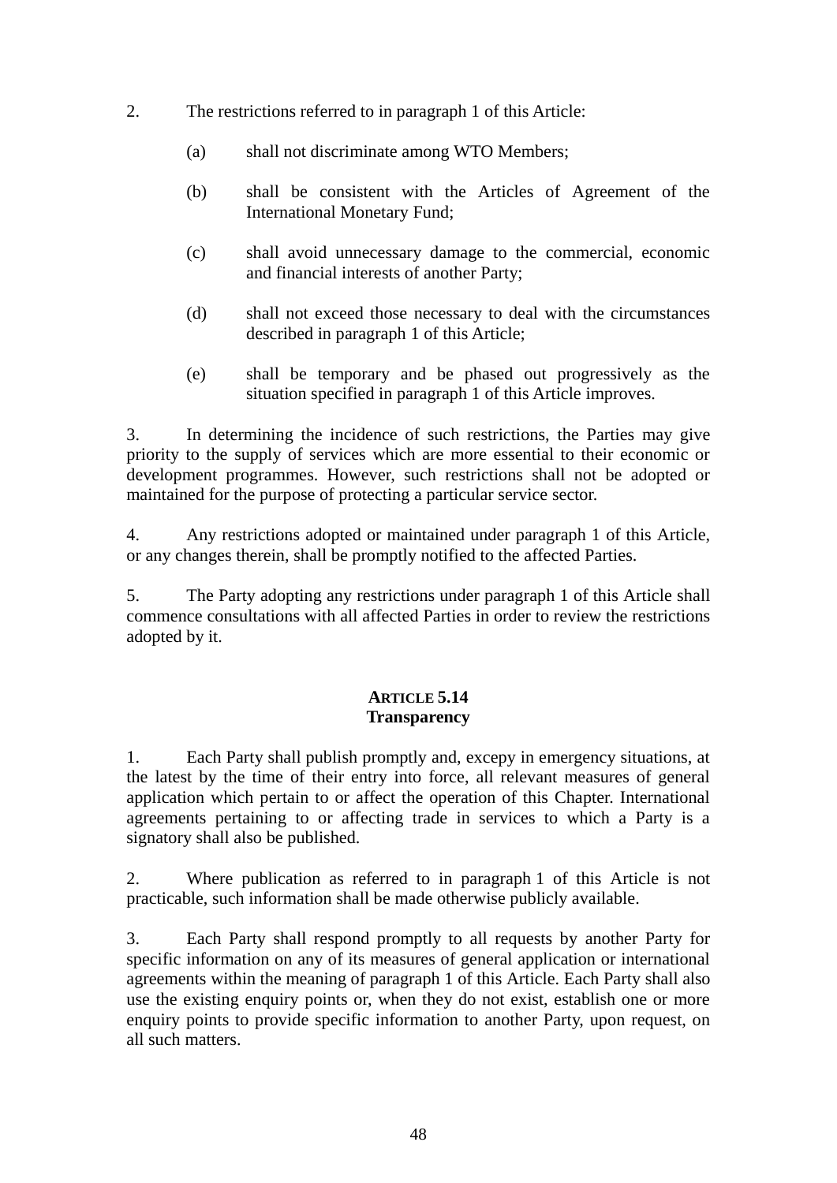2. The restrictions referred to in paragraph 1 of this Article:

   (a) shall not discriminate among WTO Members;

   (b) shall be consistent with the Articles of Agreement of the International Monetary Fund;

   (c) shall avoid unnecessary damage to the commercial, economic and financial interests of another Party;

   (d) shall not exceed those necessary to deal with the circumstances described in paragraph 1 of this Article;

   (e) shall be temporary and be phased out progressively as the situation specified in paragraph 1 of this Article improves.

3. In determining the incidence of such restrictions, the Parties may give priority to the supply of services which are more essential to their economic or development programmes. However, such restrictions shall not be adopted or maintained for the purpose of protecting a particular service sector.

4. Any restrictions adopted or maintained under paragraph 1 of this Article, or any changes therein, shall be promptly notified to the affected Parties.

5. The Party adopting any restrictions under paragraph 1 of this Article shall commence consultations with all affected Parties in order to review the restrictions adopted by it.

## ARTICLE 5.14
## Transparency

1. Each Party shall publish promptly and, excepy in emergency situations, at the latest by the time of their entry into force, all relevant measures of general application which pertain to or affect the operation of this Chapter. International agreements pertaining to or affecting trade in services to which a Party is a signatory shall also be published.

2. Where publication as referred to in paragraph 1 of this Article is not practicable, such information shall be made otherwise publicly available.

3. Each Party shall respond promptly to all requests by another Party for specific information on any of its measures of general application or international agreements within the meaning of paragraph 1 of this Article. Each Party shall also use the existing enquiry points or, when they do not exist, establish one or more enquiry points to provide specific information to another Party, upon request, on all such matters.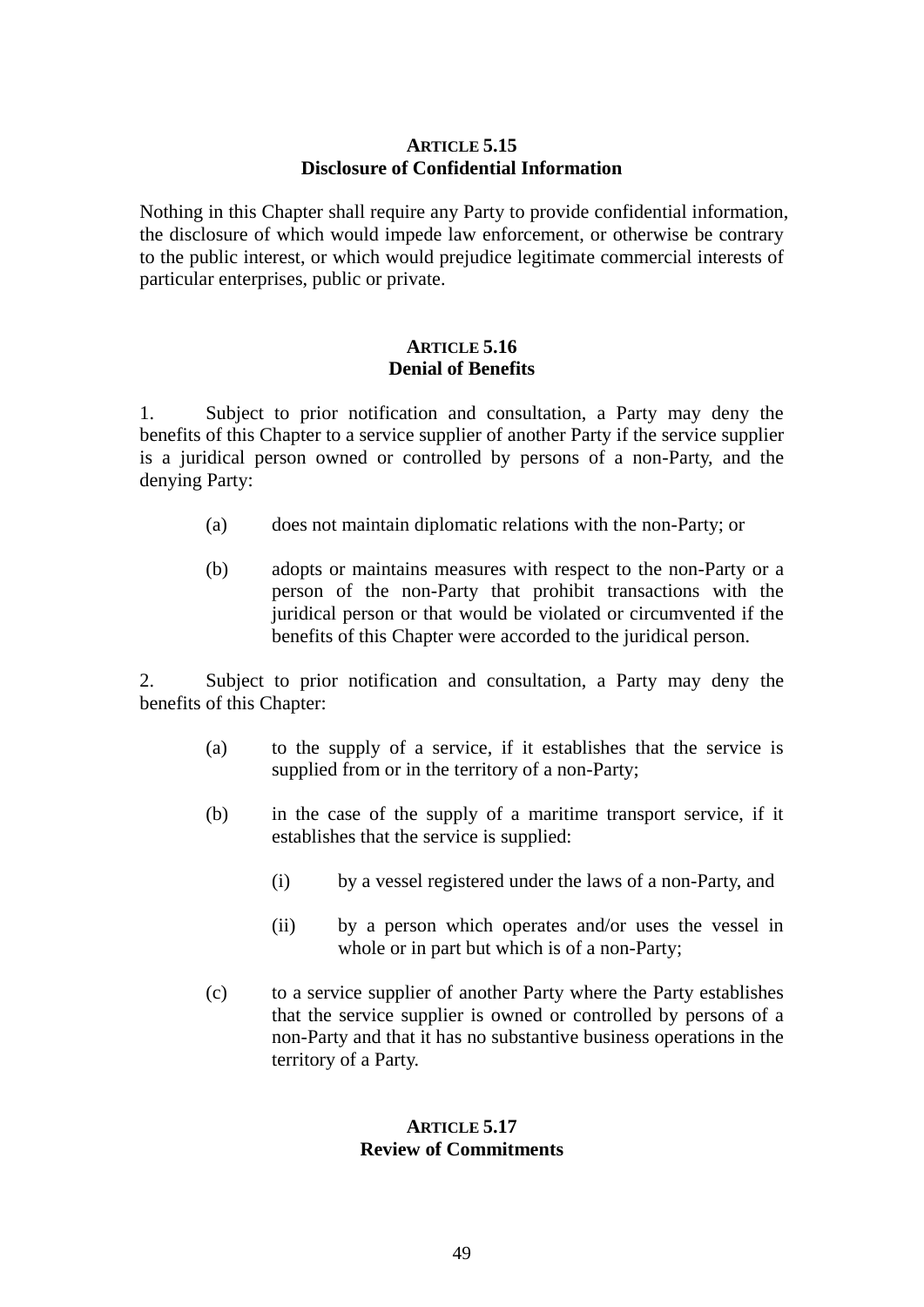### ARTICLE 5.15
### Disclosure of Confidential Information

Nothing in this Chapter shall require any Party to provide confidential information, the disclosure of which would impede law enforcement, or otherwise be contrary to the public interest, or which would prejudice legitimate commercial interests of particular enterprises, public or private.

### ARTICLE 5.16
### Denial of Benefits

1. Subject to prior notification and consultation, a Party may deny the benefits of this Chapter to a service supplier of another Party if the service supplier is a juridical person owned or controlled by persons of a non-Party, and the denying Party:

   (a) does not maintain diplomatic relations with the non-Party; or

   (b) adopts or maintains measures with respect to the non-Party or a person of the non-Party that prohibit transactions with the juridical person or that would be violated or circumvented if the benefits of this Chapter were accorded to the juridical person.

2. Subject to prior notification and consultation, a Party may deny the benefits of this Chapter:

   (a) to the supply of a service, if it establishes that the service is supplied from or in the territory of a non-Party;

   (b) in the case of the supply of a maritime transport service, if it establishes that the service is supplied:

      (i) by a vessel registered under the laws of a non-Party, and

      (ii) by a person which operates and/or uses the vessel in whole or in part but which is of a non-Party;

   (c) to a service supplier of another Party where the Party establishes that the service supplier is owned or controlled by persons of a non-Party and that it has no substantive business operations in the territory of a Party.

### ARTICLE 5.17
### Review of Commitments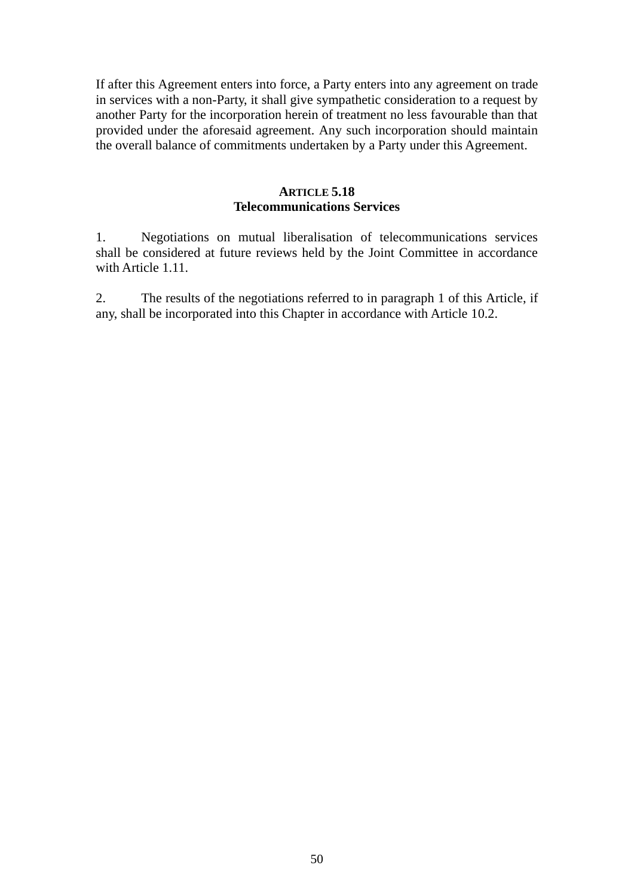If after this Agreement enters into force, a Party enters into any agreement on trade in services with a non-Party, it shall give sympathetic consideration to a request by another Party for the incorporation herein of treatment no less favourable than that provided under the aforesaid agreement. Any such incorporation should maintain the overall balance of commitments undertaken by a Party under this Agreement.

### ARTICLE 5.18
### Telecommunications Services

1. Negotiations on mutual liberalisation of telecommunications services shall be considered at future reviews held by the Joint Committee in accordance with Article 1.11.

2. The results of the negotiations referred to in paragraph 1 of this Article, if any, shall be incorporated into this Chapter in accordance with Article 10.2.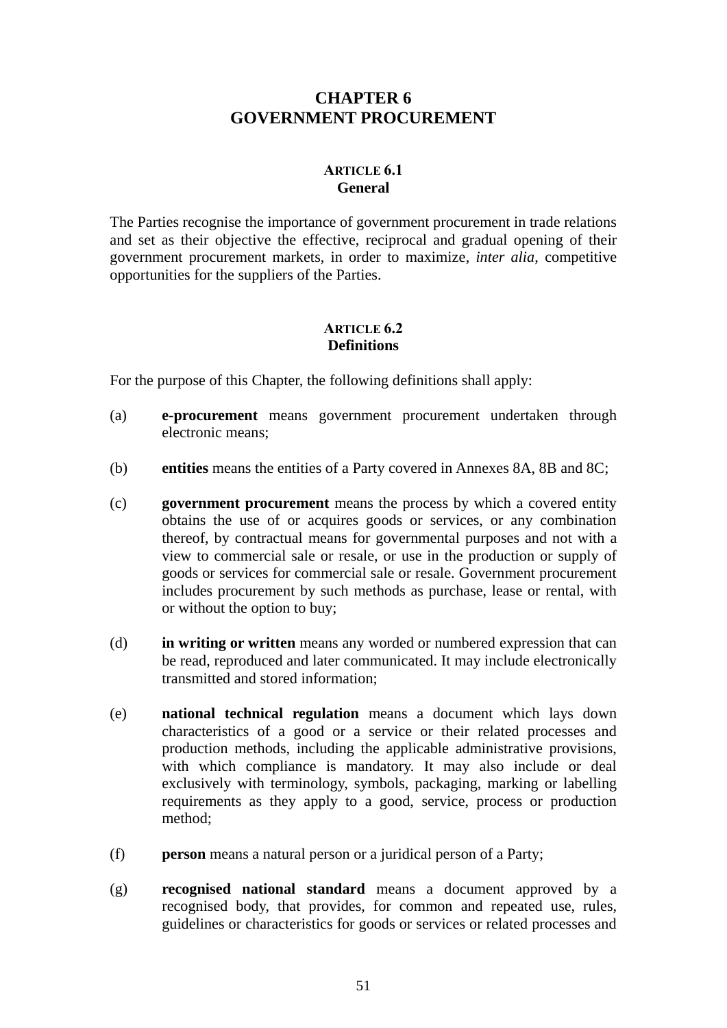# CHAPTER 6
# GOVERNMENT PROCUREMENT

### ARTICLE 6.1
### General

The Parties recognise the importance of government procurement in trade relations and set as their objective the effective, reciprocal and gradual opening of their government procurement markets, in order to maximize, *inter alia*, competitive opportunities for the suppliers of the Parties.

### ARTICLE 6.2
### Definitions

For the purpose of this Chapter, the following definitions shall apply:

(a) **e-procurement** means government procurement undertaken through electronic means;

(b) **entities** means the entities of a Party covered in Annexes 8A, 8B and 8C;

(c) **government procurement** means the process by which a covered entity obtains the use of or acquires goods or services, or any combination thereof, by contractual means for governmental purposes and not with a view to commercial sale or resale, or use in the production or supply of goods or services for commercial sale or resale. Government procurement includes procurement by such methods as purchase, lease or rental, with or without the option to buy;

(d) **in writing or written** means any worded or numbered expression that can be read, reproduced and later communicated. It may include electronically transmitted and stored information;

(e) **national technical regulation** means a document which lays down characteristics of a good or a service or their related processes and production methods, including the applicable administrative provisions, with which compliance is mandatory. It may also include or deal exclusively with terminology, symbols, packaging, marking or labelling requirements as they apply to a good, service, process or production method;

(f) **person** means a natural person or a juridical person of a Party;

(g) **recognised national standard** means a document approved by a recognised body, that provides, for common and repeated use, rules, guidelines or characteristics for goods or services or related processes and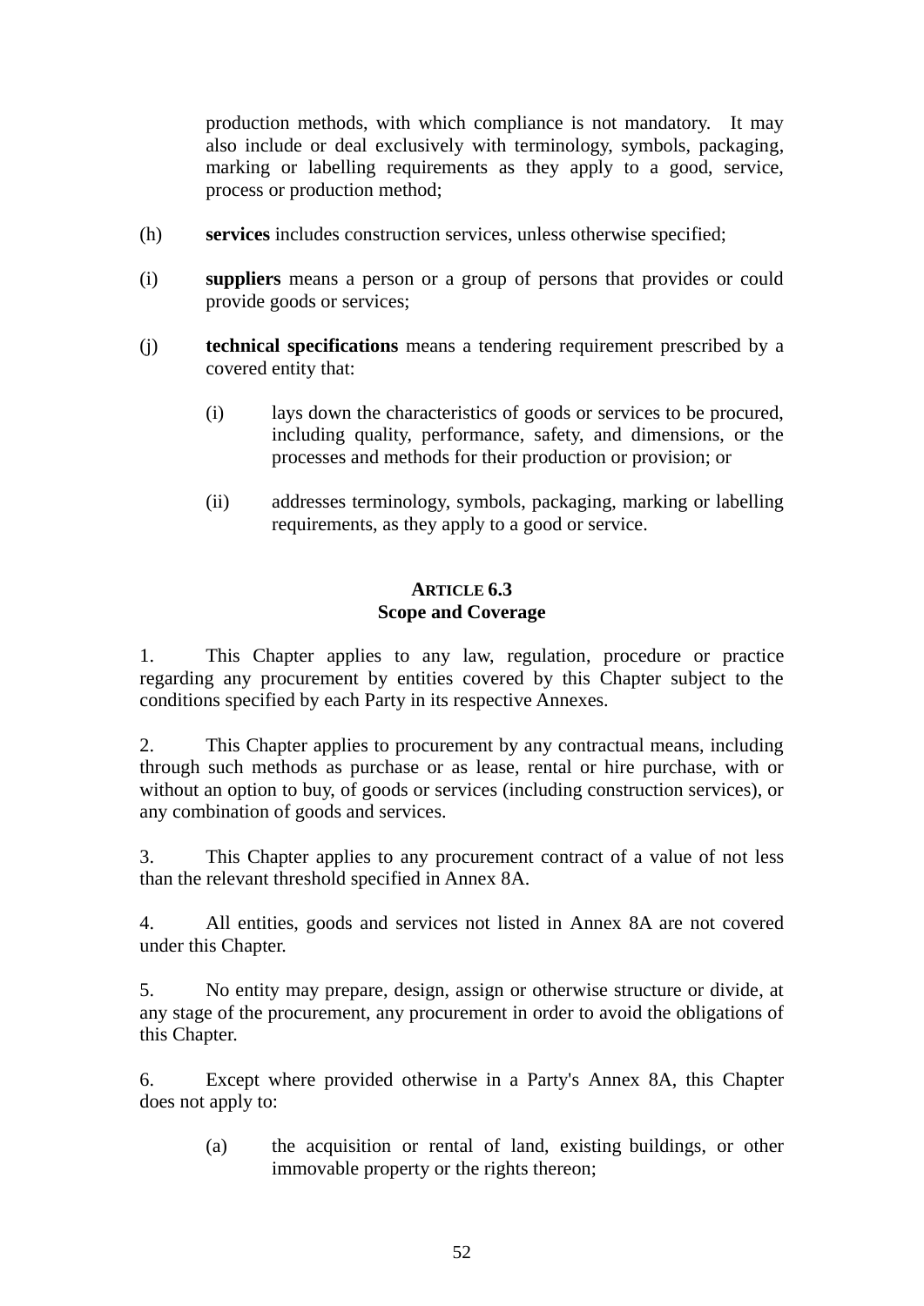production methods, with which compliance is not mandatory. It may also include or deal exclusively with terminology, symbols, packaging, marking or labelling requirements as they apply to a good, service, process or production method;

(h) **services** includes construction services, unless otherwise specified;

(i) **suppliers** means a person or a group of persons that provides or could provide goods or services;

(j) **technical specifications** means a tendering requirement prescribed by a covered entity that:

  (i) lays down the characteristics of goods or services to be procured, including quality, performance, safety, and dimensions, or the processes and methods for their production or provision; or

  (ii) addresses terminology, symbols, packaging, marking or labelling requirements, as they apply to a good or service.

## ARTICLE 6.3
## Scope and Coverage

1. This Chapter applies to any law, regulation, procedure or practice regarding any procurement by entities covered by this Chapter subject to the conditions specified by each Party in its respective Annexes.

2. This Chapter applies to procurement by any contractual means, including through such methods as purchase or as lease, rental or hire purchase, with or without an option to buy, of goods or services (including construction services), or any combination of goods and services.

3. This Chapter applies to any procurement contract of a value of not less than the relevant threshold specified in Annex 8A.

4. All entities, goods and services not listed in Annex 8A are not covered under this Chapter.

5. No entity may prepare, design, assign or otherwise structure or divide, at any stage of the procurement, any procurement in order to avoid the obligations of this Chapter.

6. Except where provided otherwise in a Party's Annex 8A, this Chapter does not apply to:

  (a) the acquisition or rental of land, existing buildings, or other immovable property or the rights thereon;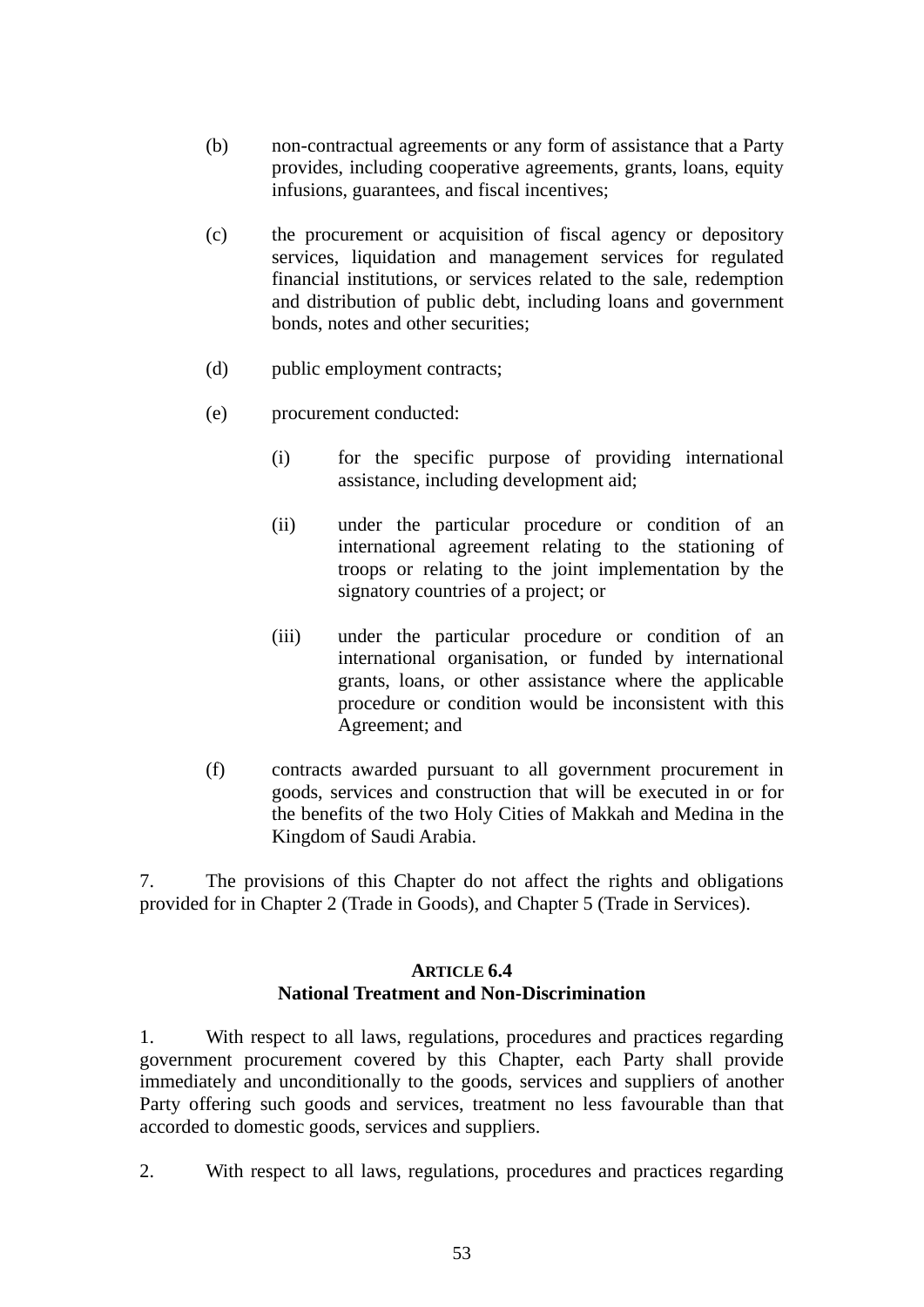(b) non-contractual agreements or any form of assistance that a Party provides, including cooperative agreements, grants, loans, equity infusions, guarantees, and fiscal incentives;

(c) the procurement or acquisition of fiscal agency or depository services, liquidation and management services for regulated financial institutions, or services related to the sale, redemption and distribution of public debt, including loans and government bonds, notes and other securities;

(d) public employment contracts;

(e) procurement conducted:

    (i) for the specific purpose of providing international assistance, including development aid;

    (ii) under the particular procedure or condition of an international agreement relating to the stationing of troops or relating to the joint implementation by the signatory countries of a project; or

    (iii) under the particular procedure or condition of an international organisation, or funded by international grants, loans, or other assistance where the applicable procedure or condition would be inconsistent with this Agreement; and

(f) contracts awarded pursuant to all government procurement in goods, services and construction that will be executed in or for the benefits of the two Holy Cities of Makkah and Medina in the Kingdom of Saudi Arabia.

7. The provisions of this Chapter do not affect the rights and obligations provided for in Chapter 2 (Trade in Goods), and Chapter 5 (Trade in Services).

### ARTICLE 6.4
### National Treatment and Non-Discrimination

1. With respect to all laws, regulations, procedures and practices regarding government procurement covered by this Chapter, each Party shall provide immediately and unconditionally to the goods, services and suppliers of another Party offering such goods and services, treatment no less favourable than that accorded to domestic goods, services and suppliers.

2. With respect to all laws, regulations, procedures and practices regarding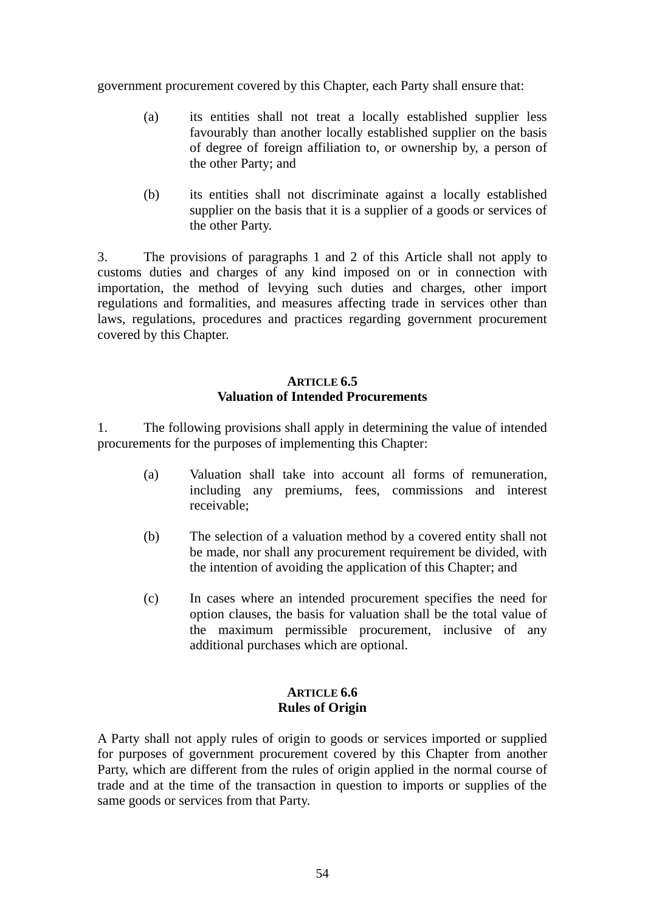government procurement covered by this Chapter, each Party shall ensure that:

(a) its entities shall not treat a locally established supplier less favourably than another locally established supplier on the basis of degree of foreign affiliation to, or ownership by, a person of the other Party; and

(b) its entities shall not discriminate against a locally established supplier on the basis that it is a supplier of a goods or services of the other Party.

3. The provisions of paragraphs 1 and 2 of this Article shall not apply to customs duties and charges of any kind imposed on or in connection with importation, the method of levying such duties and charges, other import regulations and formalities, and measures affecting trade in services other than laws, regulations, procedures and practices regarding government procurement covered by this Chapter.

### ARTICLE 6.5
### Valuation of Intended Procurements

1. The following provisions shall apply in determining the value of intended procurements for the purposes of implementing this Chapter:

(a) Valuation shall take into account all forms of remuneration, including any premiums, fees, commissions and interest receivable;

(b) The selection of a valuation method by a covered entity shall not be made, nor shall any procurement requirement be divided, with the intention of avoiding the application of this Chapter; and

(c) In cases where an intended procurement specifies the need for option clauses, the basis for valuation shall be the total value of the maximum permissible procurement, inclusive of any additional purchases which are optional.

### ARTICLE 6.6
### Rules of Origin

A Party shall not apply rules of origin to goods or services imported or supplied for purposes of government procurement covered by this Chapter from another Party, which are different from the rules of origin applied in the normal course of trade and at the time of the transaction in question to imports or supplies of the same goods or services from that Party.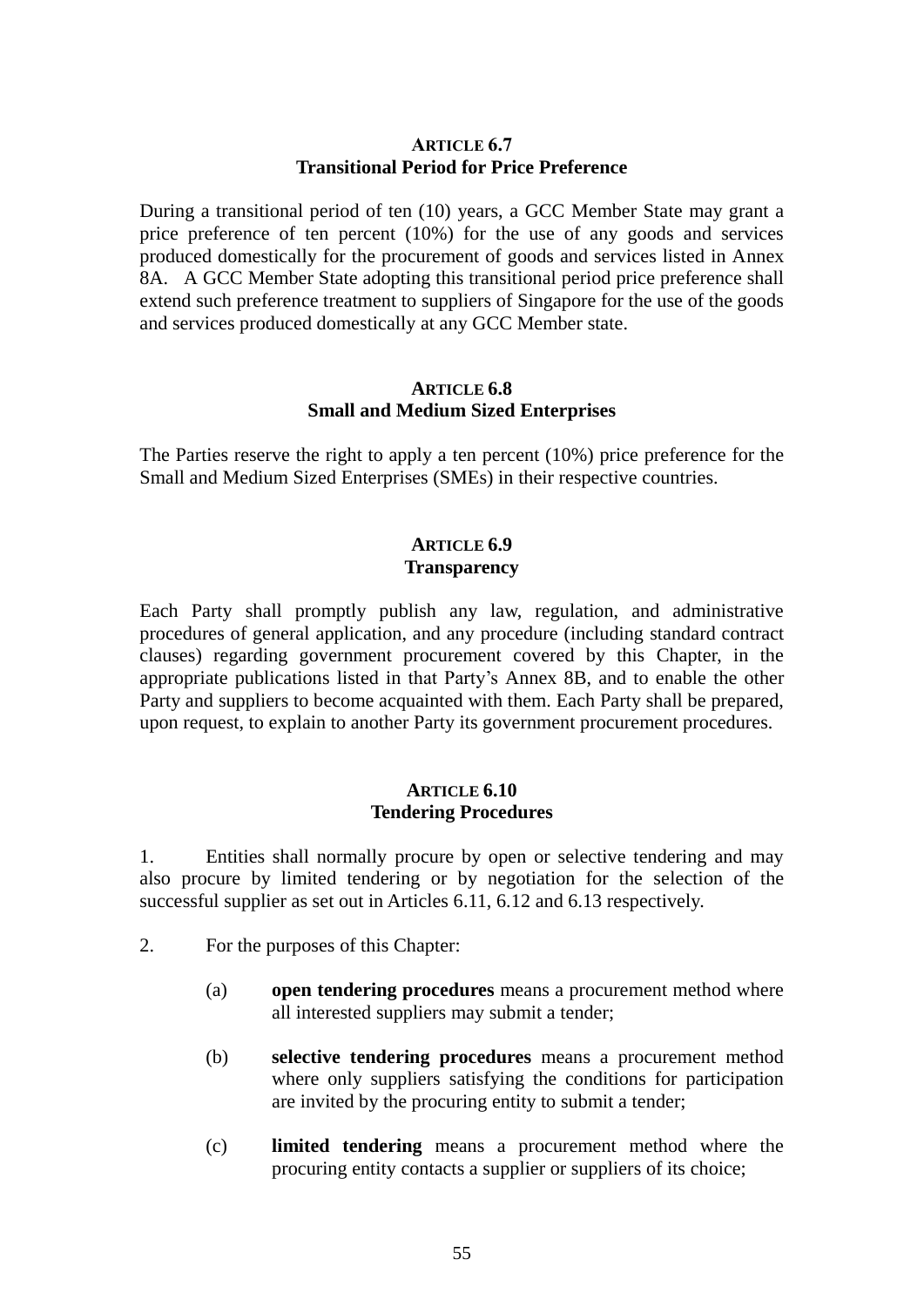### ARTICLE 6.7
### Transitional Period for Price Preference

During a transitional period of ten (10) years, a GCC Member State may grant a price preference of ten percent (10%) for the use of any goods and services produced domestically for the procurement of goods and services listed in Annex 8A. A GCC Member State adopting this transitional period price preference shall extend such preference treatment to suppliers of Singapore for the use of the goods and services produced domestically at any GCC Member state.

### ARTICLE 6.8
### Small and Medium Sized Enterprises

The Parties reserve the right to apply a ten percent (10%) price preference for the Small and Medium Sized Enterprises (SMEs) in their respective countries.

### ARTICLE 6.9
### Transparency

Each Party shall promptly publish any law, regulation, and administrative procedures of general application, and any procedure (including standard contract clauses) regarding government procurement covered by this Chapter, in the appropriate publications listed in that Party's Annex 8B, and to enable the other Party and suppliers to become acquainted with them. Each Party shall be prepared, upon request, to explain to another Party its government procurement procedures.

### ARTICLE 6.10
### Tendering Procedures

1. Entities shall normally procure by open or selective tendering and may also procure by limited tendering or by negotiation for the selection of the successful supplier as set out in Articles 6.11, 6.12 and 6.13 respectively.

2. For the purposes of this Chapter:

   (a) **open tendering procedures** means a procurement method where all interested suppliers may submit a tender;

   (b) **selective tendering procedures** means a procurement method where only suppliers satisfying the conditions for participation are invited by the procuring entity to submit a tender;

   (c) **limited tendering** means a procurement method where the procuring entity contacts a supplier or suppliers of its choice;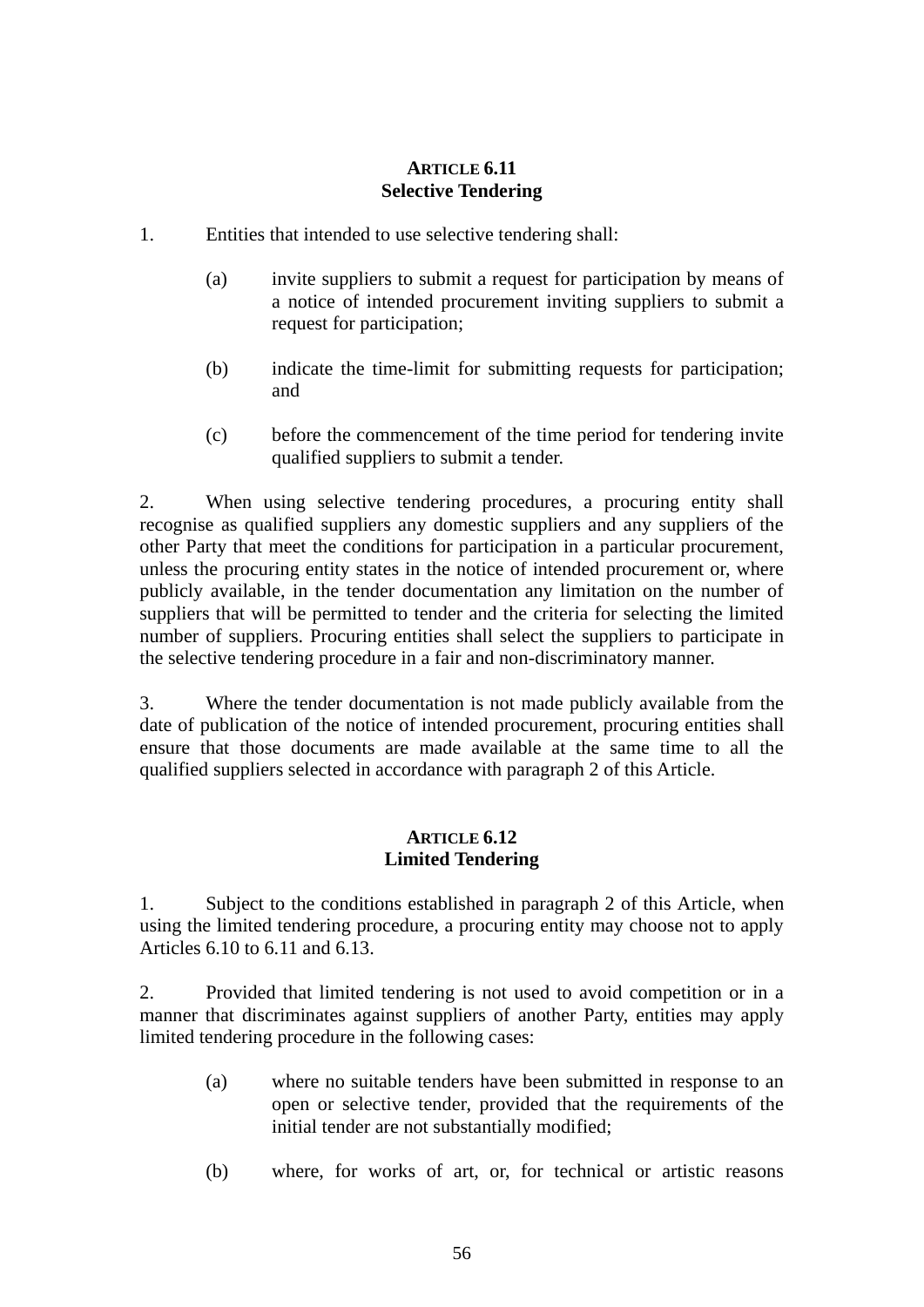### ARTICLE 6.11
### Selective Tendering

1. Entities that intended to use selective tendering shall:

   (a) invite suppliers to submit a request for participation by means of a notice of intended procurement inviting suppliers to submit a request for participation;

   (b) indicate the time-limit for submitting requests for participation; and

   (c) before the commencement of the time period for tendering invite qualified suppliers to submit a tender.

2. When using selective tendering procedures, a procuring entity shall recognise as qualified suppliers any domestic suppliers and any suppliers of the other Party that meet the conditions for participation in a particular procurement, unless the procuring entity states in the notice of intended procurement or, where publicly available, in the tender documentation any limitation on the number of suppliers that will be permitted to tender and the criteria for selecting the limited number of suppliers. Procuring entities shall select the suppliers to participate in the selective tendering procedure in a fair and non-discriminatory manner.

3. Where the tender documentation is not made publicly available from the date of publication of the notice of intended procurement, procuring entities shall ensure that those documents are made available at the same time to all the qualified suppliers selected in accordance with paragraph 2 of this Article.

### ARTICLE 6.12
### Limited Tendering

1. Subject to the conditions established in paragraph 2 of this Article, when using the limited tendering procedure, a procuring entity may choose not to apply Articles 6.10 to 6.11 and 6.13.

2. Provided that limited tendering is not used to avoid competition or in a manner that discriminates against suppliers of another Party, entities may apply limited tendering procedure in the following cases:

   (a) where no suitable tenders have been submitted in response to an open or selective tender, provided that the requirements of the initial tender are not substantially modified;

   (b) where, for works of art, or, for technical or artistic reasons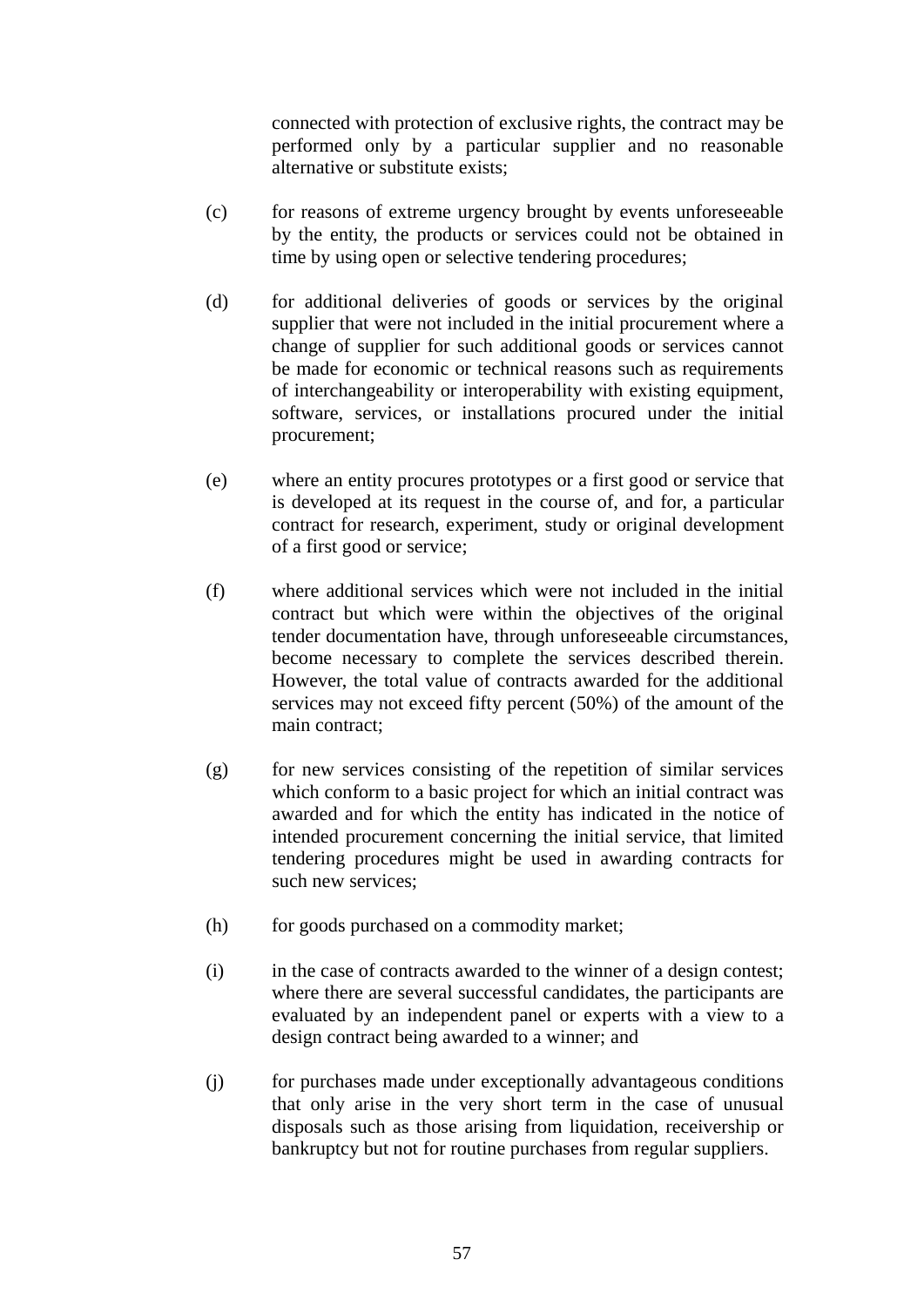connected with protection of exclusive rights, the contract may be performed only by a particular supplier and no reasonable alternative or substitute exists;

(c) for reasons of extreme urgency brought by events unforeseeable by the entity, the products or services could not be obtained in time by using open or selective tendering procedures;

(d) for additional deliveries of goods or services by the original supplier that were not included in the initial procurement where a change of supplier for such additional goods or services cannot be made for economic or technical reasons such as requirements of interchangeability or interoperability with existing equipment, software, services, or installations procured under the initial procurement;

(e) where an entity procures prototypes or a first good or service that is developed at its request in the course of, and for, a particular contract for research, experiment, study or original development of a first good or service;

(f) where additional services which were not included in the initial contract but which were within the objectives of the original tender documentation have, through unforeseeable circumstances, become necessary to complete the services described therein. However, the total value of contracts awarded for the additional services may not exceed fifty percent (50%) of the amount of the main contract;

(g) for new services consisting of the repetition of similar services which conform to a basic project for which an initial contract was awarded and for which the entity has indicated in the notice of intended procurement concerning the initial service, that limited tendering procedures might be used in awarding contracts for such new services;

(h) for goods purchased on a commodity market;

(i) in the case of contracts awarded to the winner of a design contest; where there are several successful candidates, the participants are evaluated by an independent panel or experts with a view to a design contract being awarded to a winner; and

(j) for purchases made under exceptionally advantageous conditions that only arise in the very short term in the case of unusual disposals such as those arising from liquidation, receivership or bankruptcy but not for routine purchases from regular suppliers.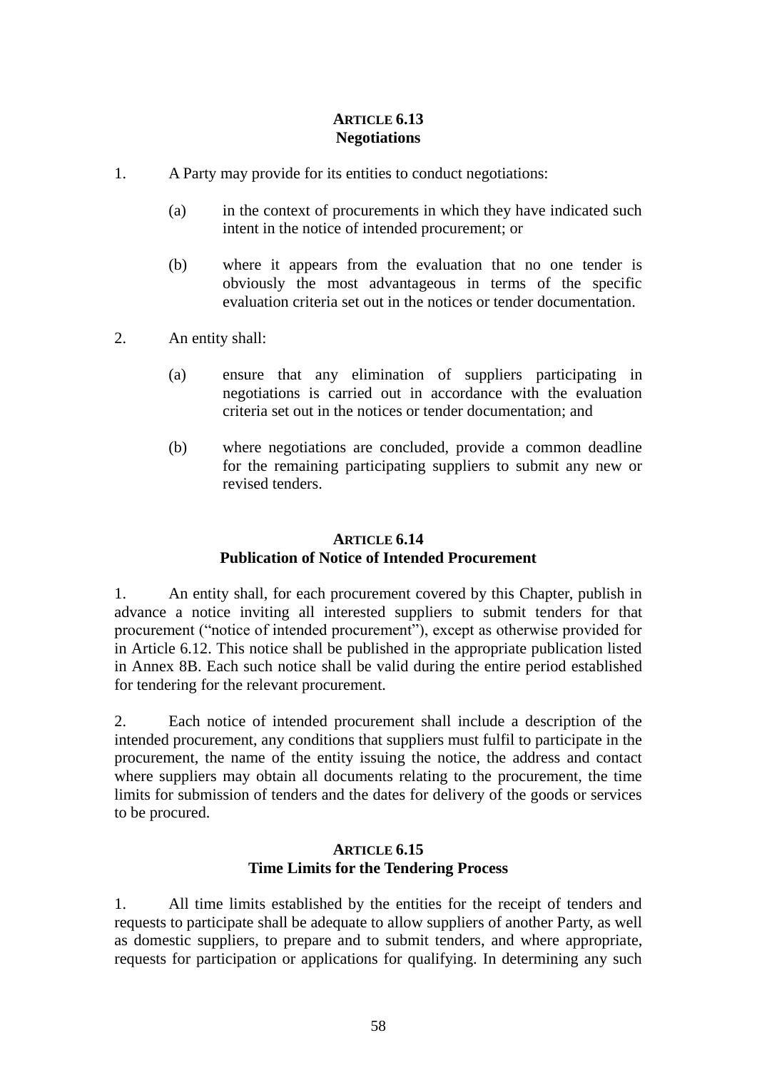### ARTICLE 6.13
### Negotiations

1. A Party may provide for its entities to conduct negotiations:

   (a) in the context of procurements in which they have indicated such intent in the notice of intended procurement; or

   (b) where it appears from the evaluation that no one tender is obviously the most advantageous in terms of the specific evaluation criteria set out in the notices or tender documentation.

2. An entity shall:

   (a) ensure that any elimination of suppliers participating in negotiations is carried out in accordance with the evaluation criteria set out in the notices or tender documentation; and

   (b) where negotiations are concluded, provide a common deadline for the remaining participating suppliers to submit any new or revised tenders.

### ARTICLE 6.14
### Publication of Notice of Intended Procurement

1. An entity shall, for each procurement covered by this Chapter, publish in advance a notice inviting all interested suppliers to submit tenders for that procurement ("notice of intended procurement"), except as otherwise provided for in Article 6.12. This notice shall be published in the appropriate publication listed in Annex 8B. Each such notice shall be valid during the entire period established for tendering for the relevant procurement.

2. Each notice of intended procurement shall include a description of the intended procurement, any conditions that suppliers must fulfil to participate in the procurement, the name of the entity issuing the notice, the address and contact where suppliers may obtain all documents relating to the procurement, the time limits for submission of tenders and the dates for delivery of the goods or services to be procured.

### ARTICLE 6.15
### Time Limits for the Tendering Process

1. All time limits established by the entities for the receipt of tenders and requests to participate shall be adequate to allow suppliers of another Party, as well as domestic suppliers, to prepare and to submit tenders, and where appropriate, requests for participation or applications for qualifying. In determining any such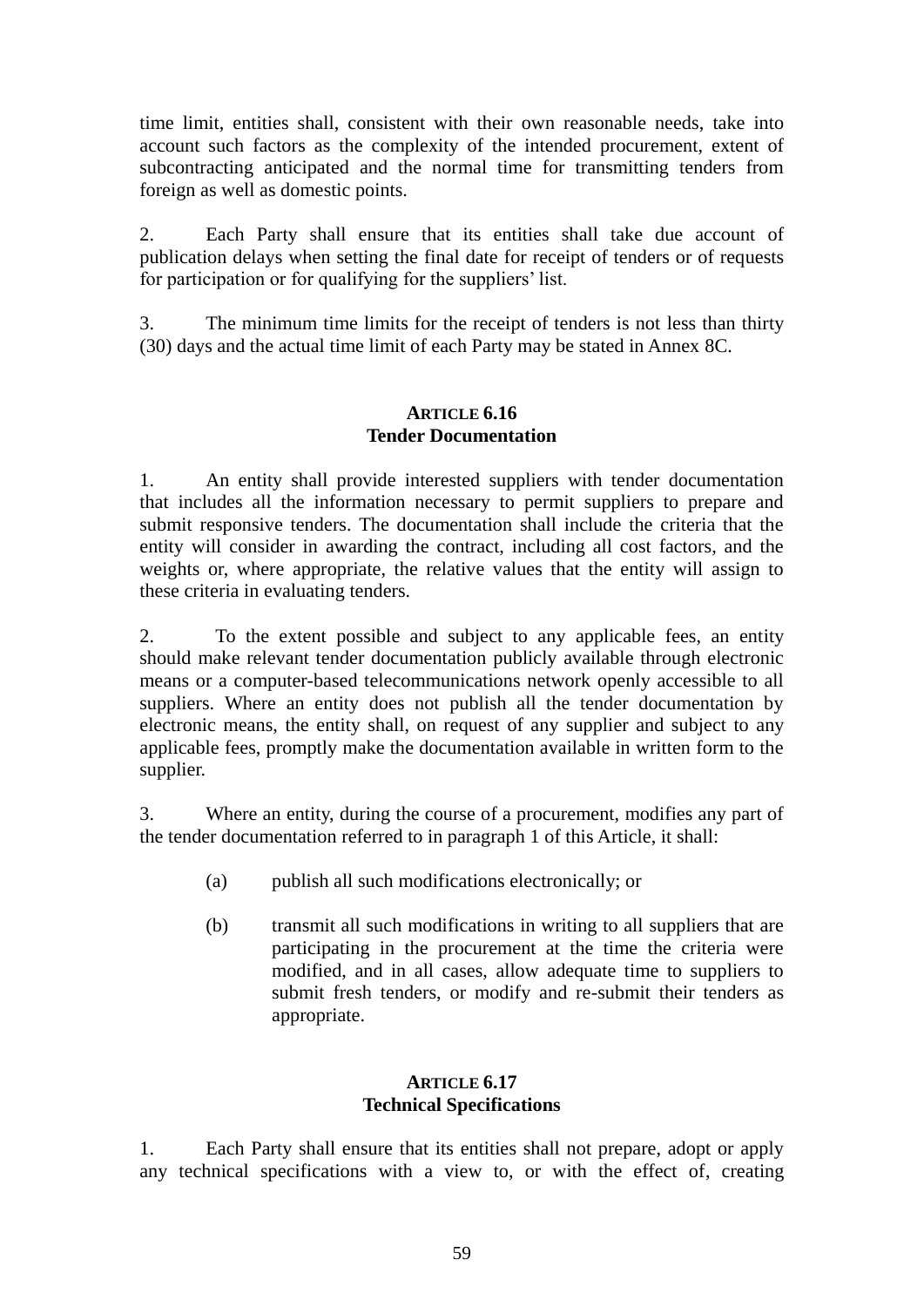time limit, entities shall, consistent with their own reasonable needs, take into account such factors as the complexity of the intended procurement, extent of subcontracting anticipated and the normal time for transmitting tenders from foreign as well as domestic points.

2. Each Party shall ensure that its entities shall take due account of publication delays when setting the final date for receipt of tenders or of requests for participation or for qualifying for the suppliers' list.

3. The minimum time limits for the receipt of tenders is not less than thirty (30) days and the actual time limit of each Party may be stated in Annex 8C.

## ARTICLE 6.16
## Tender Documentation

1. An entity shall provide interested suppliers with tender documentation that includes all the information necessary to permit suppliers to prepare and submit responsive tenders. The documentation shall include the criteria that the entity will consider in awarding the contract, including all cost factors, and the weights or, where appropriate, the relative values that the entity will assign to these criteria in evaluating tenders.

2. To the extent possible and subject to any applicable fees, an entity should make relevant tender documentation publicly available through electronic means or a computer-based telecommunications network openly accessible to all suppliers. Where an entity does not publish all the tender documentation by electronic means, the entity shall, on request of any supplier and subject to any applicable fees, promptly make the documentation available in written form to the supplier.

3. Where an entity, during the course of a procurement, modifies any part of the tender documentation referred to in paragraph 1 of this Article, it shall:

(a) publish all such modifications electronically; or

(b) transmit all such modifications in writing to all suppliers that are participating in the procurement at the time the criteria were modified, and in all cases, allow adequate time to suppliers to submit fresh tenders, or modify and re-submit their tenders as appropriate.

## ARTICLE 6.17
## Technical Specifications

1. Each Party shall ensure that its entities shall not prepare, adopt or apply any technical specifications with a view to, or with the effect of, creating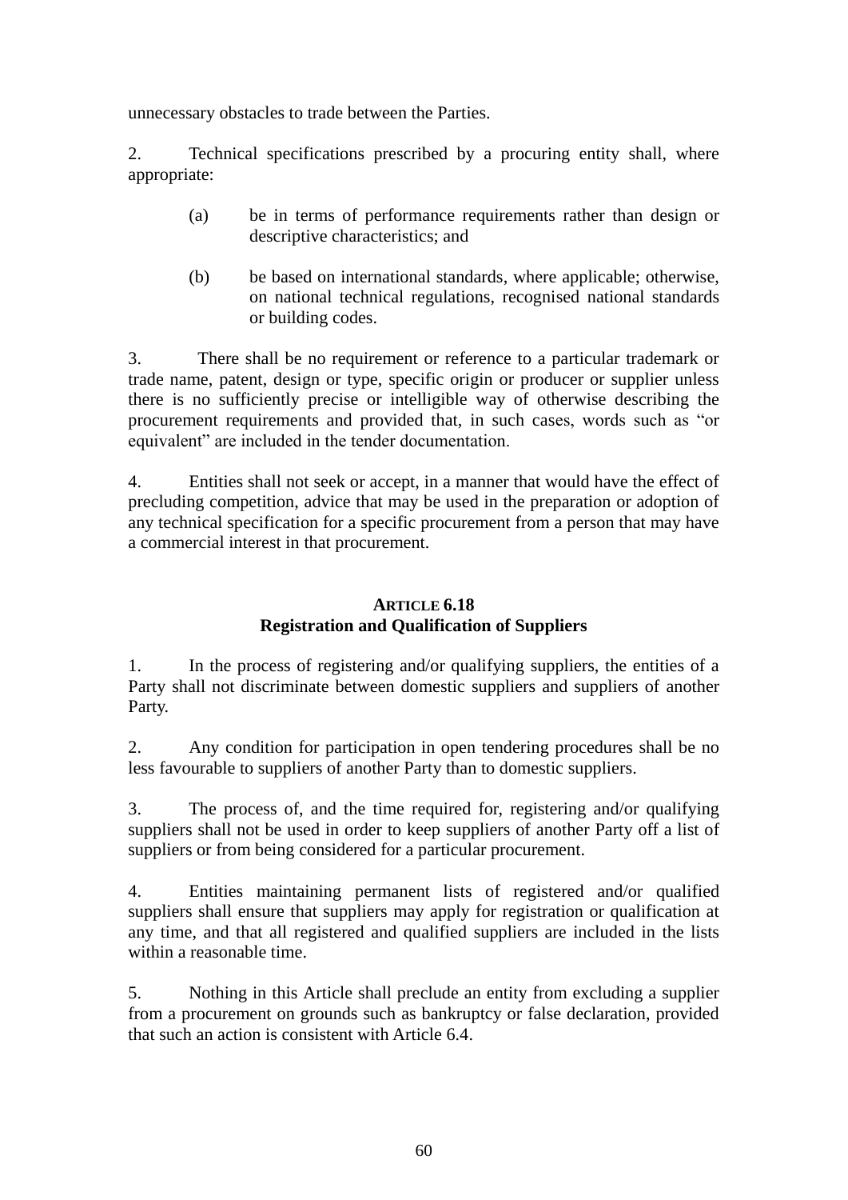unnecessary obstacles to trade between the Parties.

2. Technical specifications prescribed by a procuring entity shall, where appropriate:

(a) be in terms of performance requirements rather than design or descriptive characteristics; and

(b) be based on international standards, where applicable; otherwise, on national technical regulations, recognised national standards or building codes.

3. There shall be no requirement or reference to a particular trademark or trade name, patent, design or type, specific origin or producer or supplier unless there is no sufficiently precise or intelligible way of otherwise describing the procurement requirements and provided that, in such cases, words such as "or equivalent" are included in the tender documentation.

4. Entities shall not seek or accept, in a manner that would have the effect of precluding competition, advice that may be used in the preparation or adoption of any technical specification for a specific procurement from a person that may have a commercial interest in that procurement.

## ARTICLE 6.18
## Registration and Qualification of Suppliers

1. In the process of registering and/or qualifying suppliers, the entities of a Party shall not discriminate between domestic suppliers and suppliers of another Party.

2. Any condition for participation in open tendering procedures shall be no less favourable to suppliers of another Party than to domestic suppliers.

3. The process of, and the time required for, registering and/or qualifying suppliers shall not be used in order to keep suppliers of another Party off a list of suppliers or from being considered for a particular procurement.

4. Entities maintaining permanent lists of registered and/or qualified suppliers shall ensure that suppliers may apply for registration or qualification at any time, and that all registered and qualified suppliers are included in the lists within a reasonable time.

5. Nothing in this Article shall preclude an entity from excluding a supplier from a procurement on grounds such as bankruptcy or false declaration, provided that such an action is consistent with Article 6.4.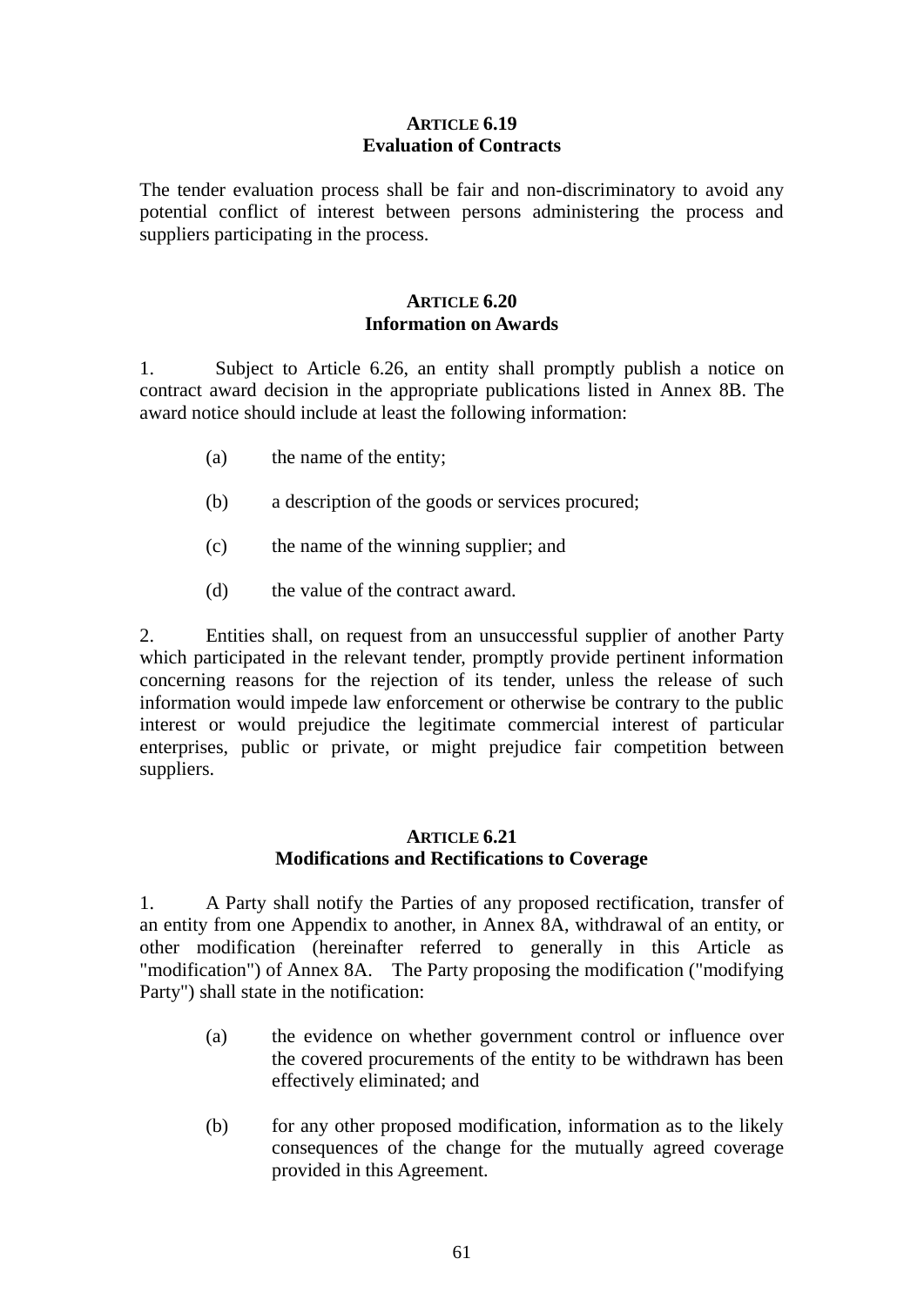### ARTICLE 6.19
### Evaluation of Contracts

The tender evaluation process shall be fair and non-discriminatory to avoid any potential conflict of interest between persons administering the process and suppliers participating in the process.

### ARTICLE 6.20
### Information on Awards

1. Subject to Article 6.26, an entity shall promptly publish a notice on contract award decision in the appropriate publications listed in Annex 8B. The award notice should include at least the following information:

   (a) the name of the entity;

   (b) a description of the goods or services procured;

   (c) the name of the winning supplier; and

   (d) the value of the contract award.

2. Entities shall, on request from an unsuccessful supplier of another Party which participated in the relevant tender, promptly provide pertinent information concerning reasons for the rejection of its tender, unless the release of such information would impede law enforcement or otherwise be contrary to the public interest or would prejudice the legitimate commercial interest of particular enterprises, public or private, or might prejudice fair competition between suppliers.

### ARTICLE 6.21
### Modifications and Rectifications to Coverage

1. A Party shall notify the Parties of any proposed rectification, transfer of an entity from one Appendix to another, in Annex 8A, withdrawal of an entity, or other modification (hereinafter referred to generally in this Article as "modification") of Annex 8A. The Party proposing the modification ("modifying Party") shall state in the notification:

   (a) the evidence on whether government control or influence over the covered procurements of the entity to be withdrawn has been effectively eliminated; and

   (b) for any other proposed modification, information as to the likely consequences of the change for the mutually agreed coverage provided in this Agreement.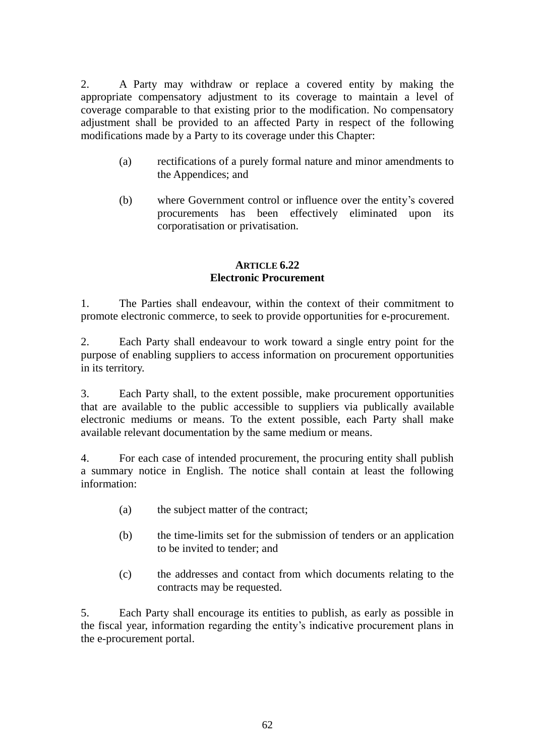2. A Party may withdraw or replace a covered entity by making the appropriate compensatory adjustment to its coverage to maintain a level of coverage comparable to that existing prior to the modification. No compensatory adjustment shall be provided to an affected Party in respect of the following modifications made by a Party to its coverage under this Chapter:

   (a) rectifications of a purely formal nature and minor amendments to the Appendices; and

   (b) where Government control or influence over the entity's covered procurements has been effectively eliminated upon its corporatisation or privatisation.

### ARTICLE 6.22
### Electronic Procurement

1. The Parties shall endeavour, within the context of their commitment to promote electronic commerce, to seek to provide opportunities for e-procurement.

2. Each Party shall endeavour to work toward a single entry point for the purpose of enabling suppliers to access information on procurement opportunities in its territory.

3. Each Party shall, to the extent possible, make procurement opportunities that are available to the public accessible to suppliers via publically available electronic mediums or means. To the extent possible, each Party shall make available relevant documentation by the same medium or means.

4. For each case of intended procurement, the procuring entity shall publish a summary notice in English. The notice shall contain at least the following information:

   (a) the subject matter of the contract;

   (b) the time-limits set for the submission of tenders or an application to be invited to tender; and

   (c) the addresses and contact from which documents relating to the contracts may be requested.

5. Each Party shall encourage its entities to publish, as early as possible in the fiscal year, information regarding the entity's indicative procurement plans in the e-procurement portal.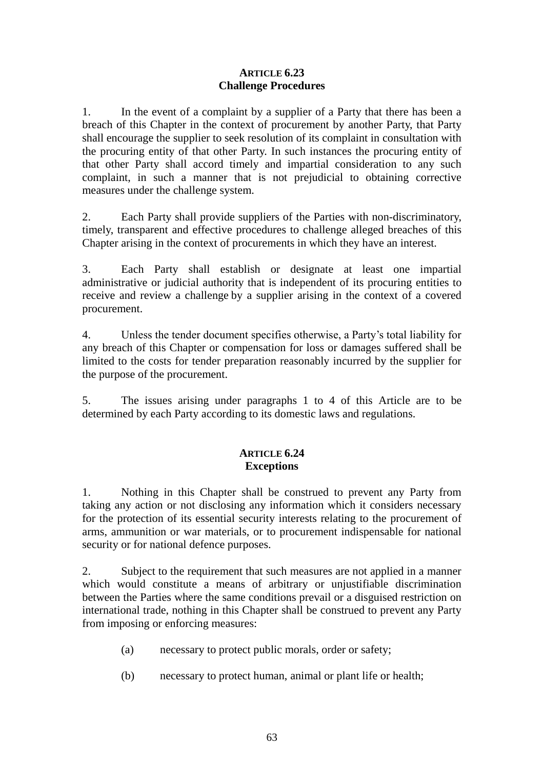**ARTICLE 6.23**
**Challenge Procedures**

1. In the event of a complaint by a supplier of a Party that there has been a breach of this Chapter in the context of procurement by another Party, that Party shall encourage the supplier to seek resolution of its complaint in consultation with the procuring entity of that other Party. In such instances the procuring entity of that other Party shall accord timely and impartial consideration to any such complaint, in such a manner that is not prejudicial to obtaining corrective measures under the challenge system.

2. Each Party shall provide suppliers of the Parties with non-discriminatory, timely, transparent and effective procedures to challenge alleged breaches of this Chapter arising in the context of procurements in which they have an interest.

3. Each Party shall establish or designate at least one impartial administrative or judicial authority that is independent of its procuring entities to receive and review a challenge by a supplier arising in the context of a covered procurement.

4. Unless the tender document specifies otherwise, a Party's total liability for any breach of this Chapter or compensation for loss or damages suffered shall be limited to the costs for tender preparation reasonably incurred by the supplier for the purpose of the procurement.

5. The issues arising under paragraphs 1 to 4 of this Article are to be determined by each Party according to its domestic laws and regulations.

**ARTICLE 6.24**
**Exceptions**

1. Nothing in this Chapter shall be construed to prevent any Party from taking any action or not disclosing any information which it considers necessary for the protection of its essential security interests relating to the procurement of arms, ammunition or war materials, or to procurement indispensable for national security or for national defence purposes.

2. Subject to the requirement that such measures are not applied in a manner which would constitute a means of arbitrary or unjustifiable discrimination between the Parties where the same conditions prevail or a disguised restriction on international trade, nothing in this Chapter shall be construed to prevent any Party from imposing or enforcing measures:

(a) necessary to protect public morals, order or safety;

(b) necessary to protect human, animal or plant life or health;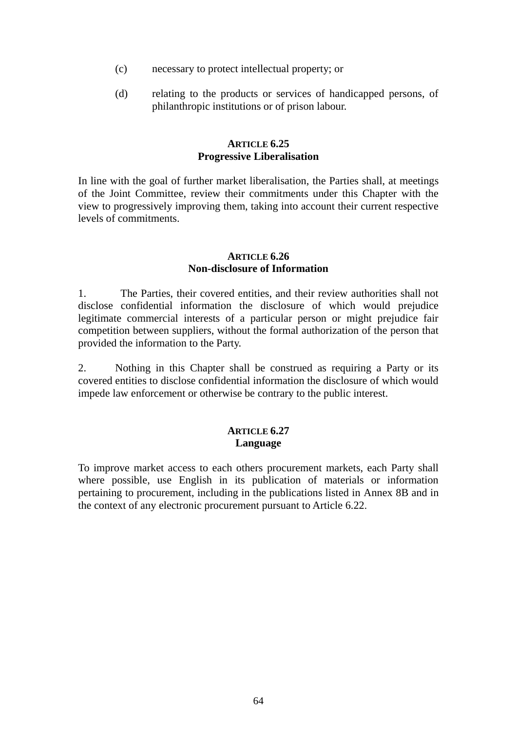(c) necessary to protect intellectual property; or

(d) relating to the products or services of handicapped persons, of philanthropic institutions or of prison labour.

### ARTICLE 6.25
### Progressive Liberalisation

In line with the goal of further market liberalisation, the Parties shall, at meetings of the Joint Committee, review their commitments under this Chapter with the view to progressively improving them, taking into account their current respective levels of commitments.

### ARTICLE 6.26
### Non-disclosure of Information

1. The Parties, their covered entities, and their review authorities shall not disclose confidential information the disclosure of which would prejudice legitimate commercial interests of a particular person or might prejudice fair competition between suppliers, without the formal authorization of the person that provided the information to the Party.

2. Nothing in this Chapter shall be construed as requiring a Party or its covered entities to disclose confidential information the disclosure of which would impede law enforcement or otherwise be contrary to the public interest.

### ARTICLE 6.27
### Language

To improve market access to each others procurement markets, each Party shall where possible, use English in its publication of materials or information pertaining to procurement, including in the publications listed in Annex 8B and in the context of any electronic procurement pursuant to Article 6.22.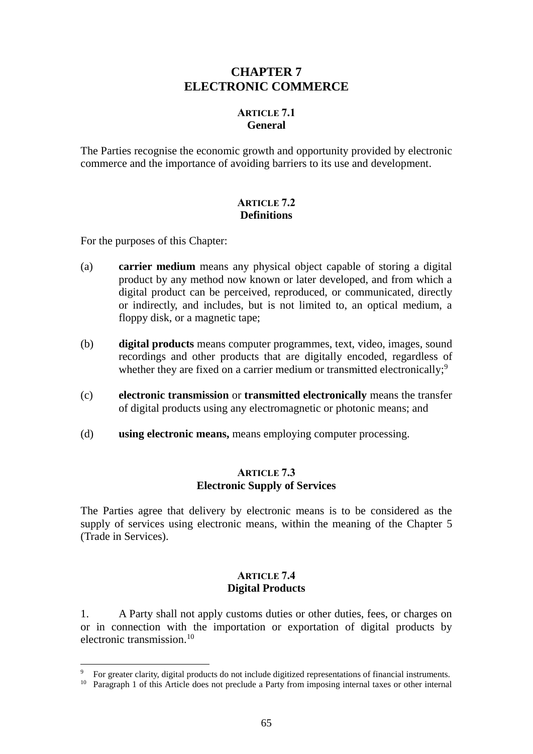# CHAPTER 7
# ELECTRONIC COMMERCE

## ARTICLE 7.1
## General

The Parties recognise the economic growth and opportunity provided by electronic commerce and the importance of avoiding barriers to its use and development.

## ARTICLE 7.2
## Definitions

For the purposes of this Chapter:

(a) **carrier medium** means any physical object capable of storing a digital product by any method now known or later developed, and from which a digital product can be perceived, reproduced, or communicated, directly or indirectly, and includes, but is not limited to, an optical medium, a floppy disk, or a magnetic tape;

(b) **digital products** means computer programmes, text, video, images, sound recordings and other products that are digitally encoded, regardless of whether they are fixed on a carrier medium or transmitted electronically;[9]

(c) **electronic transmission** or **transmitted electronically** means the transfer of digital products using any electromagnetic or photonic means; and

(d) **using electronic means,** means employing computer processing.

## ARTICLE 7.3
## Electronic Supply of Services

The Parties agree that delivery by electronic means is to be considered as the supply of services using electronic means, within the meaning of the Chapter 5 (Trade in Services).

## ARTICLE 7.4
## Digital Products

1. A Party shall not apply customs duties or other duties, fees, or charges on or in connection with the importation or exportation of digital products by electronic transmission.[10]

---

[9] For greater clarity, digital products do not include digitized representations of financial instruments.

[10] Paragraph 1 of this Article does not preclude a Party from imposing internal taxes or other internal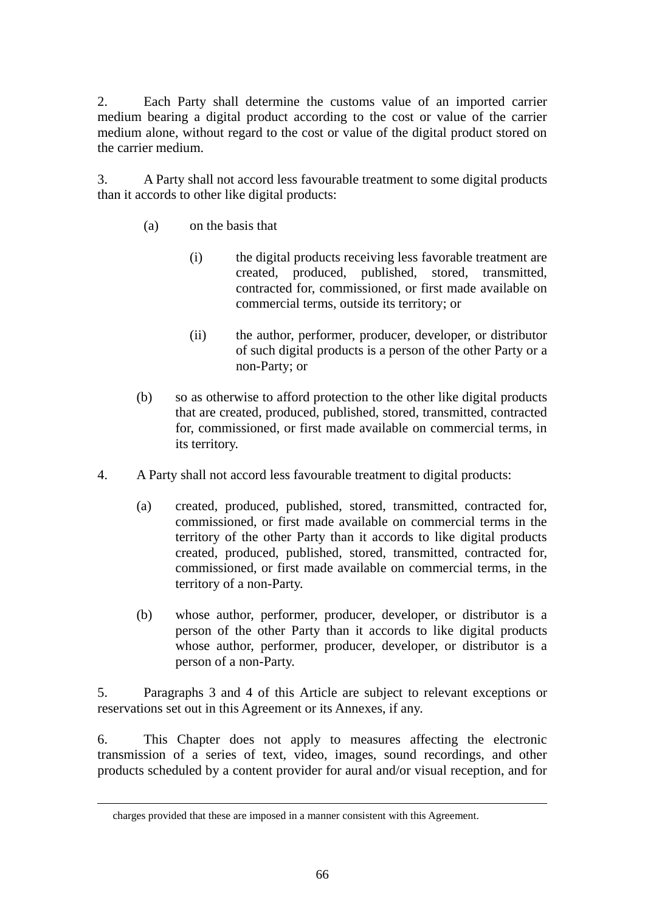2. Each Party shall determine the customs value of an imported carrier medium bearing a digital product according to the cost or value of the carrier medium alone, without regard to the cost or value of the digital product stored on the carrier medium.

3. A Party shall not accord less favourable treatment to some digital products than it accords to other like digital products:

(a) on the basis that

(i) the digital products receiving less favorable treatment are created, produced, published, stored, transmitted, contracted for, commissioned, or first made available on commercial terms, outside its territory; or

(ii) the author, performer, producer, developer, or distributor of such digital products is a person of the other Party or a non-Party; or

(b) so as otherwise to afford protection to the other like digital products that are created, produced, published, stored, transmitted, contracted for, commissioned, or first made available on commercial terms, in its territory.

4. A Party shall not accord less favourable treatment to digital products:

(a) created, produced, published, stored, transmitted, contracted for, commissioned, or first made available on commercial terms in the territory of the other Party than it accords to like digital products created, produced, published, stored, transmitted, contracted for, commissioned, or first made available on commercial terms, in the territory of a non-Party.

(b) whose author, performer, producer, developer, or distributor is a person of the other Party than it accords to like digital products whose author, performer, producer, developer, or distributor is a person of a non-Party.

5. Paragraphs 3 and 4 of this Article are subject to relevant exceptions or reservations set out in this Agreement or its Annexes, if any.

6. This Chapter does not apply to measures affecting the electronic transmission of a series of text, video, images, sound recordings, and other products scheduled by a content provider for aural and/or visual reception, and for

---

charges provided that these are imposed in a manner consistent with this Agreement.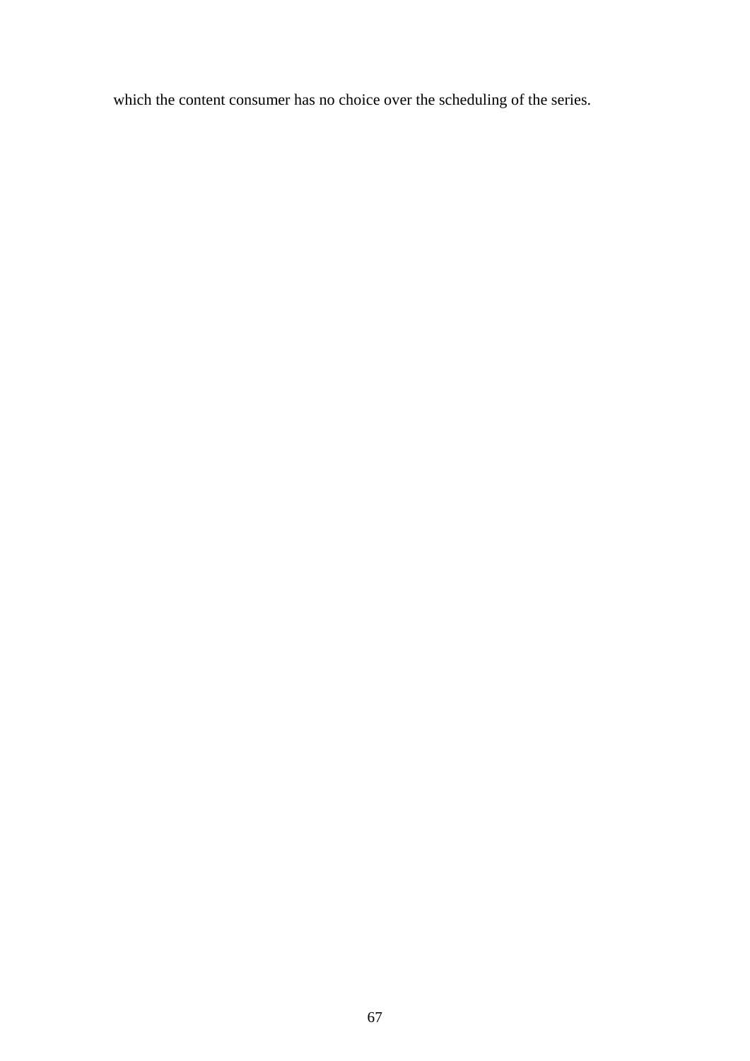which the content consumer has no choice over the scheduling of the series.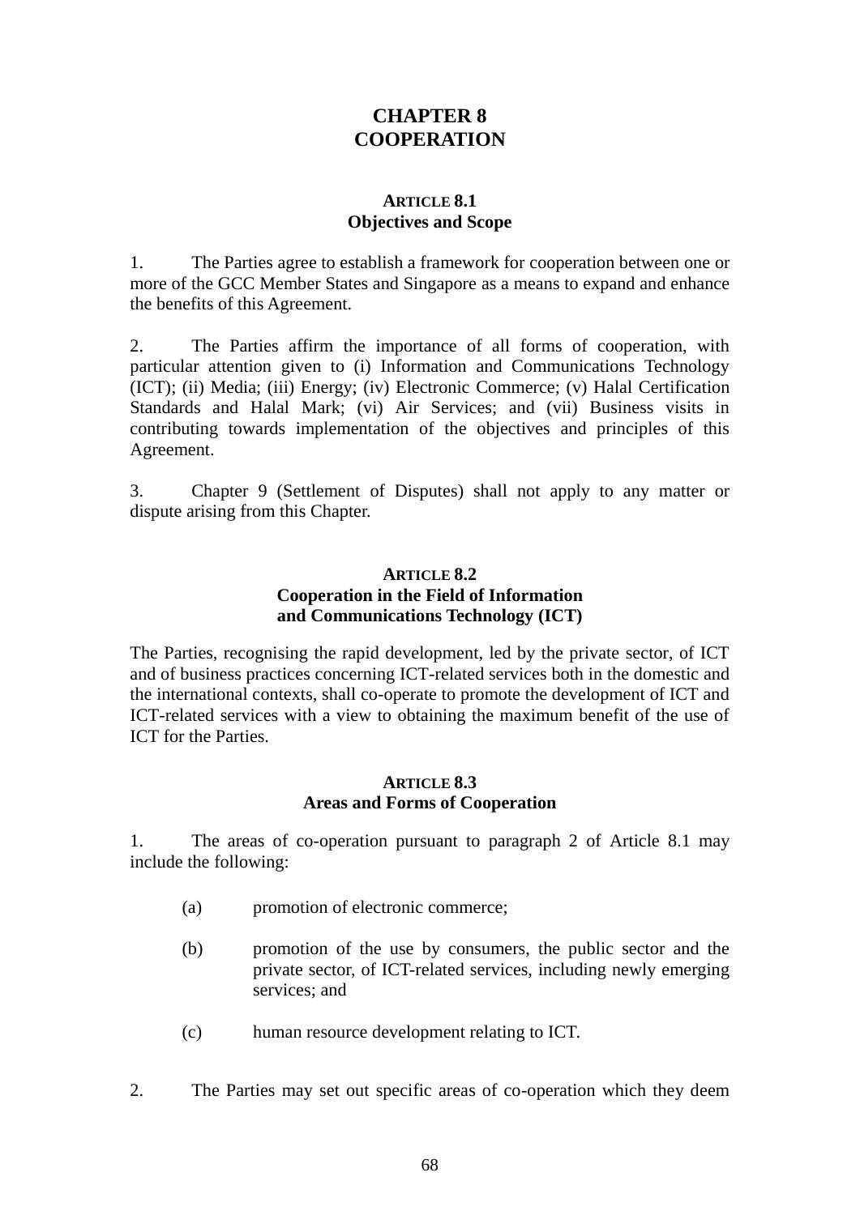# CHAPTER 8
# COOPERATION

### ARTICLE 8.1
### Objectives and Scope

1. The Parties agree to establish a framework for cooperation between one or more of the GCC Member States and Singapore as a means to expand and enhance the benefits of this Agreement.

2. The Parties affirm the importance of all forms of cooperation, with particular attention given to (i) Information and Communications Technology (ICT); (ii) Media; (iii) Energy; (iv) Electronic Commerce; (v) Halal Certification Standards and Halal Mark; (vi) Air Services; and (vii) Business visits in contributing towards implementation of the objectives and principles of this Agreement.

3. Chapter 9 (Settlement of Disputes) shall not apply to any matter or dispute arising from this Chapter.

### ARTICLE 8.2
### Cooperation in the Field of Information and Communications Technology (ICT)

The Parties, recognising the rapid development, led by the private sector, of ICT and of business practices concerning ICT-related services both in the domestic and the international contexts, shall co-operate to promote the development of ICT and ICT-related services with a view to obtaining the maximum benefit of the use of ICT for the Parties.

### ARTICLE 8.3
### Areas and Forms of Cooperation

1. The areas of co-operation pursuant to paragraph 2 of Article 8.1 may include the following:

   (a) promotion of electronic commerce;

   (b) promotion of the use by consumers, the public sector and the private sector, of ICT-related services, including newly emerging services; and

   (c) human resource development relating to ICT.

2. The Parties may set out specific areas of co-operation which they deem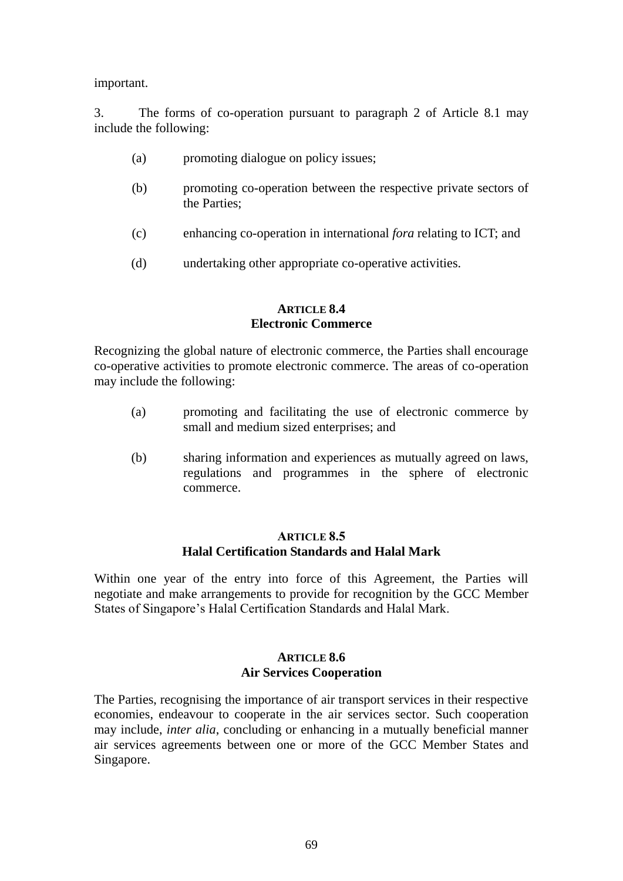important.

3. The forms of co-operation pursuant to paragraph 2 of Article 8.1 may include the following:

(a) promoting dialogue on policy issues;

(b) promoting co-operation between the respective private sectors of the Parties;

(c) enhancing co-operation in international *fora* relating to ICT; and

(d) undertaking other appropriate co-operative activities.

### ARTICLE 8.4
### Electronic Commerce

Recognizing the global nature of electronic commerce, the Parties shall encourage co-operative activities to promote electronic commerce. The areas of co-operation may include the following:

(a) promoting and facilitating the use of electronic commerce by small and medium sized enterprises; and

(b) sharing information and experiences as mutually agreed on laws, regulations and programmes in the sphere of electronic commerce.

### ARTICLE 8.5
### Halal Certification Standards and Halal Mark

Within one year of the entry into force of this Agreement, the Parties will negotiate and make arrangements to provide for recognition by the GCC Member States of Singapore's Halal Certification Standards and Halal Mark.

### ARTICLE 8.6
### Air Services Cooperation

The Parties, recognising the importance of air transport services in their respective economies, endeavour to cooperate in the air services sector. Such cooperation may include, *inter alia*, concluding or enhancing in a mutually beneficial manner air services agreements between one or more of the GCC Member States and Singapore.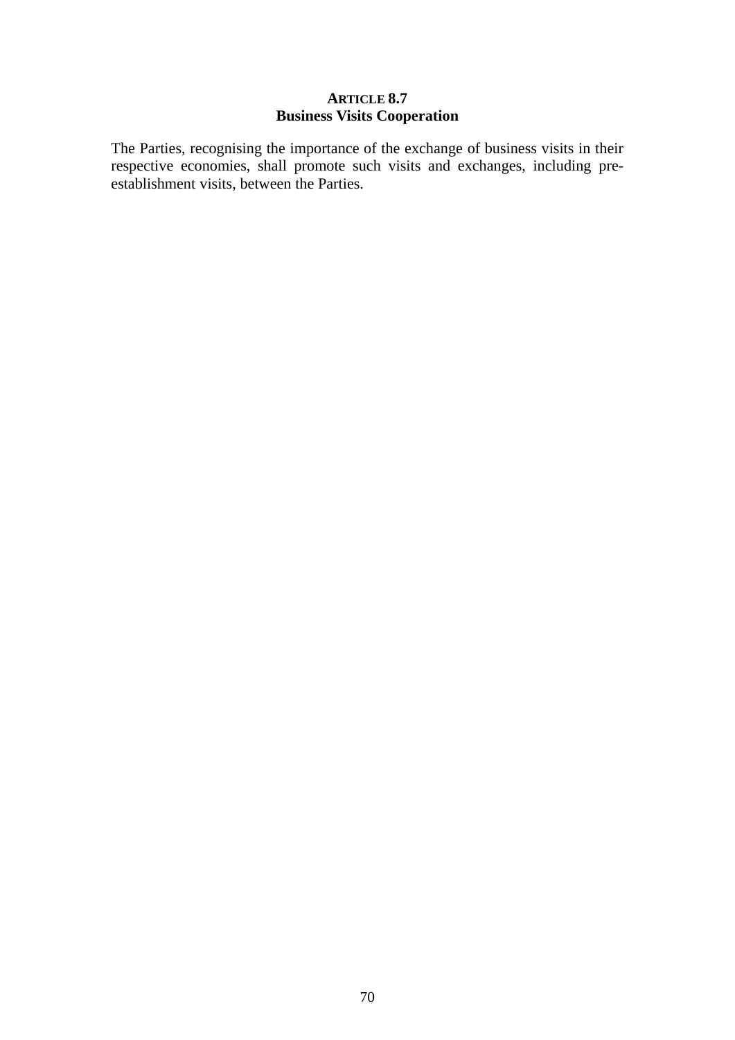### ARTICLE 8.7
### Business Visits Cooperation

The Parties, recognising the importance of the exchange of business visits in their respective economies, shall promote such visits and exchanges, including pre-establishment visits, between the Parties.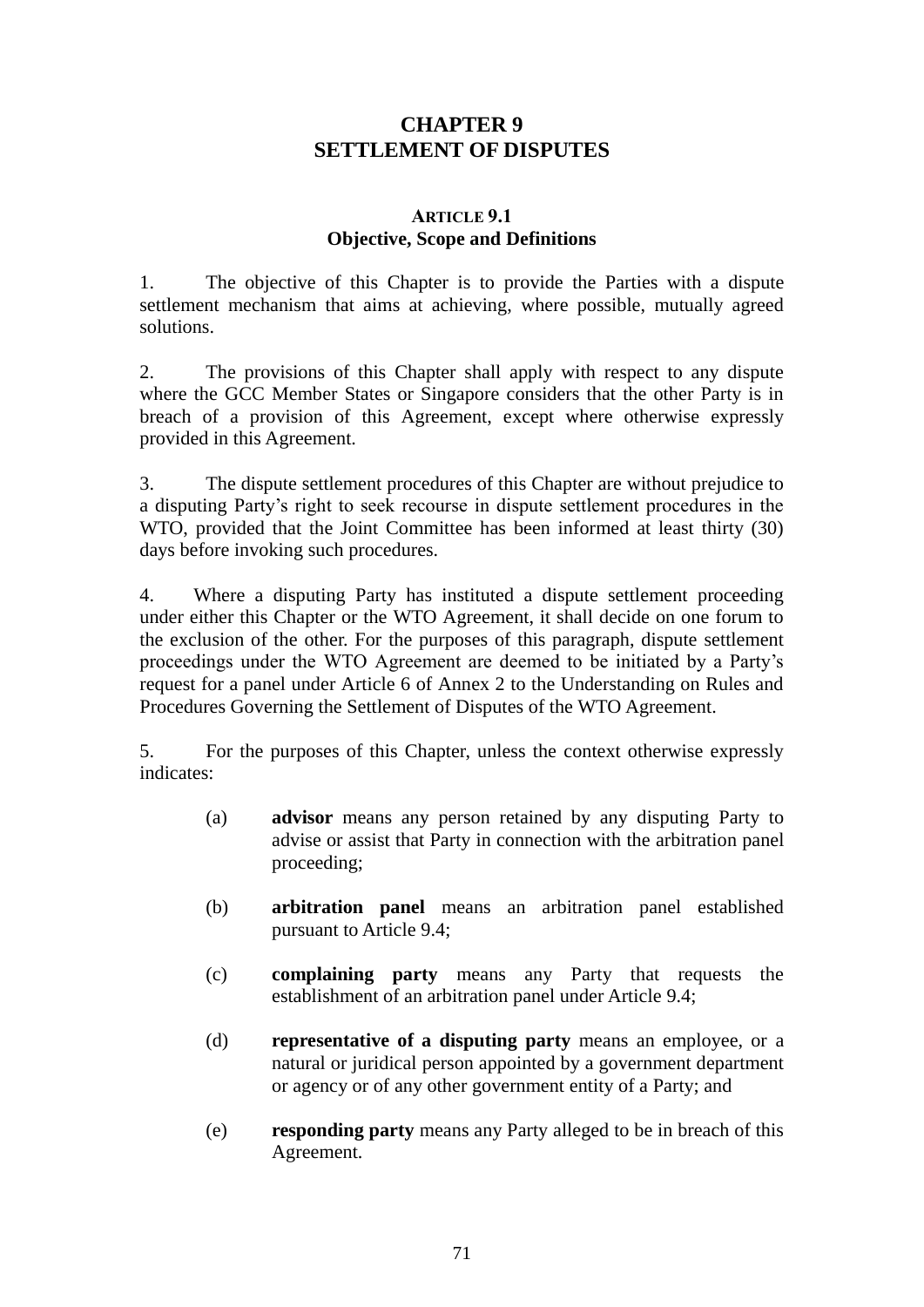# CHAPTER 9
# SETTLEMENT OF DISPUTES

### ARTICLE 9.1
### Objective, Scope and Definitions

1. The objective of this Chapter is to provide the Parties with a dispute settlement mechanism that aims at achieving, where possible, mutually agreed solutions.

2. The provisions of this Chapter shall apply with respect to any dispute where the GCC Member States or Singapore considers that the other Party is in breach of a provision of this Agreement, except where otherwise expressly provided in this Agreement.

3. The dispute settlement procedures of this Chapter are without prejudice to a disputing Party's right to seek recourse in dispute settlement procedures in the WTO, provided that the Joint Committee has been informed at least thirty (30) days before invoking such procedures.

4. Where a disputing Party has instituted a dispute settlement proceeding under either this Chapter or the WTO Agreement, it shall decide on one forum to the exclusion of the other. For the purposes of this paragraph, dispute settlement proceedings under the WTO Agreement are deemed to be initiated by a Party's request for a panel under Article 6 of Annex 2 to the Understanding on Rules and Procedures Governing the Settlement of Disputes of the WTO Agreement.

5. For the purposes of this Chapter, unless the context otherwise expressly indicates:

(a) **advisor** means any person retained by any disputing Party to advise or assist that Party in connection with the arbitration panel proceeding;

(b) **arbitration panel** means an arbitration panel established pursuant to Article 9.4;

(c) **complaining party** means any Party that requests the establishment of an arbitration panel under Article 9.4;

(d) **representative of a disputing party** means an employee, or a natural or juridical person appointed by a government department or agency or of any other government entity of a Party; and

(e) **responding party** means any Party alleged to be in breach of this Agreement.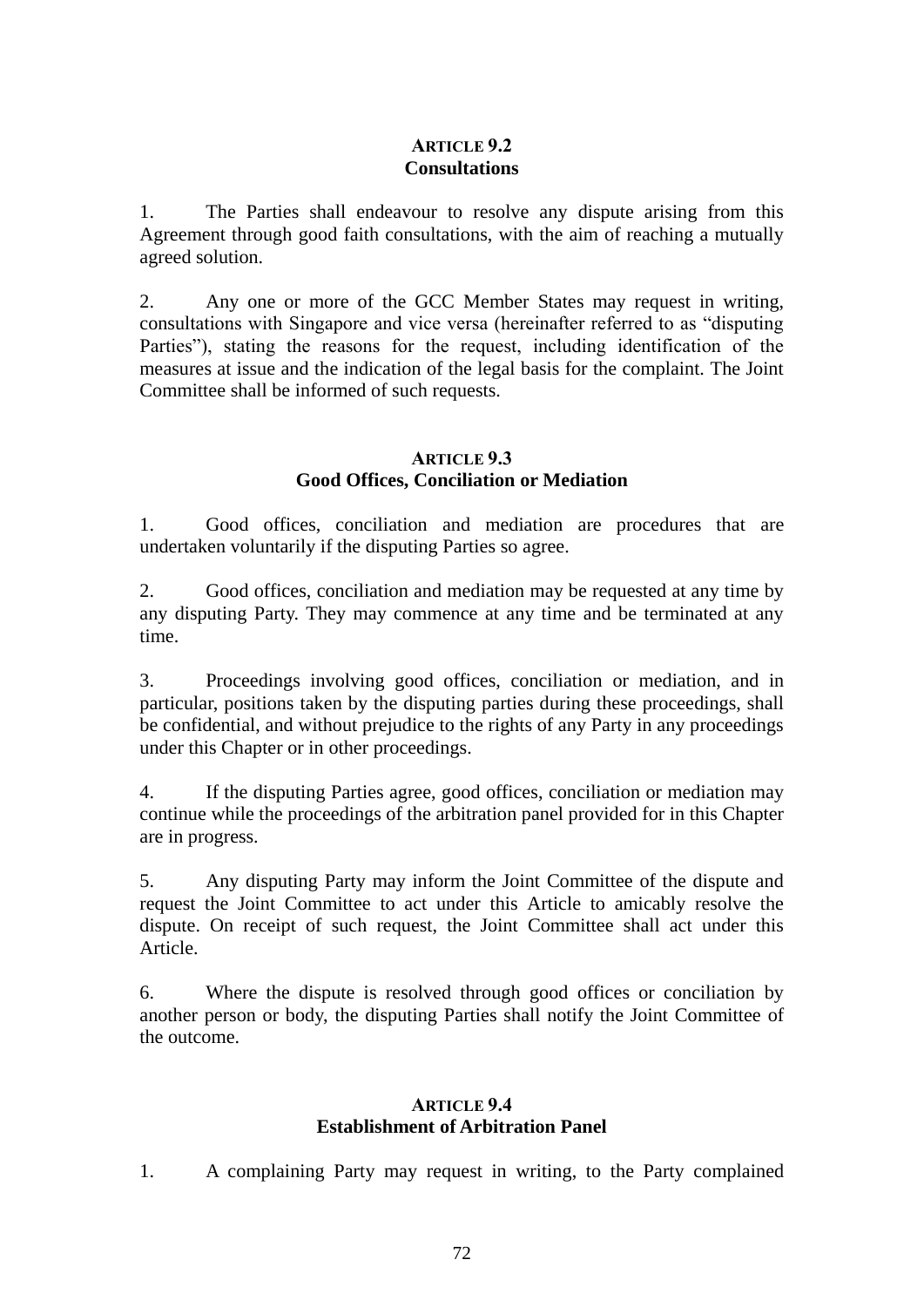### ARTICLE 9.2
### Consultations

1. The Parties shall endeavour to resolve any dispute arising from this Agreement through good faith consultations, with the aim of reaching a mutually agreed solution.

2. Any one or more of the GCC Member States may request in writing, consultations with Singapore and vice versa (hereinafter referred to as "disputing Parties"), stating the reasons for the request, including identification of the measures at issue and the indication of the legal basis for the complaint. The Joint Committee shall be informed of such requests.

### ARTICLE 9.3
### Good Offices, Conciliation or Mediation

1. Good offices, conciliation and mediation are procedures that are undertaken voluntarily if the disputing Parties so agree.

2. Good offices, conciliation and mediation may be requested at any time by any disputing Party. They may commence at any time and be terminated at any time.

3. Proceedings involving good offices, conciliation or mediation, and in particular, positions taken by the disputing parties during these proceedings, shall be confidential, and without prejudice to the rights of any Party in any proceedings under this Chapter or in other proceedings.

4. If the disputing Parties agree, good offices, conciliation or mediation may continue while the proceedings of the arbitration panel provided for in this Chapter are in progress.

5. Any disputing Party may inform the Joint Committee of the dispute and request the Joint Committee to act under this Article to amicably resolve the dispute. On receipt of such request, the Joint Committee shall act under this Article.

6. Where the dispute is resolved through good offices or conciliation by another person or body, the disputing Parties shall notify the Joint Committee of the outcome.

### ARTICLE 9.4
### Establishment of Arbitration Panel

1. A complaining Party may request in writing, to the Party complained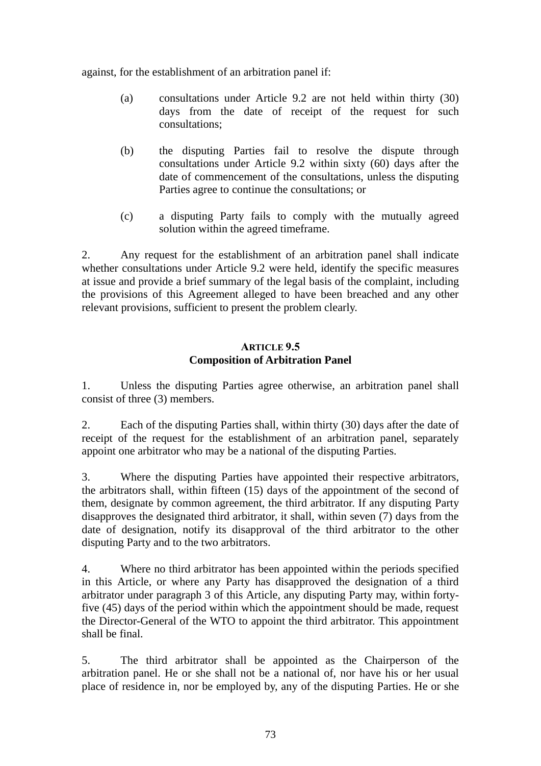against, for the establishment of an arbitration panel if:

(a) consultations under Article 9.2 are not held within thirty (30) days from the date of receipt of the request for such consultations;

(b) the disputing Parties fail to resolve the dispute through consultations under Article 9.2 within sixty (60) days after the date of commencement of the consultations, unless the disputing Parties agree to continue the consultations; or

(c) a disputing Party fails to comply with the mutually agreed solution within the agreed timeframe.

2. Any request for the establishment of an arbitration panel shall indicate whether consultations under Article 9.2 were held, identify the specific measures at issue and provide a brief summary of the legal basis of the complaint, including the provisions of this Agreement alleged to have been breached and any other relevant provisions, sufficient to present the problem clearly.

**ARTICLE 9.5**
**Composition of Arbitration Panel**

1. Unless the disputing Parties agree otherwise, an arbitration panel shall consist of three (3) members.

2. Each of the disputing Parties shall, within thirty (30) days after the date of receipt of the request for the establishment of an arbitration panel, separately appoint one arbitrator who may be a national of the disputing Parties.

3. Where the disputing Parties have appointed their respective arbitrators, the arbitrators shall, within fifteen (15) days of the appointment of the second of them, designate by common agreement, the third arbitrator. If any disputing Party disapproves the designated third arbitrator, it shall, within seven (7) days from the date of designation, notify its disapproval of the third arbitrator to the other disputing Party and to the two arbitrators.

4. Where no third arbitrator has been appointed within the periods specified in this Article, or where any Party has disapproved the designation of a third arbitrator under paragraph 3 of this Article, any disputing Party may, within forty-five (45) days of the period within which the appointment should be made, request the Director-General of the WTO to appoint the third arbitrator. This appointment shall be final.

5. The third arbitrator shall be appointed as the Chairperson of the arbitration panel. He or she shall not be a national of, nor have his or her usual place of residence in, nor be employed by, any of the disputing Parties. He or she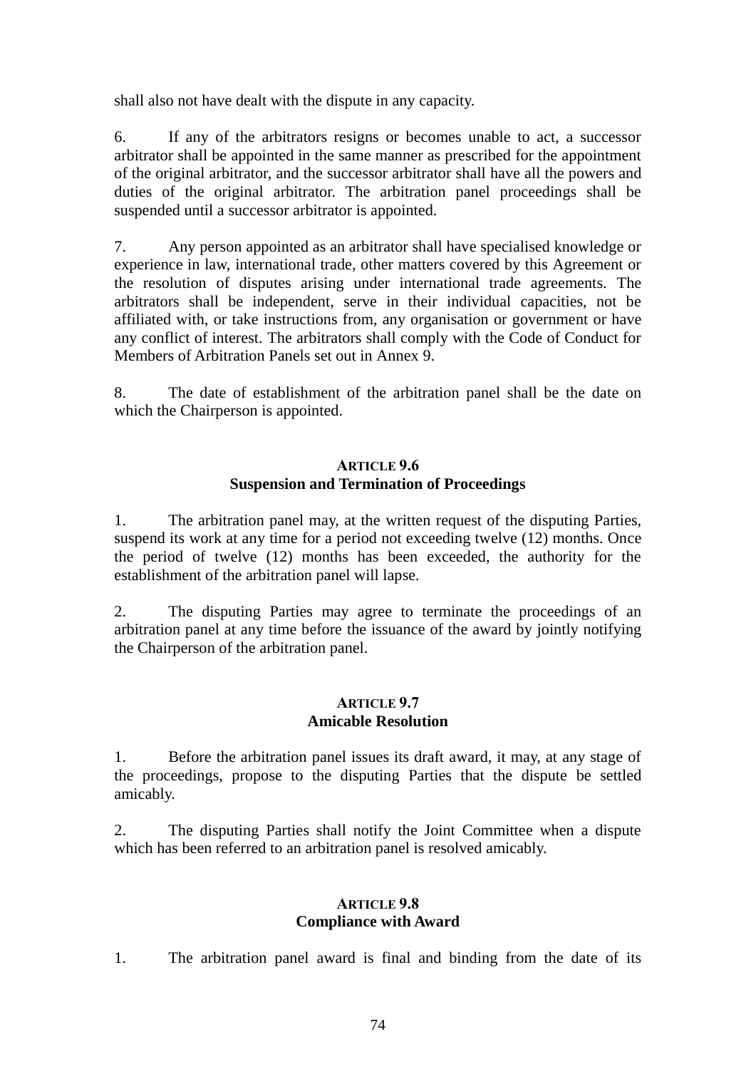shall also not have dealt with the dispute in any capacity.

6. If any of the arbitrators resigns or becomes unable to act, a successor arbitrator shall be appointed in the same manner as prescribed for the appointment of the original arbitrator, and the successor arbitrator shall have all the powers and duties of the original arbitrator. The arbitration panel proceedings shall be suspended until a successor arbitrator is appointed.

7. Any person appointed as an arbitrator shall have specialised knowledge or experience in law, international trade, other matters covered by this Agreement or the resolution of disputes arising under international trade agreements. The arbitrators shall be independent, serve in their individual capacities, not be affiliated with, or take instructions from, any organisation or government or have any conflict of interest. The arbitrators shall comply with the Code of Conduct for Members of Arbitration Panels set out in Annex 9.

8. The date of establishment of the arbitration panel shall be the date on which the Chairperson is appointed.

### ARTICLE 9.6
### Suspension and Termination of Proceedings

1. The arbitration panel may, at the written request of the disputing Parties, suspend its work at any time for a period not exceeding twelve (12) months. Once the period of twelve (12) months has been exceeded, the authority for the establishment of the arbitration panel will lapse.

2. The disputing Parties may agree to terminate the proceedings of an arbitration panel at any time before the issuance of the award by jointly notifying the Chairperson of the arbitration panel.

### ARTICLE 9.7
### Amicable Resolution

1. Before the arbitration panel issues its draft award, it may, at any stage of the proceedings, propose to the disputing Parties that the dispute be settled amicably.

2. The disputing Parties shall notify the Joint Committee when a dispute which has been referred to an arbitration panel is resolved amicably.

### ARTICLE 9.8
### Compliance with Award

1. The arbitration panel award is final and binding from the date of its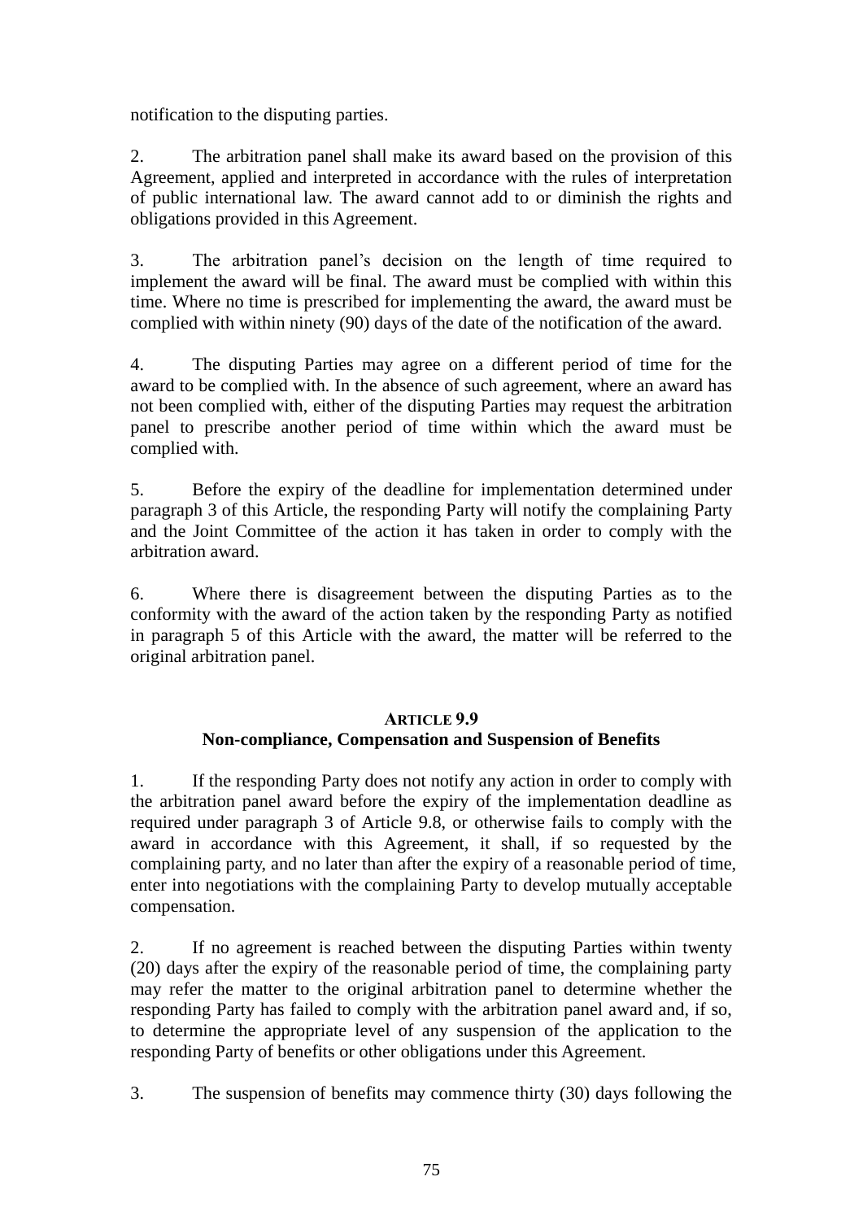notification to the disputing parties.

2. The arbitration panel shall make its award based on the provision of this Agreement, applied and interpreted in accordance with the rules of interpretation of public international law. The award cannot add to or diminish the rights and obligations provided in this Agreement.

3. The arbitration panel's decision on the length of time required to implement the award will be final. The award must be complied with within this time. Where no time is prescribed for implementing the award, the award must be complied with within ninety (90) days of the date of the notification of the award.

4. The disputing Parties may agree on a different period of time for the award to be complied with. In the absence of such agreement, where an award has not been complied with, either of the disputing Parties may request the arbitration panel to prescribe another period of time within which the award must be complied with.

5. Before the expiry of the deadline for implementation determined under paragraph 3 of this Article, the responding Party will notify the complaining Party and the Joint Committee of the action it has taken in order to comply with the arbitration award.

6. Where there is disagreement between the disputing Parties as to the conformity with the award of the action taken by the responding Party as notified in paragraph 5 of this Article with the award, the matter will be referred to the original arbitration panel.

## ARTICLE 9.9
## Non-compliance, Compensation and Suspension of Benefits

1. If the responding Party does not notify any action in order to comply with the arbitration panel award before the expiry of the implementation deadline as required under paragraph 3 of Article 9.8, or otherwise fails to comply with the award in accordance with this Agreement, it shall, if so requested by the complaining party, and no later than after the expiry of a reasonable period of time, enter into negotiations with the complaining Party to develop mutually acceptable compensation.

2. If no agreement is reached between the disputing Parties within twenty (20) days after the expiry of the reasonable period of time, the complaining party may refer the matter to the original arbitration panel to determine whether the responding Party has failed to comply with the arbitration panel award and, if so, to determine the appropriate level of any suspension of the application to the responding Party of benefits or other obligations under this Agreement.

3. The suspension of benefits may commence thirty (30) days following the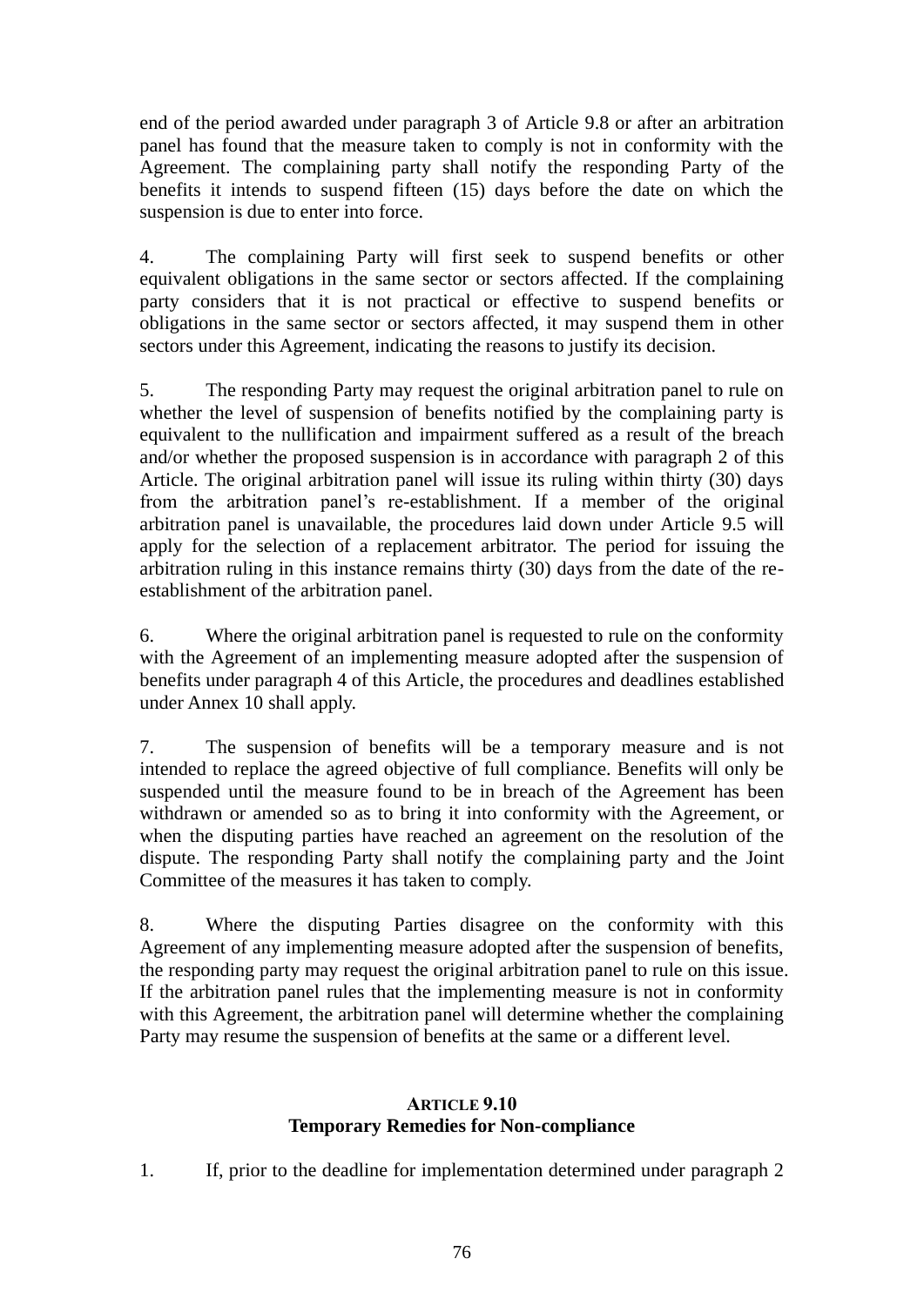end of the period awarded under paragraph 3 of Article 9.8 or after an arbitration panel has found that the measure taken to comply is not in conformity with the Agreement. The complaining party shall notify the responding Party of the benefits it intends to suspend fifteen (15) days before the date on which the suspension is due to enter into force.

4. The complaining Party will first seek to suspend benefits or other equivalent obligations in the same sector or sectors affected. If the complaining party considers that it is not practical or effective to suspend benefits or obligations in the same sector or sectors affected, it may suspend them in other sectors under this Agreement, indicating the reasons to justify its decision.

5. The responding Party may request the original arbitration panel to rule on whether the level of suspension of benefits notified by the complaining party is equivalent to the nullification and impairment suffered as a result of the breach and/or whether the proposed suspension is in accordance with paragraph 2 of this Article. The original arbitration panel will issue its ruling within thirty (30) days from the arbitration panel's re-establishment. If a member of the original arbitration panel is unavailable, the procedures laid down under Article 9.5 will apply for the selection of a replacement arbitrator. The period for issuing the arbitration ruling in this instance remains thirty (30) days from the date of the re-establishment of the arbitration panel.

6. Where the original arbitration panel is requested to rule on the conformity with the Agreement of an implementing measure adopted after the suspension of benefits under paragraph 4 of this Article, the procedures and deadlines established under Annex 10 shall apply.

7. The suspension of benefits will be a temporary measure and is not intended to replace the agreed objective of full compliance. Benefits will only be suspended until the measure found to be in breach of the Agreement has been withdrawn or amended so as to bring it into conformity with the Agreement, or when the disputing parties have reached an agreement on the resolution of the dispute. The responding Party shall notify the complaining party and the Joint Committee of the measures it has taken to comply.

8. Where the disputing Parties disagree on the conformity with this Agreement of any implementing measure adopted after the suspension of benefits, the responding party may request the original arbitration panel to rule on this issue. If the arbitration panel rules that the implementing measure is not in conformity with this Agreement, the arbitration panel will determine whether the complaining Party may resume the suspension of benefits at the same or a different level.

## ARTICLE 9.10
## Temporary Remedies for Non-compliance

1. If, prior to the deadline for implementation determined under paragraph 2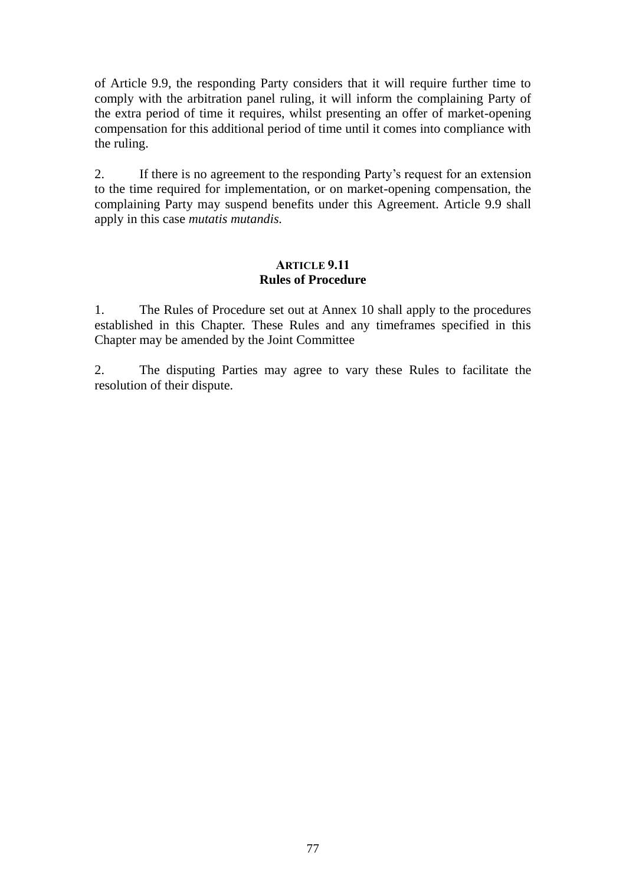of Article 9.9, the responding Party considers that it will require further time to comply with the arbitration panel ruling, it will inform the complaining Party of the extra period of time it requires, whilst presenting an offer of market-opening compensation for this additional period of time until it comes into compliance with the ruling.

2. If there is no agreement to the responding Party's request for an extension to the time required for implementation, or on market-opening compensation, the complaining Party may suspend benefits under this Agreement. Article 9.9 shall apply in this case *mutatis mutandis.*

### ARTICLE 9.11
### Rules of Procedure

1. The Rules of Procedure set out at Annex 10 shall apply to the procedures established in this Chapter. These Rules and any timeframes specified in this Chapter may be amended by the Joint Committee

2. The disputing Parties may agree to vary these Rules to facilitate the resolution of their dispute.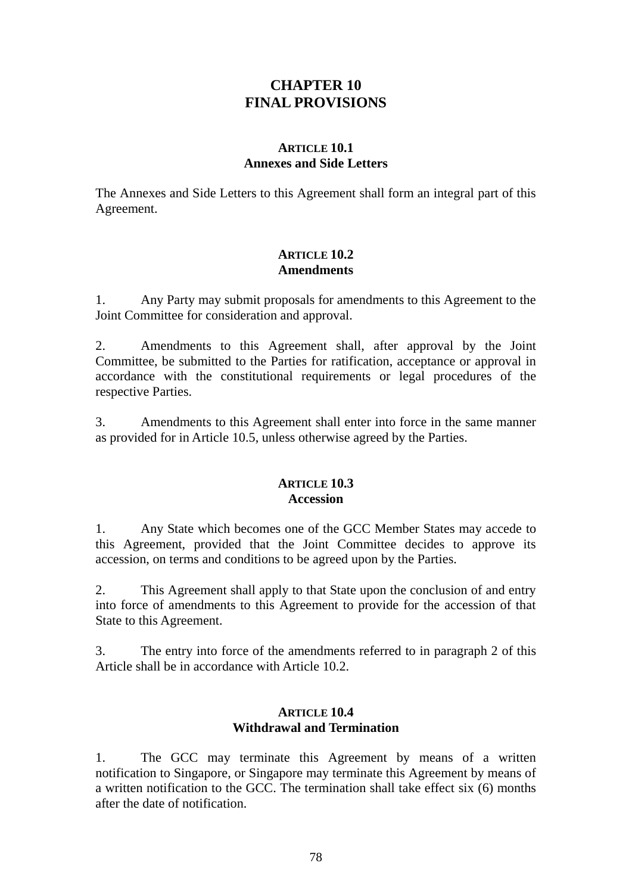# CHAPTER 10
# FINAL PROVISIONS

### ARTICLE 10.1
### Annexes and Side Letters

The Annexes and Side Letters to this Agreement shall form an integral part of this Agreement.

### ARTICLE 10.2
### Amendments

1. Any Party may submit proposals for amendments to this Agreement to the Joint Committee for consideration and approval.

2. Amendments to this Agreement shall, after approval by the Joint Committee, be submitted to the Parties for ratification, acceptance or approval in accordance with the constitutional requirements or legal procedures of the respective Parties.

3. Amendments to this Agreement shall enter into force in the same manner as provided for in Article 10.5, unless otherwise agreed by the Parties.

### ARTICLE 10.3
### Accession

1. Any State which becomes one of the GCC Member States may accede to this Agreement, provided that the Joint Committee decides to approve its accession, on terms and conditions to be agreed upon by the Parties.

2. This Agreement shall apply to that State upon the conclusion of and entry into force of amendments to this Agreement to provide for the accession of that State to this Agreement.

3. The entry into force of the amendments referred to in paragraph 2 of this Article shall be in accordance with Article 10.2.

### ARTICLE 10.4
### Withdrawal and Termination

1. The GCC may terminate this Agreement by means of a written notification to Singapore, or Singapore may terminate this Agreement by means of a written notification to the GCC. The termination shall take effect six (6) months after the date of notification.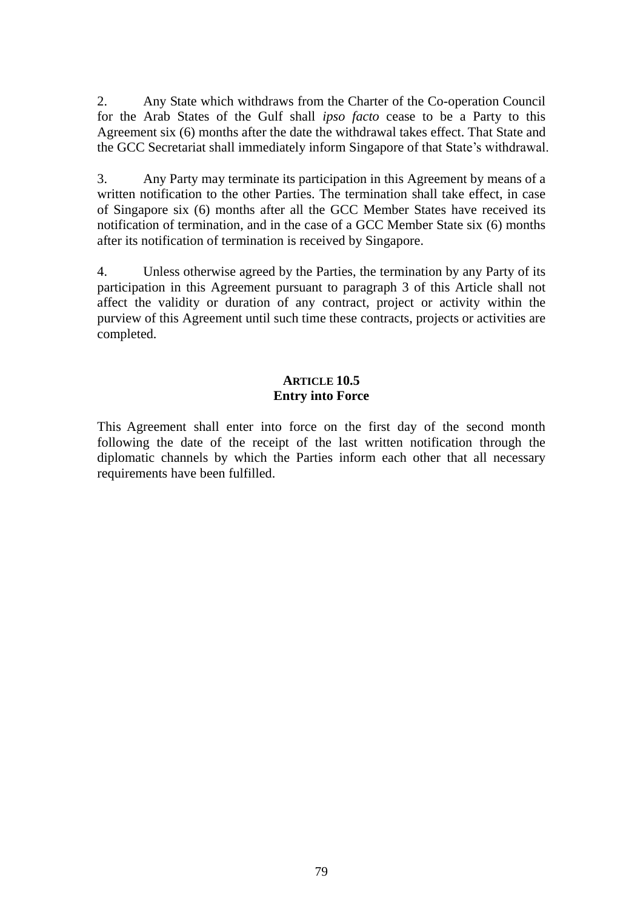2. Any State which withdraws from the Charter of the Co-operation Council for the Arab States of the Gulf shall *ipso facto* cease to be a Party to this Agreement six (6) months after the date the withdrawal takes effect. That State and the GCC Secretariat shall immediately inform Singapore of that State's withdrawal.

3. Any Party may terminate its participation in this Agreement by means of a written notification to the other Parties. The termination shall take effect, in case of Singapore six (6) months after all the GCC Member States have received its notification of termination, and in the case of a GCC Member State six (6) months after its notification of termination is received by Singapore.

4. Unless otherwise agreed by the Parties, the termination by any Party of its participation in this Agreement pursuant to paragraph 3 of this Article shall not affect the validity or duration of any contract, project or activity within the purview of this Agreement until such time these contracts, projects or activities are completed.

**ARTICLE 10.5**
**Entry into Force**

This Agreement shall enter into force on the first day of the second month following the date of the receipt of the last written notification through the diplomatic channels by which the Parties inform each other that all necessary requirements have been fulfilled.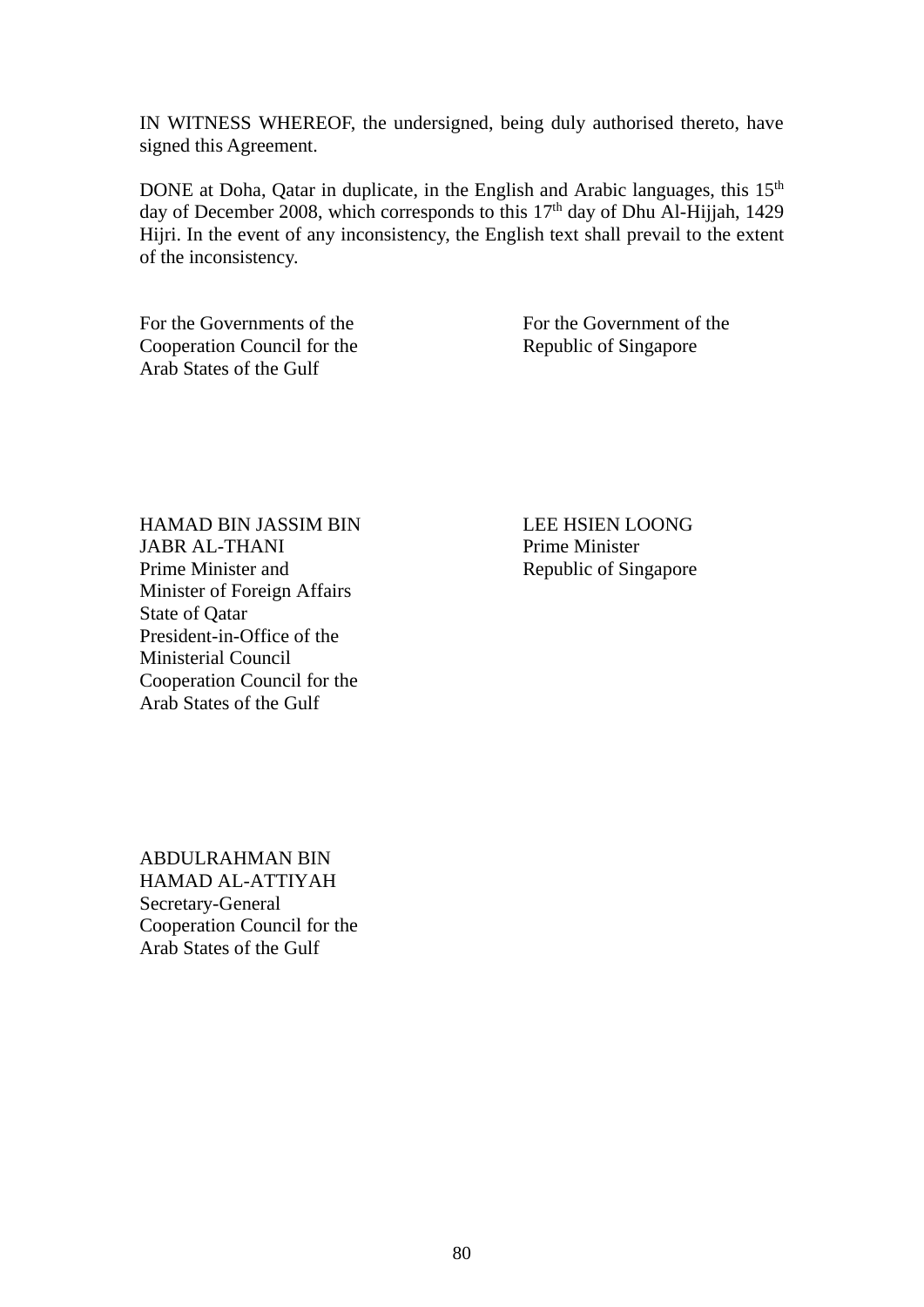IN WITNESS WHEREOF, the undersigned, being duly authorised thereto, have signed this Agreement.

DONE at Doha, Qatar in duplicate, in the English and Arabic languages, this 15th day of December 2008, which corresponds to this 17th day of Dhu Al-Hijjah, 1429 Hijri. In the event of any inconsistency, the English text shall prevail to the extent of the inconsistency.

For the Governments of the Cooperation Council for the Arab States of the Gulf

HAMAD BIN JASSIM BIN JABR AL-THANI
Prime Minister and
Minister of Foreign Affairs
State of Qatar
President-in-Office of the
Ministerial Council
Cooperation Council for the
Arab States of the Gulf

ABDULRAHMAN BIN HAMAD AL-ATTIYAH
Secretary-General
Cooperation Council for the
Arab States of the Gulf

For the Government of the Republic of Singapore

LEE HSIEN LOONG
Prime Minister
Republic of Singapore